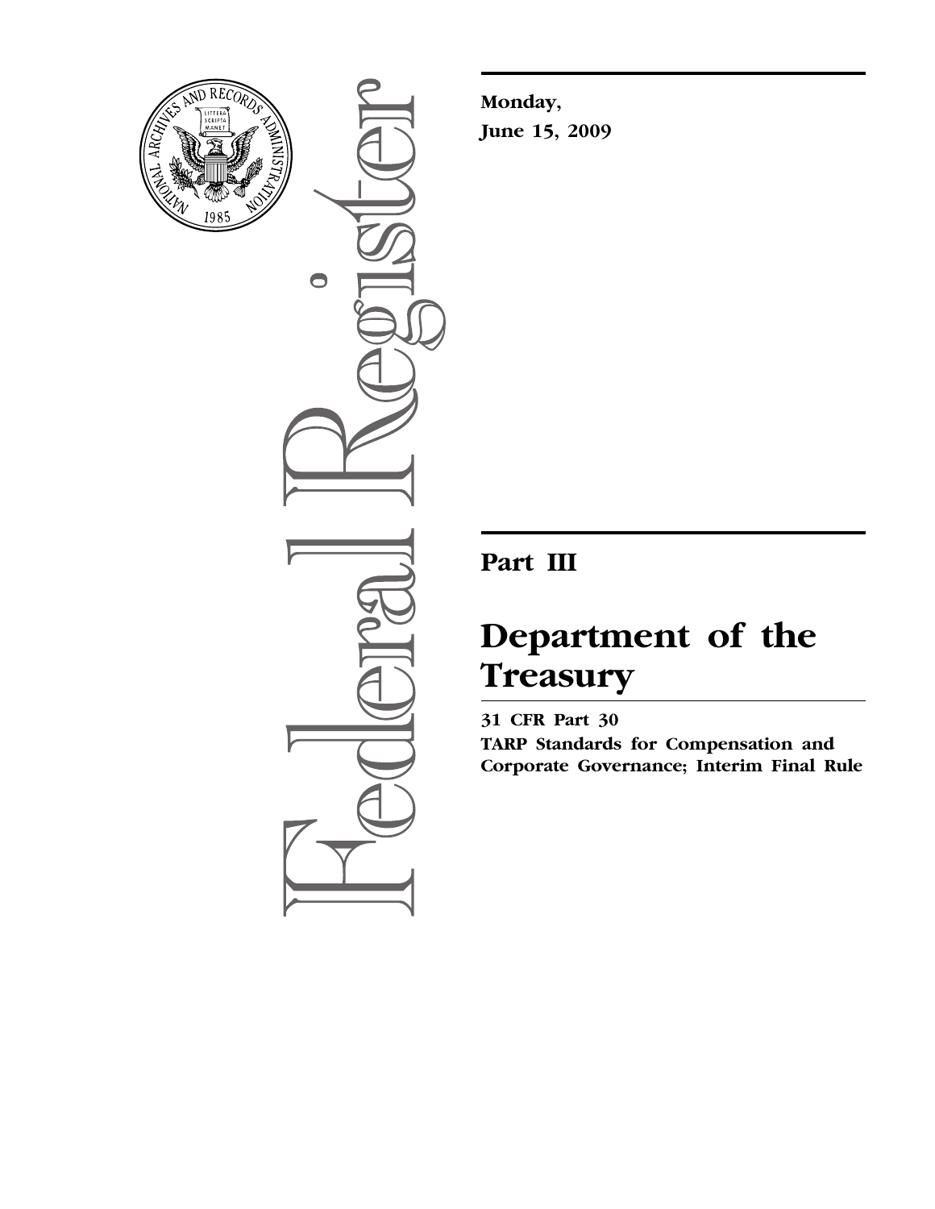Monday,

June 15, 2009

# Part III

# Department of the Treasury

**31 CFR Part 30**

**TARP Standards for Compensation and Corporate Governance; Interim Final Rule**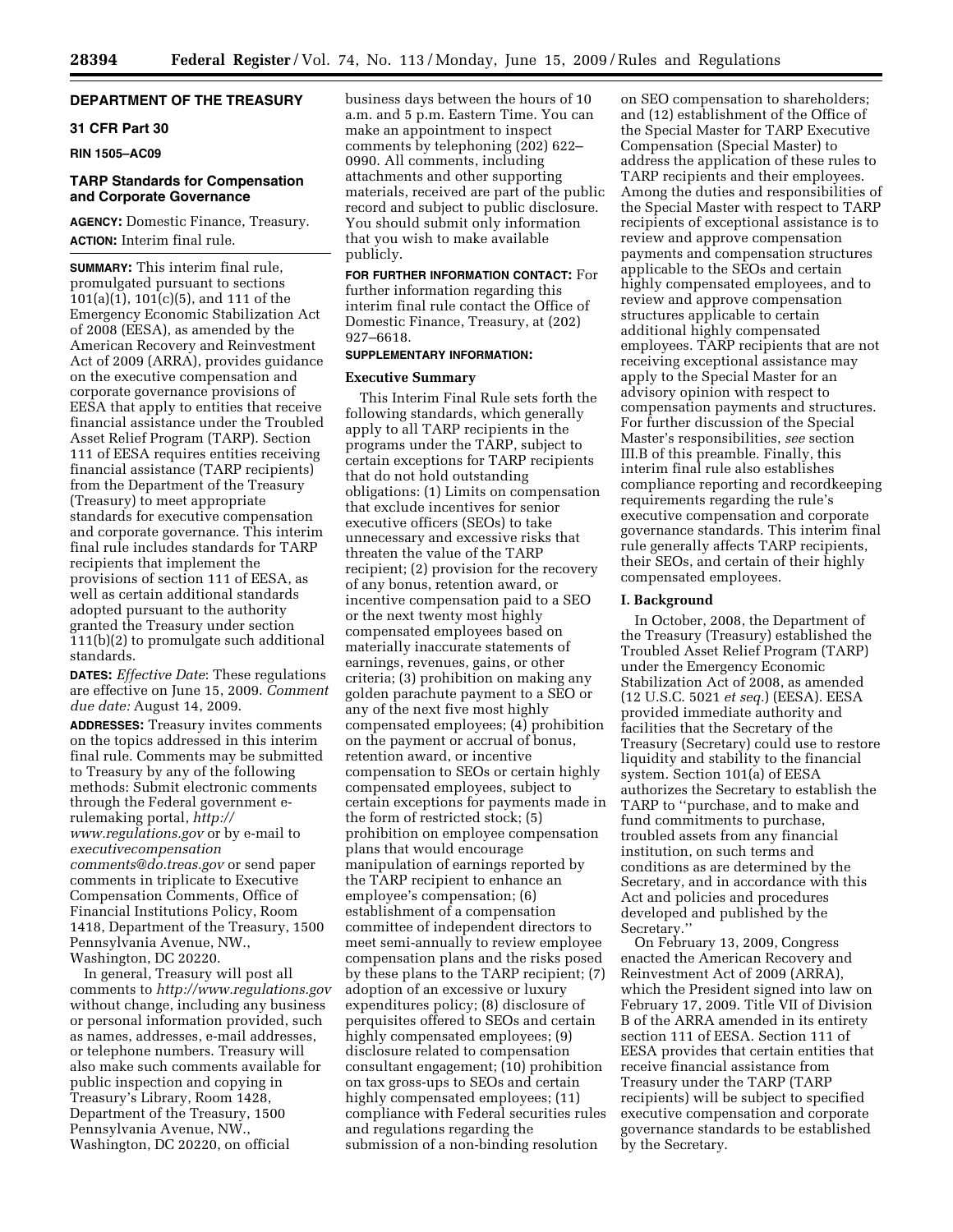## DEPARTMENT OF THE TREASURY

### 31 CFR Part 30

**RIN 1505–AC09**

### TARP Standards for Compensation and Corporate Governance

**AGENCY:** Domestic Finance, Treasury.

**ACTION:** Interim final rule.

**SUMMARY:** This interim final rule, promulgated pursuant to sections 101(a)(1), 101(c)(5), and 111 of the Emergency Economic Stabilization Act of 2008 (EESA), as amended by the American Recovery and Reinvestment Act of 2009 (ARRA), provides guidance on the executive compensation and corporate governance provisions of EESA that apply to entities that receive financial assistance under the Troubled Asset Relief Program (TARP). Section 111 of EESA requires entities receiving financial assistance (TARP recipients) from the Department of the Treasury (Treasury) to meet appropriate standards for executive compensation and corporate governance. This interim final rule includes standards for TARP recipients that implement the provisions of section 111 of EESA, as well as certain additional standards adopted pursuant to the authority granted the Treasury under section 111(b)(2) to promulgate such additional standards.

**DATES:** *Effective Date*: These regulations are effective on June 15, 2009. *Comment due date:* August 14, 2009.

**ADDRESSES:** Treasury invites comments on the topics addressed in this interim final rule. Comments may be submitted to Treasury by any of the following methods: Submit electronic comments through the Federal government e-rulemaking portal, *http://www.regulations.gov* or by e-mail to *executivecompensationcomments@do.treas.gov* or send paper comments in triplicate to Executive Compensation Comments, Office of Financial Institutions Policy, Room 1418, Department of the Treasury, 1500 Pennsylvania Avenue, NW., Washington, DC 20220.

In general, Treasury will post all comments to *http://www.regulations.gov* without change, including any business or personal information provided, such as names, addresses, e-mail addresses, or telephone numbers. Treasury will also make such comments available for public inspection and copying in Treasury's Library, Room 1428, Department of the Treasury, 1500 Pennsylvania Avenue, NW., Washington, DC 20220, on official business days between the hours of 10 a.m. and 5 p.m. Eastern Time. You can make an appointment to inspect comments by telephoning (202) 622–0990. All comments, including attachments and other supporting materials, received are part of the public record and subject to public disclosure. You should submit only information that you wish to make available publicly.

**FOR FURTHER INFORMATION CONTACT:** For further information regarding this interim final rule contact the Office of Domestic Finance, Treasury, at (202) 927–6618.

**SUPPLEMENTARY INFORMATION:**

### Executive Summary

This Interim Final Rule sets forth the following standards, which generally apply to all TARP recipients in the programs under the TARP, subject to certain exceptions for TARP recipients that do not hold outstanding obligations: (1) Limits on compensation that exclude incentives for senior executive officers (SEOs) to take unnecessary and excessive risks that threaten the value of the TARP recipient; (2) provision for the recovery of any bonus, retention award, or incentive compensation paid to a SEO or the next twenty most highly compensated employees based on materially inaccurate statements of earnings, revenues, gains, or other criteria; (3) prohibition on making any golden parachute payment to a SEO or any of the next five most highly compensated employees; (4) prohibition on the payment or accrual of bonus, retention award, or incentive compensation to SEOs or certain highly compensated employees, subject to certain exceptions for payments made in the form of restricted stock; (5) prohibition on employee compensation plans that would encourage manipulation of earnings reported by the TARP recipient to enhance an employee's compensation; (6) establishment of a compensation committee of independent directors to meet semi-annually to review employee compensation plans and the risks posed by these plans to the TARP recipient; (7) adoption of an excessive or luxury expenditures policy; (8) disclosure of perquisites offered to SEOs and certain highly compensated employees; (9) disclosure related to compensation consultant engagement; (10) prohibition on tax gross-ups to SEOs and certain highly compensated employees; (11) compliance with Federal securities rules and regulations regarding the submission of a non-binding resolution on SEO compensation to shareholders; and (12) establishment of the Office of the Special Master for TARP Executive Compensation (Special Master) to address the application of these rules to TARP recipients and their employees. Among the duties and responsibilities of the Special Master with respect to TARP recipients of exceptional assistance is to review and approve compensation payments and compensation structures applicable to the SEOs and certain highly compensated employees, and to review and approve compensation structures applicable to certain additional highly compensated employees. TARP recipients that are not receiving exceptional assistance may apply to the Special Master for an advisory opinion with respect to compensation payments and structures. For further discussion of the Special Master's responsibilities, *see* section III.B of this preamble. Finally, this interim final rule also establishes compliance reporting and recordkeeping requirements regarding the rule's executive compensation and corporate governance standards. This interim final rule generally affects TARP recipients, their SEOs, and certain of their highly compensated employees.

### I. Background

In October, 2008, the Department of the Treasury (Treasury) established the Troubled Asset Relief Program (TARP) under the Emergency Economic Stabilization Act of 2008, as amended (12 U.S.C. 5021 *et seq.*) (EESA). EESA provided immediate authority and facilities that the Secretary of the Treasury (Secretary) could use to restore liquidity and stability to the financial system. Section 101(a) of EESA authorizes the Secretary to establish the TARP to ''purchase, and to make and fund commitments to purchase, troubled assets from any financial institution, on such terms and conditions as are determined by the Secretary, and in accordance with this Act and policies and procedures developed and published by the Secretary.''

On February 13, 2009, Congress enacted the American Recovery and Reinvestment Act of 2009 (ARRA), which the President signed into law on February 17, 2009. Title VII of Division B of the ARRA amended in its entirety section 111 of EESA. Section 111 of EESA provides that certain entities that receive financial assistance from Treasury under the TARP (TARP recipients) will be subject to specified executive compensation and corporate governance standards to be established by the Secretary.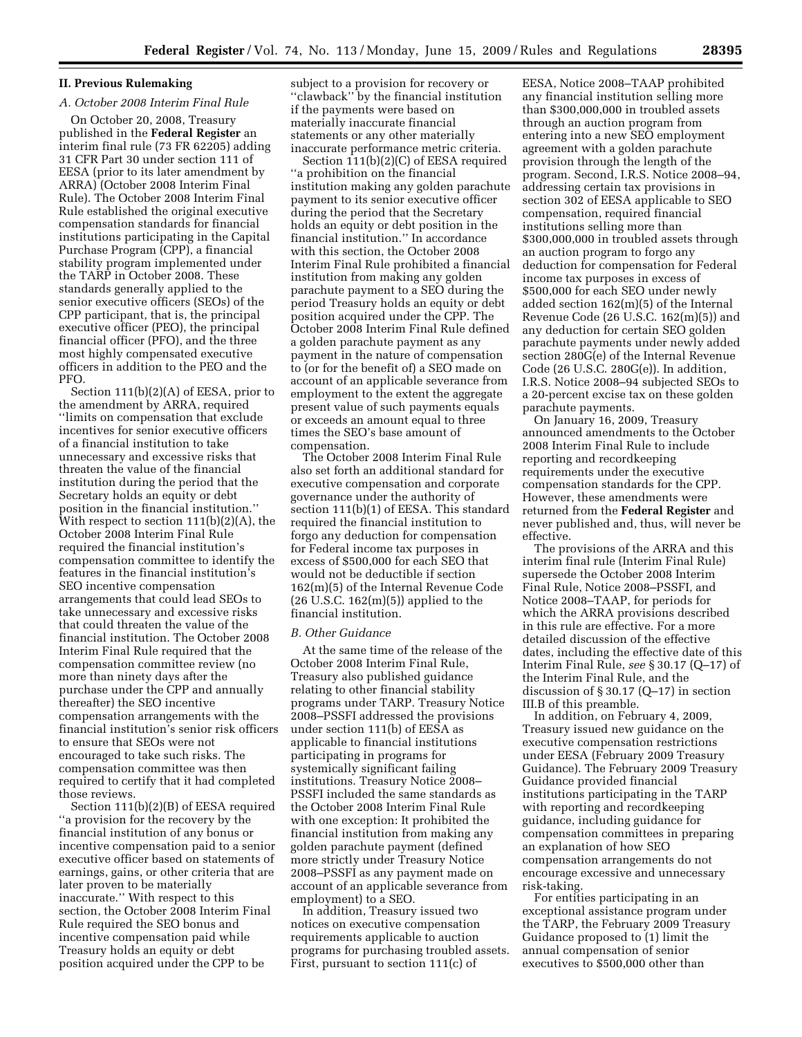## II. Previous Rulemaking

### *A. October 2008 Interim Final Rule*

On October 20, 2008, Treasury published in the **Federal Register** an interim final rule (73 FR 62205) adding 31 CFR Part 30 under section 111 of EESA (prior to its later amendment by ARRA) (October 2008 Interim Final Rule). The October 2008 Interim Final Rule established the original executive compensation standards for financial institutions participating in the Capital Purchase Program (CPP), a financial stability program implemented under the TARP in October 2008. These standards generally applied to the senior executive officers (SEOs) of the CPP participant, that is, the principal executive officer (PEO), the principal financial officer (PFO), and the three most highly compensated executive officers in addition to the PEO and the PFO.

Section 111(b)(2)(A) of EESA, prior to the amendment by ARRA, required ''limits on compensation that exclude incentives for senior executive officers of a financial institution to take unnecessary and excessive risks that threaten the value of the financial institution during the period that the Secretary holds an equity or debt position in the financial institution.'' With respect to section 111(b)(2)(A), the October 2008 Interim Final Rule required the financial institution's compensation committee to identify the features in the financial institution's SEO incentive compensation arrangements that could lead SEOs to take unnecessary and excessive risks that could threaten the value of the financial institution. The October 2008 Interim Final Rule required that the compensation committee review (no more than ninety days after the purchase under the CPP and annually thereafter) the SEO incentive compensation arrangements with the financial institution's senior risk officers to ensure that SEOs were not encouraged to take such risks. The compensation committee was then required to certify that it had completed those reviews.

Section 111(b)(2)(B) of EESA required ''a provision for the recovery by the financial institution of any bonus or incentive compensation paid to a senior executive officer based on statements of earnings, gains, or other criteria that are later proven to be materially inaccurate.'' With respect to this section, the October 2008 Interim Final Rule required the SEO bonus and incentive compensation paid while Treasury holds an equity or debt position acquired under the CPP to be subject to a provision for recovery or ''clawback'' by the financial institution if the payments were based on materially inaccurate financial statements or any other materially inaccurate performance metric criteria.

Section 111(b)(2)(C) of EESA required ''a prohibition on the financial institution making any golden parachute payment to its senior executive officer during the period that the Secretary holds an equity or debt position in the financial institution.'' In accordance with this section, the October 2008 Interim Final Rule prohibited a financial institution from making any golden parachute payment to a SEO during the period Treasury holds an equity or debt position acquired under the CPP. The October 2008 Interim Final Rule defined a golden parachute payment as any payment in the nature of compensation to (or for the benefit of) a SEO made on account of an applicable severance from employment to the extent the aggregate present value of such payments equals or exceeds an amount equal to three times the SEO's base amount of compensation.

The October 2008 Interim Final Rule also set forth an additional standard for executive compensation and corporate governance under the authority of section 111(b)(1) of EESA. This standard required the financial institution to forgo any deduction for compensation for Federal income tax purposes in excess of $500,000 for each SEO that would not be deductible if section 162(m)(5) of the Internal Revenue Code (26 U.S.C. 162(m)(5)) applied to the financial institution.

### *B. Other Guidance*

At the same time of the release of the October 2008 Interim Final Rule, Treasury also published guidance relating to other financial stability programs under TARP. Treasury Notice 2008–PSSFI addressed the provisions under section 111(b) of EESA as applicable to financial institutions participating in programs for systemically significant failing institutions. Treasury Notice 2008–PSSFI included the same standards as the October 2008 Interim Final Rule with one exception: It prohibited the financial institution from making any golden parachute payment (defined more strictly under Treasury Notice 2008–PSSFI as any payment made on account of an applicable severance from employment) to a SEO.

In addition, Treasury issued two notices on executive compensation requirements applicable to auction programs for purchasing troubled assets. First, pursuant to section 111(c) of EESA, Notice 2008–TAAP prohibited any financial institution selling more than $300,000,000 in troubled assets through an auction program from entering into a new SEO employment agreement with a golden parachute provision through the length of the program. Second, I.R.S. Notice 2008–94, addressing certain tax provisions in section 302 of EESA applicable to SEO compensation, required financial institutions selling more than $300,000,000 in troubled assets through an auction program to forgo any deduction for compensation for Federal income tax purposes in excess of $500,000 for each SEO under newly added section 162(m)(5) of the Internal Revenue Code (26 U.S.C. 162(m)(5)) and any deduction for certain SEO golden parachute payments under newly added section 280G(e) of the Internal Revenue Code (26 U.S.C. 280G(e)). In addition, I.R.S. Notice 2008–94 subjected SEOs to a 20-percent excise tax on these golden parachute payments.

On January 16, 2009, Treasury announced amendments to the October 2008 Interim Final Rule to include reporting and recordkeeping requirements under the executive compensation standards for the CPP. However, these amendments were returned from the **Federal Register** and never published and, thus, will never be effective.

The provisions of the ARRA and this interim final rule (Interim Final Rule) supersede the October 2008 Interim Final Rule, Notice 2008–PSSFI, and Notice 2008–TAAP, for periods for which the ARRA provisions described in this rule are effective. For a more detailed discussion of the effective dates, including the effective date of this Interim Final Rule, *see* § 30.17 (Q–17) of the Interim Final Rule, and the discussion of § 30.17 (Q–17) in section III.B of this preamble.

In addition, on February 4, 2009, Treasury issued new guidance on the executive compensation restrictions under EESA (February 2009 Treasury Guidance). The February 2009 Treasury Guidance provided financial institutions participating in the TARP with reporting and recordkeeping guidance, including guidance for compensation committees in preparing an explanation of how SEO compensation arrangements do not encourage excessive and unnecessary risk-taking.

For entities participating in an exceptional assistance program under the TARP, the February 2009 Treasury Guidance proposed to (1) limit the annual compensation of senior executives to $500,000 other than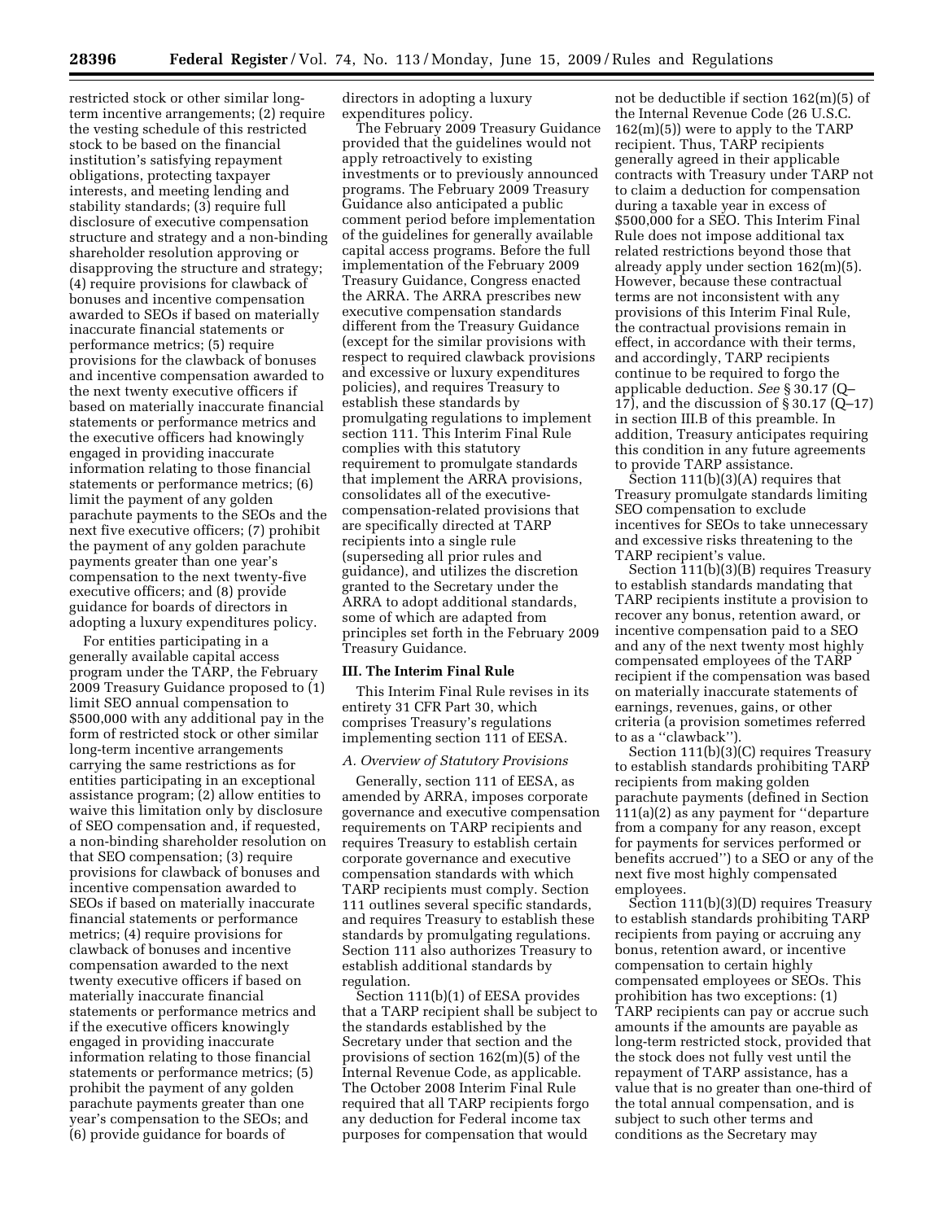restricted stock or other similar long-term incentive arrangements; (2) require the vesting schedule of this restricted stock to be based on the financial institution's satisfying repayment obligations, protecting taxpayer interests, and meeting lending and stability standards; (3) require full disclosure of executive compensation structure and strategy and a non-binding shareholder resolution approving or disapproving the structure and strategy; (4) require provisions for clawback of bonuses and incentive compensation awarded to SEOs if based on materially inaccurate financial statements or performance metrics; (5) require provisions for the clawback of bonuses and incentive compensation awarded to the next twenty executive officers if based on materially inaccurate financial statements or performance metrics and the executive officers had knowingly engaged in providing inaccurate information relating to those financial statements or performance metrics; (6) limit the payment of any golden parachute payments to the SEOs and the next five executive officers; (7) prohibit the payment of any golden parachute payments greater than one year's compensation to the next twenty-five executive officers; and (8) provide guidance for boards of directors in adopting a luxury expenditures policy.

For entities participating in a generally available capital access program under the TARP, the February 2009 Treasury Guidance proposed to (1) limit SEO annual compensation to $500,000 with any additional pay in the form of restricted stock or other similar long-term incentive arrangements carrying the same restrictions as for entities participating in an exceptional assistance program; (2) allow entities to waive this limitation only by disclosure of SEO compensation and, if requested, a non-binding shareholder resolution on that SEO compensation; (3) require provisions for clawback of bonuses and incentive compensation awarded to SEOs if based on materially inaccurate financial statements or performance metrics; (4) require provisions for clawback of bonuses and incentive compensation awarded to the next twenty executive officers if based on materially inaccurate financial statements or performance metrics and if the executive officers knowingly engaged in providing inaccurate information relating to those financial statements or performance metrics; (5) prohibit the payment of any golden parachute payments greater than one year's compensation to the SEOs; and (6) provide guidance for boards of directors in adopting a luxury expenditures policy.

The February 2009 Treasury Guidance provided that the guidelines would not apply retroactively to existing investments or to previously announced programs. The February 2009 Treasury Guidance also anticipated a public comment period before implementation of the guidelines for generally available capital access programs. Before the full implementation of the February 2009 Treasury Guidance, Congress enacted the ARRA. The ARRA prescribes new executive compensation standards different from the Treasury Guidance (except for the similar provisions with respect to required clawback provisions and excessive or luxury expenditures policies), and requires Treasury to establish these standards by promulgating regulations to implement section 111. This Interim Final Rule complies with this statutory requirement to promulgate standards that implement the ARRA provisions, consolidates all of the executive-compensation-related provisions that are specifically directed at TARP recipients into a single rule (superseding all prior rules and guidance), and utilizes the discretion granted to the Secretary under the ARRA to adopt additional standards, some of which are adapted from principles set forth in the February 2009 Treasury Guidance.

## III. The Interim Final Rule

This Interim Final Rule revises in its entirety 31 CFR Part 30, which comprises Treasury's regulations implementing section 111 of EESA.

### *A. Overview of Statutory Provisions*

Generally, section 111 of EESA, as amended by ARRA, imposes corporate governance and executive compensation requirements on TARP recipients and requires Treasury to establish certain corporate governance and executive compensation standards with which TARP recipients must comply. Section 111 outlines several specific standards, and requires Treasury to establish these standards by promulgating regulations. Section 111 also authorizes Treasury to establish additional standards by regulation.

Section 111(b)(1) of EESA provides that a TARP recipient shall be subject to the standards established by the Secretary under that section and the provisions of section 162(m)(5) of the Internal Revenue Code, as applicable. The October 2008 Interim Final Rule required that all TARP recipients forgo any deduction for Federal income tax purposes for compensation that would not be deductible if section 162(m)(5) of the Internal Revenue Code (26 U.S.C. 162(m)(5)) were to apply to the TARP recipient. Thus, TARP recipients generally agreed in their applicable contracts with Treasury under TARP not to claim a deduction for compensation during a taxable year in excess of $500,000 for a SEO. This Interim Final Rule does not impose additional tax related restrictions beyond those that already apply under section 162(m)(5). However, because these contractual terms are not inconsistent with any provisions of this Interim Final Rule, the contractual provisions remain in effect, in accordance with their terms, and accordingly, TARP recipients continue to be required to forgo the applicable deduction. *See* § 30.17 (Q–17), and the discussion of § 30.17 (Q–17) in section III.B of this preamble. In addition, Treasury anticipates requiring this condition in any future agreements to provide TARP assistance.

Section 111(b)(3)(A) requires that Treasury promulgate standards limiting SEO compensation to exclude incentives for SEOs to take unnecessary and excessive risks threatening to the TARP recipient's value.

Section 111(b)(3)(B) requires Treasury to establish standards mandating that TARP recipients institute a provision to recover any bonus, retention award, or incentive compensation paid to a SEO and any of the next twenty most highly compensated employees of the TARP recipient if the compensation was based on materially inaccurate statements of earnings, revenues, gains, or other criteria (a provision sometimes referred to as a ''clawback'').

Section 111(b)(3)(C) requires Treasury to establish standards prohibiting TARP recipients from making golden parachute payments (defined in Section 111(a)(2) as any payment for ''departure from a company for any reason, except for payments for services performed or benefits accrued'') to a SEO or any of the next five most highly compensated employees.

Section 111(b)(3)(D) requires Treasury to establish standards prohibiting TARP recipients from paying or accruing any bonus, retention award, or incentive compensation to certain highly compensated employees or SEOs. This prohibition has two exceptions: (1) TARP recipients can pay or accrue such amounts if the amounts are payable as long-term restricted stock, provided that the stock does not fully vest until the repayment of TARP assistance, has a value that is no greater than one-third of the total annual compensation, and is subject to such other terms and conditions as the Secretary may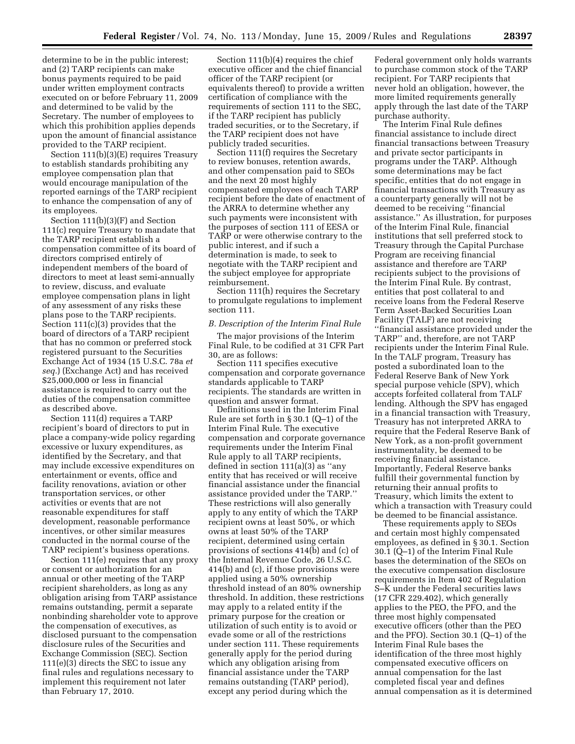determine to be in the public interest; and (2) TARP recipients can make bonus payments required to be paid under written employment contracts executed on or before February 11, 2009 and determined to be valid by the Secretary. The number of employees to which this prohibition applies depends upon the amount of financial assistance provided to the TARP recipient.

Section 111(b)(3)(E) requires Treasury to establish standards prohibiting any employee compensation plan that would encourage manipulation of the reported earnings of the TARP recipient to enhance the compensation of any of its employees.

Section 111(b)(3)(F) and Section 111(c) require Treasury to mandate that the TARP recipient establish a compensation committee of its board of directors comprised entirely of independent members of the board of directors to meet at least semi-annually to review, discuss, and evaluate employee compensation plans in light of any assessment of any risks these plans pose to the TARP recipients. Section 111(c)(3) provides that the board of directors of a TARP recipient that has no common or preferred stock registered pursuant to the Securities Exchange Act of 1934 (15 U.S.C. 78a *et seq.*) (Exchange Act) and has received $25,000,000 or less in financial assistance is required to carry out the duties of the compensation committee as described above.

Section 111(d) requires a TARP recipient's board of directors to put in place a company-wide policy regarding excessive or luxury expenditures, as identified by the Secretary, and that may include excessive expenditures on entertainment or events, office and facility renovations, aviation or other transportation services, or other activities or events that are not reasonable expenditures for staff development, reasonable performance incentives, or other similar measures conducted in the normal course of the TARP recipient's business operations.

Section 111(e) requires that any proxy or consent or authorization for an annual or other meeting of the TARP recipient shareholders, as long as any obligation arising from TARP assistance remains outstanding, permit a separate nonbinding shareholder vote to approve the compensation of executives, as disclosed pursuant to the compensation disclosure rules of the Securities and Exchange Commission (SEC). Section 111(e)(3) directs the SEC to issue any final rules and regulations necessary to implement this requirement not later than February 17, 2010.

Section 111(b)(4) requires the chief executive officer and the chief financial officer of the TARP recipient (or equivalents thereof) to provide a written certification of compliance with the requirements of section 111 to the SEC, if the TARP recipient has publicly traded securities, or to the Secretary, if the TARP recipient does not have publicly traded securities.

Section 111(f) requires the Secretary to review bonuses, retention awards, and other compensation paid to SEOs and the next 20 most highly compensated employees of each TARP recipient before the date of enactment of the ARRA to determine whether any such payments were inconsistent with the purposes of section 111 of EESA or TARP or were otherwise contrary to the public interest, and if such a determination is made, to seek to negotiate with the TARP recipient and the subject employee for appropriate reimbursement.

Section 111(h) requires the Secretary to promulgate regulations to implement section 111.

### *B. Description of the Interim Final Rule*

The major provisions of the Interim Final Rule, to be codified at 31 CFR Part 30, are as follows:

Section 111 specifies executive compensation and corporate governance standards applicable to TARP recipients. The standards are written in question and answer format.

Definitions used in the Interim Final Rule are set forth in § 30.1 (Q–1) of the Interim Final Rule. The executive compensation and corporate governance requirements under the Interim Final Rule apply to all TARP recipients, defined in section 111(a)(3) as "any entity that has received or will receive financial assistance under the financial assistance provided under the TARP." These restrictions will also generally apply to any entity of which the TARP recipient owns at least 50%, or which owns at least 50% of the TARP recipient, determined using certain provisions of sections 414(b) and (c) of the Internal Revenue Code, 26 U.S.C. 414(b) and (c), if those provisions were applied using a 50% ownership threshold instead of an 80% ownership threshold. In addition, these restrictions may apply to a related entity if the primary purpose for the creation or utilization of such entity is to avoid or evade some or all of the restrictions under section 111. These requirements generally apply for the period during which any obligation arising from financial assistance under the TARP remains outstanding (TARP period), except any period during which the Federal government only holds warrants to purchase common stock of the TARP recipient. For TARP recipients that never hold an obligation, however, the more limited requirements generally apply through the last date of the TARP purchase authority.

The Interim Final Rule defines financial assistance to include direct financial transactions between Treasury and private sector participants in programs under the TARP. Although some determinations may be fact specific, entities that do not engage in financial transactions with Treasury as a counterparty generally will not be deemed to be receiving "financial assistance." As illustration, for purposes of the Interim Final Rule, financial institutions that sell preferred stock to Treasury through the Capital Purchase Program are receiving financial assistance and therefore are TARP recipients subject to the provisions of the Interim Final Rule. By contrast, entities that post collateral to and receive loans from the Federal Reserve Term Asset-Backed Securities Loan Facility (TALF) are not receiving "financial assistance provided under the TARP" and, therefore, are not TARP recipients under the Interim Final Rule. In the TALF program, Treasury has posted a subordinated loan to the Federal Reserve Bank of New York special purpose vehicle (SPV), which accepts forfeited collateral from TALF lending. Although the SPV has engaged in a financial transaction with Treasury, Treasury has not interpreted ARRA to require that the Federal Reserve Bank of New York, as a non-profit government instrumentality, be deemed to be receiving financial assistance. Importantly, Federal Reserve banks fulfill their governmental function by returning their annual profits to Treasury, which limits the extent to which a transaction with Treasury could be deemed to be financial assistance.

These requirements apply to SEOs and certain most highly compensated employees, as defined in § 30.1. Section 30.1 (Q–1) of the Interim Final Rule bases the determination of the SEOs on the executive compensation disclosure requirements in Item 402 of Regulation S–K under the Federal securities laws (17 CFR 229.402), which generally applies to the PEO, the PFO, and the three most highly compensated executive officers (other than the PEO and the PFO). Section 30.1 (Q–1) of the Interim Final Rule bases the identification of the three most highly compensated executive officers on annual compensation for the last completed fiscal year and defines annual compensation as it is determined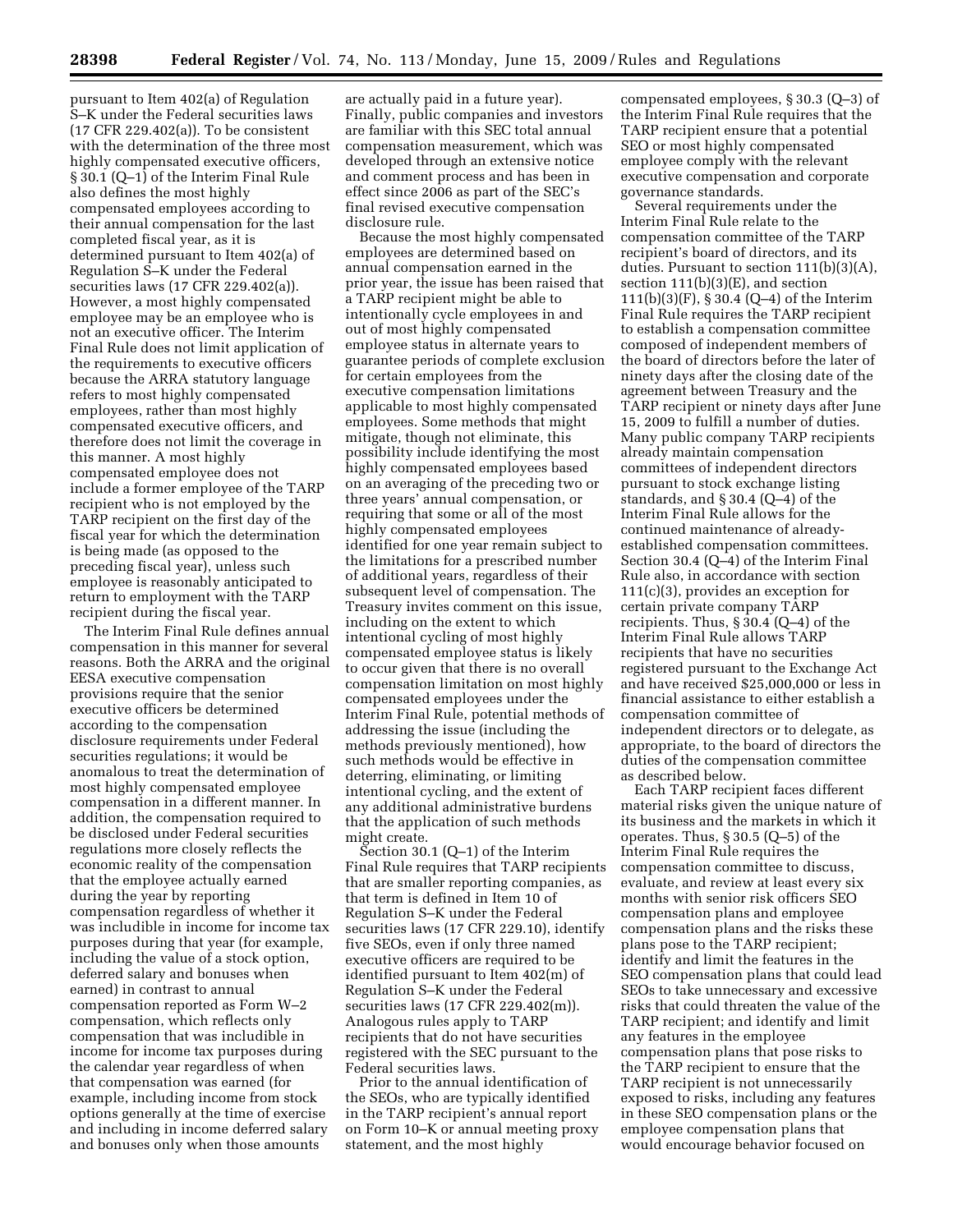pursuant to Item 402(a) of Regulation S–K under the Federal securities laws (17 CFR 229.402(a)). To be consistent with the determination of the three most highly compensated executive officers, § 30.1 (Q–1) of the Interim Final Rule also defines the most highly compensated employees according to their annual compensation for the last completed fiscal year, as it is determined pursuant to Item 402(a) of Regulation S–K under the Federal securities laws (17 CFR 229.402(a)). However, a most highly compensated employee may be an employee who is not an executive officer. The Interim Final Rule does not limit application of the requirements to executive officers because the ARRA statutory language refers to most highly compensated employees, rather than most highly compensated executive officers, and therefore does not limit the coverage in this manner. A most highly compensated employee does not include a former employee of the TARP recipient who is not employed by the TARP recipient on the first day of the fiscal year for which the determination is being made (as opposed to the preceding fiscal year), unless such employee is reasonably anticipated to return to employment with the TARP recipient during the fiscal year.

The Interim Final Rule defines annual compensation in this manner for several reasons. Both the ARRA and the original EESA executive compensation provisions require that the senior executive officers be determined according to the compensation disclosure requirements under Federal securities regulations; it would be anomalous to treat the determination of most highly compensated employee compensation in a different manner. In addition, the compensation required to be disclosed under Federal securities regulations more closely reflects the economic reality of the compensation that the employee actually earned during the year by reporting compensation regardless of whether it was includible in income for income tax purposes during that year (for example, including the value of a stock option, deferred salary and bonuses when earned) in contrast to annual compensation reported as Form W–2 compensation, which reflects only compensation that was includible in income for income tax purposes during the calendar year regardless of when that compensation was earned (for example, including income from stock options generally at the time of exercise and including in income deferred salary and bonuses only when those amounts are actually paid in a future year). Finally, public companies and investors are familiar with this SEC total annual compensation measurement, which was developed through an extensive notice and comment process and has been in effect since 2006 as part of the SEC's final revised executive compensation disclosure rule.

Because the most highly compensated employees are determined based on annual compensation earned in the prior year, the issue has been raised that a TARP recipient might be able to intentionally cycle employees in and out of most highly compensated employee status in alternate years to guarantee periods of complete exclusion for certain employees from the executive compensation limitations applicable to most highly compensated employees. Some methods that might mitigate, though not eliminate, this possibility include identifying the most highly compensated employees based on an averaging of the preceding two or three years' annual compensation, or requiring that some or all of the most highly compensated employees identified for one year remain subject to the limitations for a prescribed number of additional years, regardless of their subsequent level of compensation. The Treasury invites comment on this issue, including on the extent to which intentional cycling of most highly compensated employee status is likely to occur given that there is no overall compensation limitation on most highly compensated employees under the Interim Final Rule, potential methods of addressing the issue (including the methods previously mentioned), how such methods would be effective in deterring, eliminating, or limiting intentional cycling, and the extent of any additional administrative burdens that the application of such methods might create.

Section 30.1 (Q–1) of the Interim Final Rule requires that TARP recipients that are smaller reporting companies, as that term is defined in Item 10 of Regulation S–K under the Federal securities laws (17 CFR 229.10), identify five SEOs, even if only three named executive officers are required to be identified pursuant to Item 402(m) of Regulation S–K under the Federal securities laws (17 CFR 229.402(m)). Analogous rules apply to TARP recipients that do not have securities registered with the SEC pursuant to the Federal securities laws.

Prior to the annual identification of the SEOs, who are typically identified in the TARP recipient's annual report on Form 10–K or annual meeting proxy statement, and the most highly compensated employees, § 30.3 (Q–3) of the Interim Final Rule requires that the TARP recipient ensure that a potential SEO or most highly compensated employee comply with the relevant executive compensation and corporate governance standards.

Several requirements under the Interim Final Rule relate to the compensation committee of the TARP recipient's board of directors, and its duties. Pursuant to section 111(b)(3)(A), section 111(b)(3)(E), and section 111(b)(3)(F), § 30.4 (Q–4) of the Interim Final Rule requires the TARP recipient to establish a compensation committee composed of independent members of the board of directors before the later of ninety days after the closing date of the agreement between Treasury and the TARP recipient or ninety days after June 15, 2009 to fulfill a number of duties. Many public company TARP recipients already maintain compensation committees of independent directors pursuant to stock exchange listing standards, and § 30.4 (Q–4) of the Interim Final Rule allows for the continued maintenance of already-established compensation committees. Section 30.4 (Q–4) of the Interim Final Rule also, in accordance with section 111(c)(3), provides an exception for certain private company TARP recipients. Thus, § 30.4 (Q–4) of the Interim Final Rule allows TARP recipients that have no securities registered pursuant to the Exchange Act and have received $25,000,000 or less in financial assistance to either establish a compensation committee of independent directors or to delegate, as appropriate, to the board of directors the duties of the compensation committee as described below.

Each TARP recipient faces different material risks given the unique nature of its business and the markets in which it operates. Thus, § 30.5 (Q–5) of the Interim Final Rule requires the compensation committee to discuss, evaluate, and review at least every six months with senior risk officers SEO compensation plans and employee compensation plans and the risks these plans pose to the TARP recipient; identify and limit the features in the SEO compensation plans that could lead SEOs to take unnecessary and excessive risks that could threaten the value of the TARP recipient; and identify and limit any features in the employee compensation plans that pose risks to the TARP recipient to ensure that the TARP recipient is not unnecessarily exposed to risks, including any features in these SEO compensation plans or the employee compensation plans that would encourage behavior focused on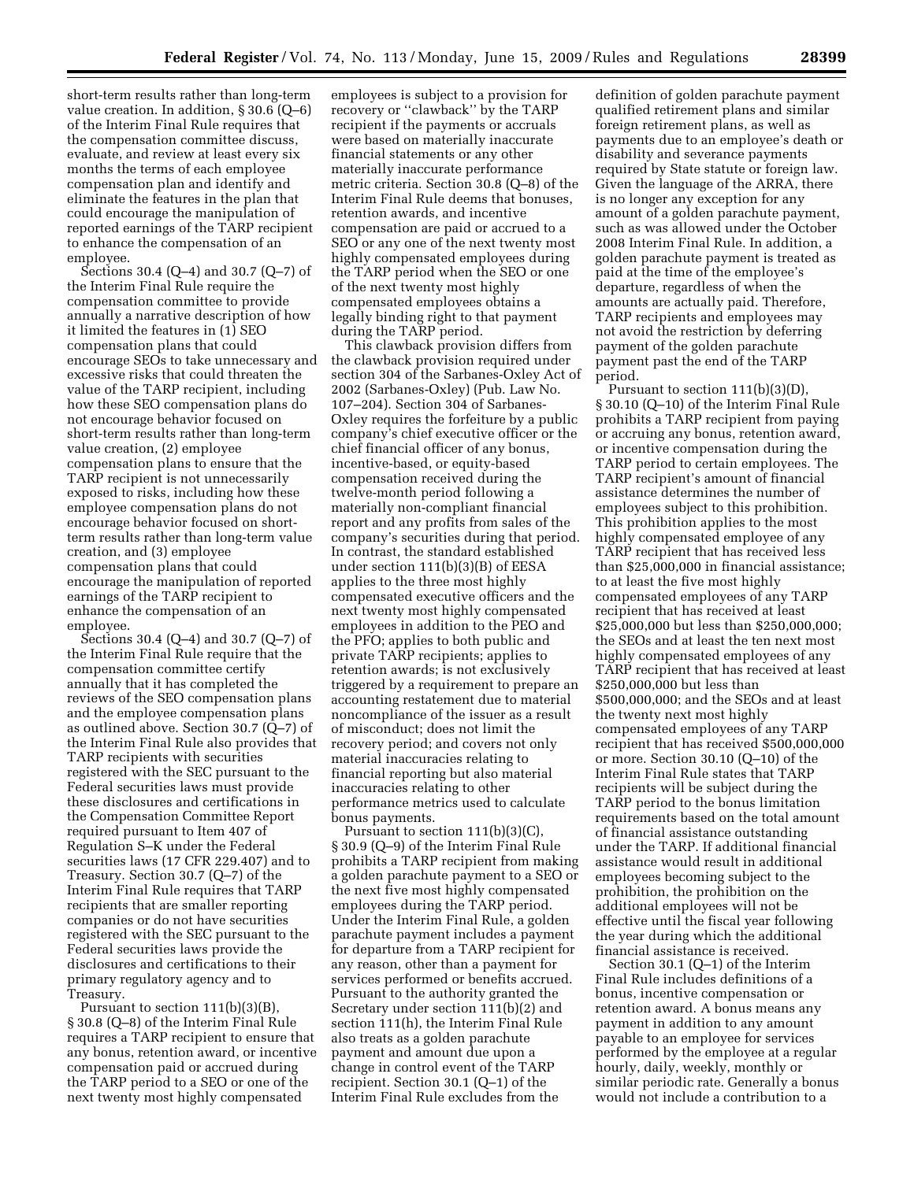short-term results rather than long-term value creation. In addition, § 30.6 (Q–6) of the Interim Final Rule requires that the compensation committee discuss, evaluate, and review at least every six months the terms of each employee compensation plan and identify and eliminate the features in the plan that could encourage the manipulation of reported earnings of the TARP recipient to enhance the compensation of an employee.

Sections 30.4 (Q–4) and 30.7 (Q–7) of the Interim Final Rule require the compensation committee to provide annually a narrative description of how it limited the features in (1) SEO compensation plans that could encourage SEOs to take unnecessary and excessive risks that could threaten the value of the TARP recipient, including how these SEO compensation plans do not encourage behavior focused on short-term results rather than long-term value creation, (2) employee compensation plans to ensure that the TARP recipient is not unnecessarily exposed to risks, including how these employee compensation plans do not encourage behavior focused on short-term results rather than long-term value creation, and (3) employee compensation plans that could encourage the manipulation of reported earnings of the TARP recipient to enhance the compensation of an employee.

Sections 30.4 (Q–4) and 30.7 (Q–7) of the Interim Final Rule require that the compensation committee certify annually that it has completed the reviews of the SEO compensation plans and the employee compensation plans as outlined above. Section 30.7 (Q–7) of the Interim Final Rule also provides that TARP recipients with securities registered with the SEC pursuant to the Federal securities laws must provide these disclosures and certifications in the Compensation Committee Report required pursuant to Item 407 of Regulation S–K under the Federal securities laws (17 CFR 229.407) and to Treasury. Section 30.7 (Q–7) of the Interim Final Rule requires that TARP recipients that are smaller reporting companies or do not have securities registered with the SEC pursuant to the Federal securities laws provide the disclosures and certifications to their primary regulatory agency and to Treasury.

Pursuant to section 111(b)(3)(B), § 30.8 (Q–8) of the Interim Final Rule requires a TARP recipient to ensure that any bonus, retention award, or incentive compensation paid or accrued during the TARP period to a SEO or one of the next twenty most highly compensated employees is subject to a provision for recovery or ''clawback'' by the TARP recipient if the payments or accruals were based on materially inaccurate financial statements or any other materially inaccurate performance metric criteria. Section 30.8 (Q–8) of the Interim Final Rule deems that bonuses, retention awards, and incentive compensation are paid or accrued to a SEO or any one of the next twenty most highly compensated employees during the TARP period when the SEO or one of the next twenty most highly compensated employees obtains a legally binding right to that payment during the TARP period.

This clawback provision differs from the clawback provision required under section 304 of the Sarbanes-Oxley Act of 2002 (Sarbanes-Oxley) (Pub. Law No. 107–204). Section 304 of Sarbanes-Oxley requires the forfeiture by a public company's chief executive officer or the chief financial officer of any bonus, incentive-based, or equity-based compensation received during the twelve-month period following a materially non-compliant financial report and any profits from sales of the company's securities during that period. In contrast, the standard established under section 111(b)(3)(B) of EESA applies to the three most highly compensated executive officers and the next twenty most highly compensated employees in addition to the PEO and the PFO; applies to both public and private TARP recipients; applies to retention awards; is not exclusively triggered by a requirement to prepare an accounting restatement due to material noncompliance of the issuer as a result of misconduct; does not limit the recovery period; and covers not only material inaccuracies relating to financial reporting but also material inaccuracies relating to other performance metrics used to calculate bonus payments.

Pursuant to section 111(b)(3)(C), § 30.9 (Q–9) of the Interim Final Rule prohibits a TARP recipient from making a golden parachute payment to a SEO or the next five most highly compensated employees during the TARP period. Under the Interim Final Rule, a golden parachute payment includes a payment for departure from a TARP recipient for any reason, other than a payment for services performed or benefits accrued. Pursuant to the authority granted the Secretary under section 111(b)(2) and section 111(h), the Interim Final Rule also treats as a golden parachute payment and amount due upon a change in control event of the TARP recipient. Section 30.1 (Q–1) of the Interim Final Rule excludes from the definition of golden parachute payment qualified retirement plans and similar foreign retirement plans, as well as payments due to an employee's death or disability and severance payments required by State statute or foreign law. Given the language of the ARRA, there is no longer any exception for any amount of a golden parachute payment, such as was allowed under the October 2008 Interim Final Rule. In addition, a golden parachute payment is treated as paid at the time of the employee's departure, regardless of when the amounts are actually paid. Therefore, TARP recipients and employees may not avoid the restriction by deferring payment of the golden parachute payment past the end of the TARP period.

Pursuant to section 111(b)(3)(D), § 30.10 (Q–10) of the Interim Final Rule prohibits a TARP recipient from paying or accruing any bonus, retention award, or incentive compensation during the TARP period to certain employees. The TARP recipient's amount of financial assistance determines the number of employees subject to this prohibition. This prohibition applies to the most highly compensated employee of any TARP recipient that has received less than $25,000,000 in financial assistance; to at least the five most highly compensated employees of any TARP recipient that has received at least $25,000,000 but less than $250,000,000; the SEOs and at least the ten next most highly compensated employees of any TARP recipient that has received at least $250,000,000 but less than $500,000,000; and the SEOs and at least the twenty next most highly compensated employees of any TARP recipient that has received $500,000,000 or more. Section 30.10 (Q–10) of the Interim Final Rule states that TARP recipients will be subject during the TARP period to the bonus limitation requirements based on the total amount of financial assistance outstanding under the TARP. If additional financial assistance would result in additional employees becoming subject to the prohibition, the prohibition on the additional employees will not be effective until the fiscal year following the year during which the additional financial assistance is received.

Section 30.1 (Q–1) of the Interim Final Rule includes definitions of a bonus, incentive compensation or retention award. A bonus means any payment in addition to any amount payable to an employee for services performed by the employee at a regular hourly, daily, weekly, monthly or similar periodic rate. Generally a bonus would not include a contribution to a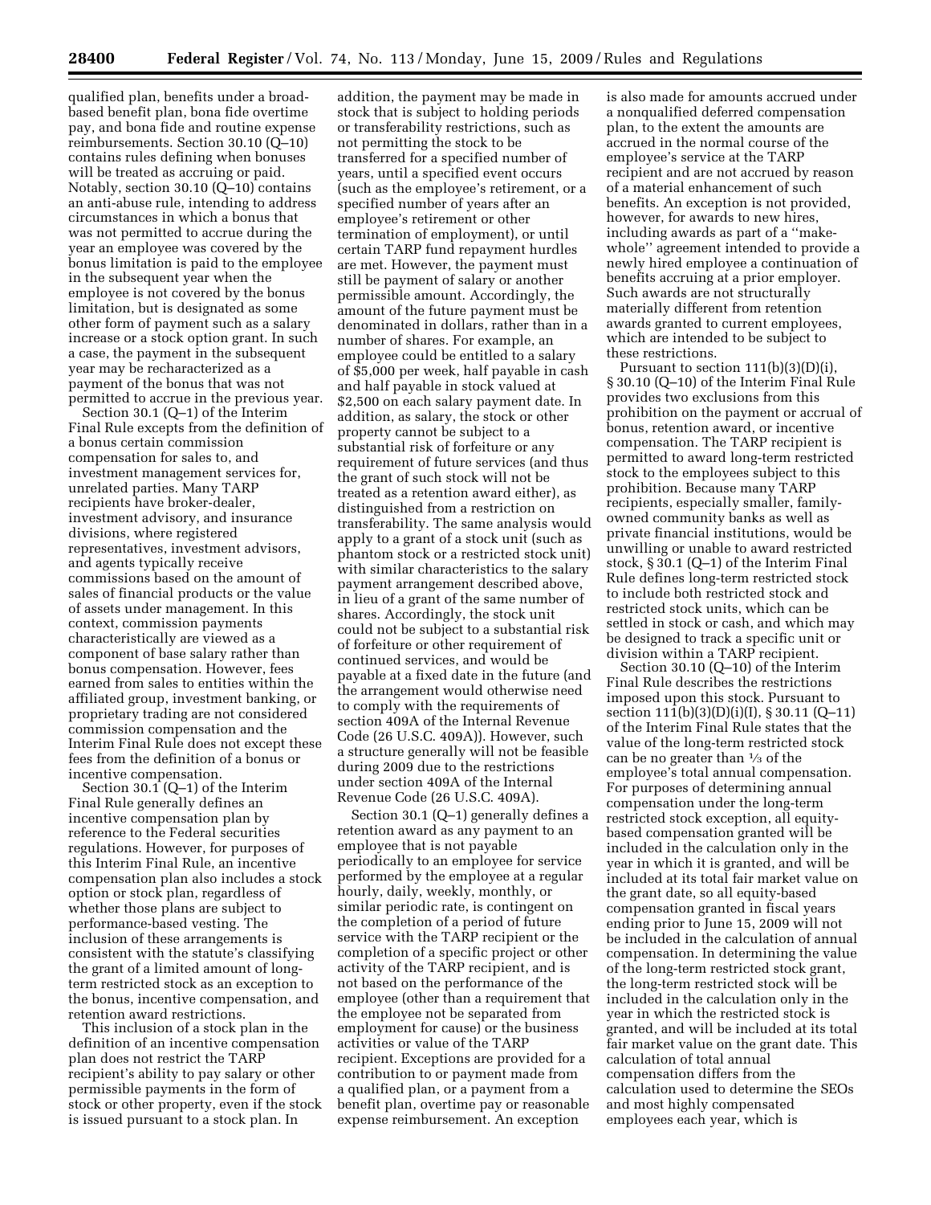qualified plan, benefits under a broad-based benefit plan, bona fide overtime pay, and bona fide and routine expense reimbursements. Section 30.10 (Q–10) contains rules defining when bonuses will be treated as accruing or paid. Notably, section 30.10 (Q–10) contains an anti-abuse rule, intending to address circumstances in which a bonus that was not permitted to accrue during the year an employee was covered by the bonus limitation is paid to the employee in the subsequent year when the employee is not covered by the bonus limitation, but is designated as some other form of payment such as a salary increase or a stock option grant. In such a case, the payment in the subsequent year may be recharacterized as a payment of the bonus that was not permitted to accrue in the previous year.

Section 30.1 (Q–1) of the Interim Final Rule excepts from the definition of a bonus certain commission compensation for sales to, and investment management services for, unrelated parties. Many TARP recipients have broker-dealer, investment advisory, and insurance divisions, where registered representatives, investment advisors, and agents typically receive commissions based on the amount of sales of financial products or the value of assets under management. In this context, commission payments characteristically are viewed as a component of base salary rather than bonus compensation. However, fees earned from sales to entities within the affiliated group, investment banking, or proprietary trading are not considered commission compensation and the Interim Final Rule does not except these fees from the definition of a bonus or incentive compensation.

Section 30.1 (Q–1) of the Interim Final Rule generally defines an incentive compensation plan by reference to the Federal securities regulations. However, for purposes of this Interim Final Rule, an incentive compensation plan also includes a stock option or stock plan, regardless of whether those plans are subject to performance-based vesting. The inclusion of these arrangements is consistent with the statute's classifying the grant of a limited amount of long-term restricted stock as an exception to the bonus, incentive compensation, and retention award restrictions.

This inclusion of a stock plan in the definition of an incentive compensation plan does not restrict the TARP recipient's ability to pay salary or other permissible payments in the form of stock or other property, even if the stock is issued pursuant to a stock plan. In addition, the payment may be made in stock that is subject to holding periods or transferability restrictions, such as not permitting the stock to be transferred for a specified number of years, until a specified event occurs (such as the employee's retirement, or a specified number of years after an employee's retirement or other termination of employment), or until certain TARP fund repayment hurdles are met. However, the payment must still be payment of salary or another permissible amount. Accordingly, the amount of the future payment must be denominated in dollars, rather than in a number of shares. For example, an employee could be entitled to a salary of $5,000 per week, half payable in cash and half payable in stock valued at $2,500 on each salary payment date. In addition, as salary, the stock or other property cannot be subject to a substantial risk of forfeiture or any requirement of future services (and thus the grant of such stock will not be treated as a retention award either), as distinguished from a restriction on transferability. The same analysis would apply to a grant of a stock unit (such as phantom stock or a restricted stock unit) with similar characteristics to the salary payment arrangement described above, in lieu of a grant of the same number of shares. Accordingly, the stock unit could not be subject to a substantial risk of forfeiture or other requirement of continued services, and would be payable at a fixed date in the future (and the arrangement would otherwise need to comply with the requirements of section 409A of the Internal Revenue Code (26 U.S.C. 409A)). However, such a structure generally will not be feasible during 2009 due to the restrictions under section 409A of the Internal Revenue Code (26 U.S.C. 409A).

Section 30.1 (Q–1) generally defines a retention award as any payment to an employee that is not payable periodically to an employee for service performed by the employee at a regular hourly, daily, weekly, monthly, or similar periodic rate, is contingent on the completion of a period of future service with the TARP recipient or the completion of a specific project or other activity of the TARP recipient, and is not based on the performance of the employee (other than a requirement that the employee not be separated from employment for cause) or the business activities or value of the TARP recipient. Exceptions are provided for a contribution to or payment made from a qualified plan, or a payment from a benefit plan, overtime pay or reasonable expense reimbursement. An exception is also made for amounts accrued under a nonqualified deferred compensation plan, to the extent the amounts are accrued in the normal course of the employee's service at the TARP recipient and are not accrued by reason of a material enhancement of such benefits. An exception is not provided, however, for awards to new hires, including awards as part of a "make-whole" agreement intended to provide a newly hired employee a continuation of benefits accruing at a prior employer. Such awards are not structurally materially different from retention awards granted to current employees, which are intended to be subject to these restrictions.

Pursuant to section 111(b)(3)(D)(i), § 30.10 (Q–10) of the Interim Final Rule provides two exclusions from this prohibition on the payment or accrual of bonus, retention award, or incentive compensation. The TARP recipient is permitted to award long-term restricted stock to the employees subject to this prohibition. Because many TARP recipients, especially smaller, family-owned community banks as well as private financial institutions, would be unwilling or unable to award restricted stock, § 30.1 (Q–1) of the Interim Final Rule defines long-term restricted stock to include both restricted stock and restricted stock units, which can be settled in stock or cash, and which may be designed to track a specific unit or division within a TARP recipient.

Section 30.10 (Q–10) of the Interim Final Rule describes the restrictions imposed upon this stock. Pursuant to section 111(b)(3)(D)(i)(I), § 30.11 (Q–11) of the Interim Final Rule states that the value of the long-term restricted stock can be no greater than ⅓ of the employee's total annual compensation. For purposes of determining annual compensation under the long-term restricted stock exception, all equity-based compensation granted will be included in the calculation only in the year in which it is granted, and will be included at its total fair market value on the grant date, so all equity-based compensation granted in fiscal years ending prior to June 15, 2009 will not be included in the calculation of annual compensation. In determining the value of the long-term restricted stock grant, the long-term restricted stock will be included in the calculation only in the year in which the restricted stock is granted, and will be included at its total fair market value on the grant date. This calculation of total annual compensation differs from the calculation used to determine the SEOs and most highly compensated employees each year, which is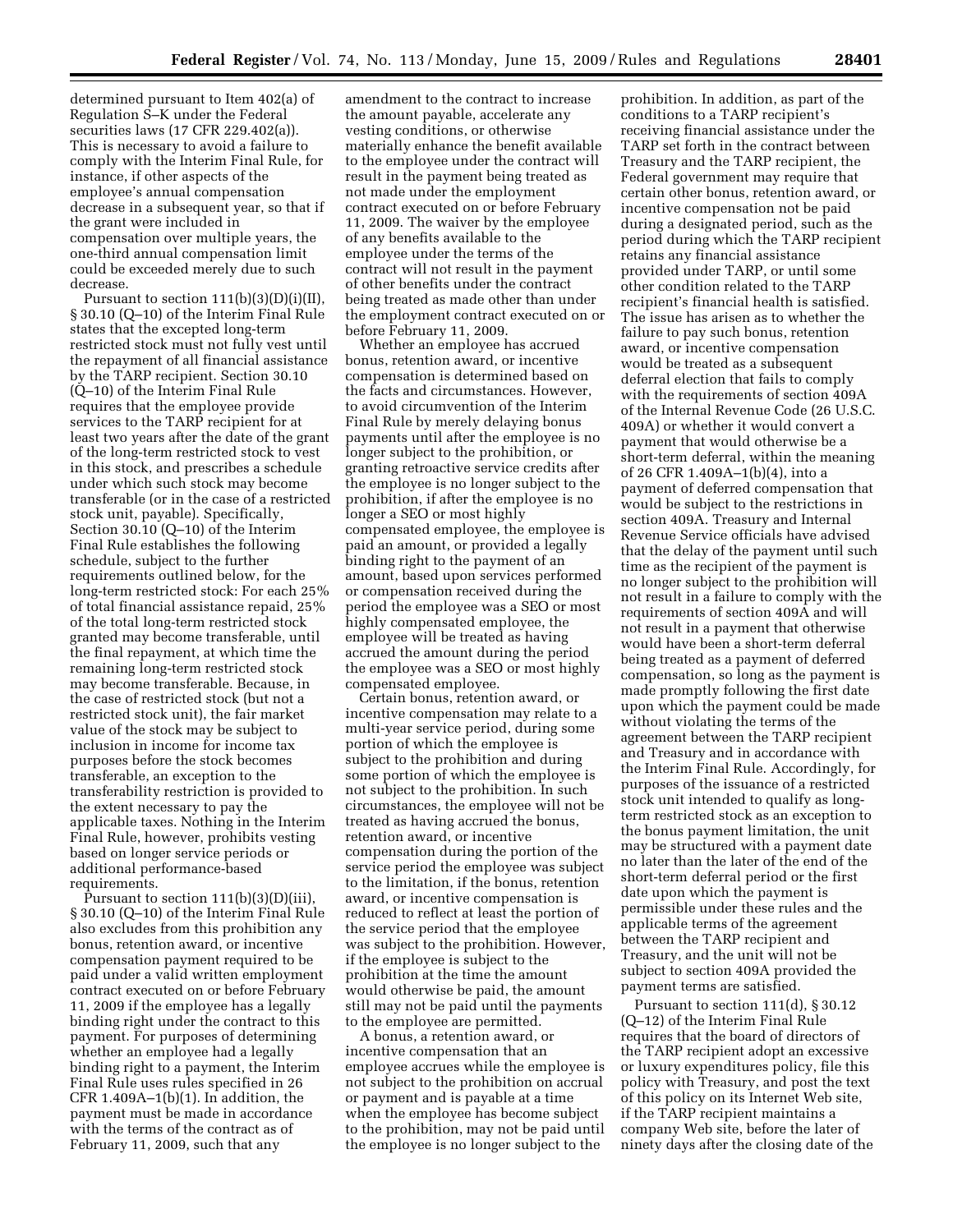determined pursuant to Item 402(a) of Regulation S–K under the Federal securities laws (17 CFR 229.402(a)). This is necessary to avoid a failure to comply with the Interim Final Rule, for instance, if other aspects of the employee's annual compensation decrease in a subsequent year, so that if the grant were included in compensation over multiple years, the one-third annual compensation limit could be exceeded merely due to such decrease.

Pursuant to section 111(b)(3)(D)(i)(II), § 30.10 (Q–10) of the Interim Final Rule states that the excepted long-term restricted stock must not fully vest until the repayment of all financial assistance by the TARP recipient. Section 30.10 (Q–10) of the Interim Final Rule requires that the employee provide services to the TARP recipient for at least two years after the date of the grant of the long-term restricted stock to vest in this stock, and prescribes a schedule under which such stock may become transferable (or in the case of a restricted stock unit, payable). Specifically, Section 30.10 (Q–10) of the Interim Final Rule establishes the following schedule, subject to the further requirements outlined below, for the long-term restricted stock: For each 25% of total financial assistance repaid, 25% of the total long-term restricted stock granted may become transferable, until the final repayment, at which time the remaining long-term restricted stock may become transferable. Because, in the case of restricted stock (but not a restricted stock unit), the fair market value of the stock may be subject to inclusion in income for income tax purposes before the stock becomes transferable, an exception to the transferability restriction is provided to the extent necessary to pay the applicable taxes. Nothing in the Interim Final Rule, however, prohibits vesting based on longer service periods or additional performance-based requirements.

Pursuant to section 111(b)(3)(D)(iii), § 30.10 (Q–10) of the Interim Final Rule also excludes from this prohibition any bonus, retention award, or incentive compensation payment required to be paid under a valid written employment contract executed on or before February 11, 2009 if the employee has a legally binding right under the contract to this payment. For purposes of determining whether an employee had a legally binding right to a payment, the Interim Final Rule uses rules specified in 26 CFR 1.409A–1(b)(1). In addition, the payment must be made in accordance with the terms of the contract as of February 11, 2009, such that any amendment to the contract to increase the amount payable, accelerate any vesting conditions, or otherwise materially enhance the benefit available to the employee under the contract will result in the payment being treated as not made under the employment contract executed on or before February 11, 2009. The waiver by the employee of any benefits available to the employee under the terms of the contract will not result in the payment of other benefits under the contract being treated as made other than under the employment contract executed on or before February 11, 2009.

Whether an employee has accrued bonus, retention award, or incentive compensation is determined based on the facts and circumstances. However, to avoid circumvention of the Interim Final Rule by merely delaying bonus payments until after the employee is no longer subject to the prohibition, or granting retroactive service credits after the employee is no longer subject to the prohibition, if after the employee is no longer a SEO or most highly compensated employee, the employee is paid an amount, or provided a legally binding right to the payment of an amount, based upon services performed or compensation received during the period the employee was a SEO or most highly compensated employee, the employee will be treated as having accrued the amount during the period the employee was a SEO or most highly compensated employee.

Certain bonus, retention award, or incentive compensation may relate to a multi-year service period, during some portion of which the employee is subject to the prohibition and during some portion of which the employee is not subject to the prohibition. In such circumstances, the employee will not be treated as having accrued the bonus, retention award, or incentive compensation during the portion of the service period the employee was subject to the limitation, if the bonus, retention award, or incentive compensation is reduced to reflect at least the portion of the service period that the employee was subject to the prohibition. However, if the employee is subject to the prohibition at the time the amount would otherwise be paid, the amount still may not be paid until the payments to the employee are permitted.

A bonus, a retention award, or incentive compensation that an employee accrues while the employee is not subject to the prohibition on accrual or payment and is payable at a time when the employee has become subject to the prohibition, may not be paid until the employee is no longer subject to the prohibition. In addition, as part of the conditions to a TARP recipient's receiving financial assistance under the TARP set forth in the contract between Treasury and the TARP recipient, the Federal government may require that certain other bonus, retention award, or incentive compensation not be paid during a designated period, such as the period during which the TARP recipient retains any financial assistance provided under TARP, or until some other condition related to the TARP recipient's financial health is satisfied. The issue has arisen as to whether the failure to pay such bonus, retention award, or incentive compensation would be treated as a subsequent deferral election that fails to comply with the requirements of section 409A of the Internal Revenue Code (26 U.S.C. 409A) or whether it would convert a payment that would otherwise be a short-term deferral, within the meaning of 26 CFR 1.409A–1(b)(4), into a payment of deferred compensation that would be subject to the restrictions in section 409A. Treasury and Internal Revenue Service officials have advised that the delay of the payment until such time as the recipient of the payment is no longer subject to the prohibition will not result in a failure to comply with the requirements of section 409A and will not result in a payment that otherwise would have been a short-term deferral being treated as a payment of deferred compensation, so long as the payment is made promptly following the first date upon which the payment could be made without violating the terms of the agreement between the TARP recipient and Treasury and in accordance with the Interim Final Rule. Accordingly, for purposes of the issuance of a restricted stock unit intended to qualify as long-term restricted stock as an exception to the bonus payment limitation, the unit may be structured with a payment date no later than the later of the end of the short-term deferral period or the first date upon which the payment is permissible under these rules and the applicable terms of the agreement between the TARP recipient and Treasury, and the unit will not be subject to section 409A provided the payment terms are satisfied.

Pursuant to section 111(d), § 30.12 (Q–12) of the Interim Final Rule requires that the board of directors of the TARP recipient adopt an excessive or luxury expenditures policy, file this policy with Treasury, and post the text of this policy on its Internet Web site, if the TARP recipient maintains a company Web site, before the later of ninety days after the closing date of the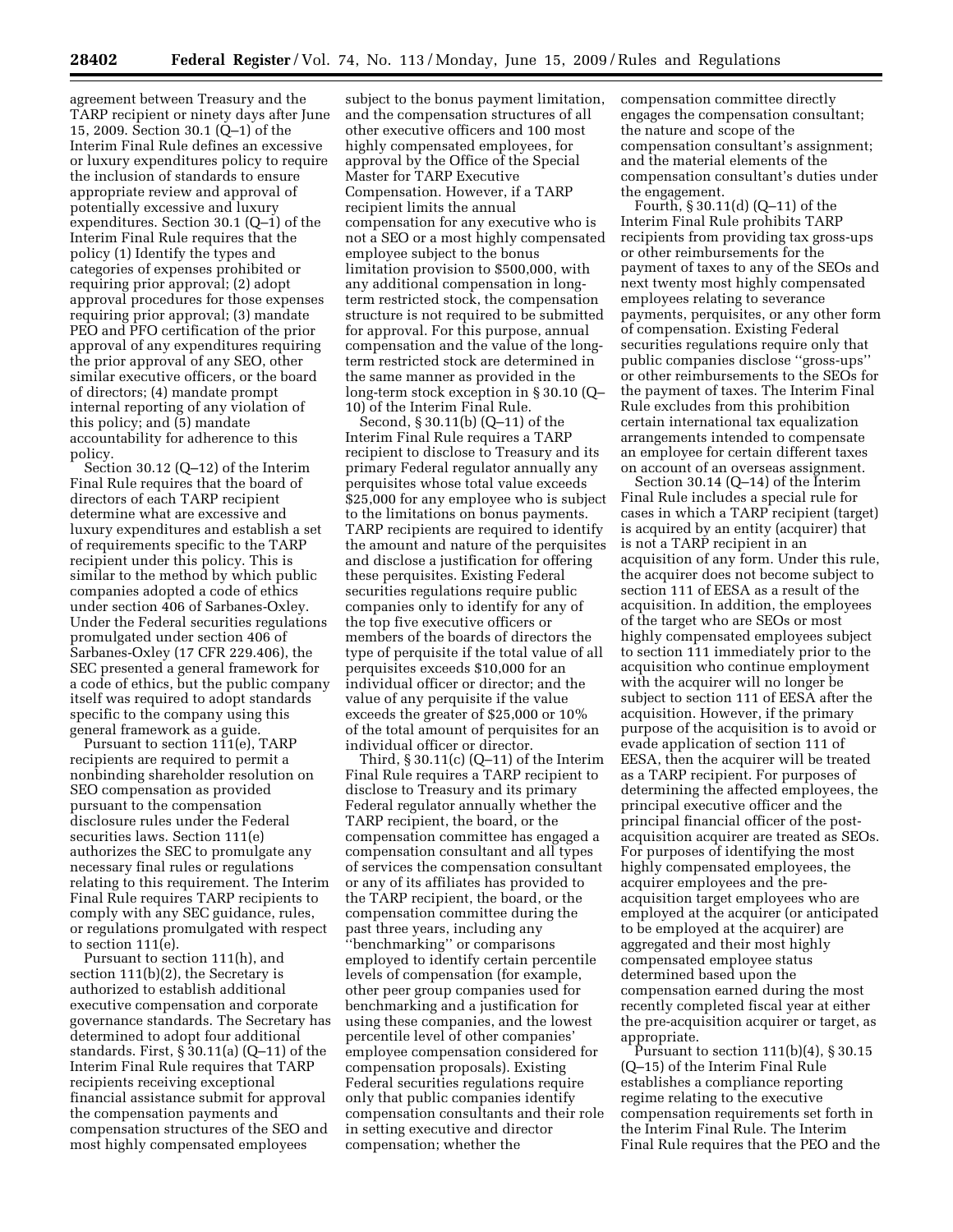agreement between Treasury and the TARP recipient or ninety days after June 15, 2009. Section 30.1 (Q–1) of the Interim Final Rule defines an excessive or luxury expenditures policy to require the inclusion of standards to ensure appropriate review and approval of potentially excessive and luxury expenditures. Section 30.1 (Q–1) of the Interim Final Rule requires that the policy (1) Identify the types and categories of expenses prohibited or requiring prior approval; (2) adopt approval procedures for those expenses requiring prior approval; (3) mandate PEO and PFO certification of the prior approval of any expenditures requiring the prior approval of any SEO, other similar executive officers, or the board of directors; (4) mandate prompt internal reporting of any violation of this policy; and (5) mandate accountability for adherence to this policy.

Section 30.12 (Q–12) of the Interim Final Rule requires that the board of directors of each TARP recipient determine what are excessive and luxury expenditures and establish a set of requirements specific to the TARP recipient under this policy. This is similar to the method by which public companies adopted a code of ethics under section 406 of Sarbanes-Oxley. Under the Federal securities regulations promulgated under section 406 of Sarbanes-Oxley (17 CFR 229.406), the SEC presented a general framework for a code of ethics, but the public company itself was required to adopt standards specific to the company using this general framework as a guide.

Pursuant to section 111(e), TARP recipients are required to permit a nonbinding shareholder resolution on SEO compensation as provided pursuant to the compensation disclosure rules under the Federal securities laws. Section 111(e) authorizes the SEC to promulgate any necessary final rules or regulations relating to this requirement. The Interim Final Rule requires TARP recipients to comply with any SEC guidance, rules, or regulations promulgated with respect to section 111(e).

Pursuant to section 111(h), and section 111(b)(2), the Secretary is authorized to establish additional executive compensation and corporate governance standards. The Secretary has determined to adopt four additional standards. First, § 30.11(a) (Q–11) of the Interim Final Rule requires that TARP recipients receiving exceptional financial assistance submit for approval the compensation payments and compensation structures of the SEO and most highly compensated employees subject to the bonus payment limitation, and the compensation structures of all other executive officers and 100 most highly compensated employees, for approval by the Office of the Special Master for TARP Executive Compensation. However, if a TARP recipient limits the annual compensation for any executive who is not a SEO or a most highly compensated employee subject to the bonus limitation provision to $500,000, with any additional compensation in long-term restricted stock, the compensation structure is not required to be submitted for approval. For this purpose, annual compensation and the value of the long-term restricted stock are determined in the same manner as provided in the long-term stock exception in § 30.10 (Q–10) of the Interim Final Rule.

Second, § 30.11(b) (Q–11) of the Interim Final Rule requires a TARP recipient to disclose to Treasury and its primary Federal regulator annually any perquisites whose total value exceeds $25,000 for any employee who is subject to the limitations on bonus payments. TARP recipients are required to identify the amount and nature of the perquisites and disclose a justification for offering these perquisites. Existing Federal securities regulations require public companies only to identify for any of the top five executive officers or members of the boards of directors the type of perquisite if the total value of all perquisites exceeds $10,000 for an individual officer or director; and the value of any perquisite if the value exceeds the greater of $25,000 or 10% of the total amount of perquisites for an individual officer or director.

Third, § 30.11(c) (Q–11) of the Interim Final Rule requires a TARP recipient to disclose to Treasury and its primary Federal regulator annually whether the TARP recipient, the board, or the compensation committee has engaged a compensation consultant and all types of services the compensation consultant or any of its affiliates has provided to the TARP recipient, the board, or the compensation committee during the past three years, including any ''benchmarking'' or comparisons employed to identify certain percentile levels of compensation (for example, other peer group companies used for benchmarking and a justification for using these companies, and the lowest percentile level of other companies' employee compensation considered for compensation proposals). Existing Federal securities regulations require only that public companies identify compensation consultants and their role in setting executive and director compensation; whether the compensation committee directly engages the compensation consultant; the nature and scope of the compensation consultant's assignment; and the material elements of the compensation consultant's duties under the engagement.

Fourth, § 30.11(d) (Q–11) of the Interim Final Rule prohibits TARP recipients from providing tax gross-ups or other reimbursements for the payment of taxes to any of the SEOs and next twenty most highly compensated employees relating to severance payments, perquisites, or any other form of compensation. Existing Federal securities regulations require only that public companies disclose ''gross-ups'' or other reimbursements to the SEOs for the payment of taxes. The Interim Final Rule excludes from this prohibition certain international tax equalization arrangements intended to compensate an employee for certain different taxes on account of an overseas assignment.

Section 30.14 (Q–14) of the Interim Final Rule includes a special rule for cases in which a TARP recipient (target) is acquired by an entity (acquirer) that is not a TARP recipient in an acquisition of any form. Under this rule, the acquirer does not become subject to section 111 of EESA as a result of the acquisition. In addition, the employees of the target who are SEOs or most highly compensated employees subject to section 111 immediately prior to the acquisition who continue employment with the acquirer will no longer be subject to section 111 of EESA after the acquisition. However, if the primary purpose of the acquisition is to avoid or evade application of section 111 of EESA, then the acquirer will be treated as a TARP recipient. For purposes of determining the affected employees, the principal executive officer and the principal financial officer of the post-acquisition acquirer are treated as SEOs. For purposes of identifying the most highly compensated employees, the acquirer employees and the pre-acquisition target employees who are employed at the acquirer (or anticipated to be employed at the acquirer) are aggregated and their most highly compensated employee status determined based upon the compensation earned during the most recently completed fiscal year at either the pre-acquisition acquirer or target, as appropriate.

Pursuant to section 111(b)(4), § 30.15 (Q–15) of the Interim Final Rule establishes a compliance reporting regime relating to the executive compensation requirements set forth in the Interim Final Rule. The Interim Final Rule requires that the PEO and the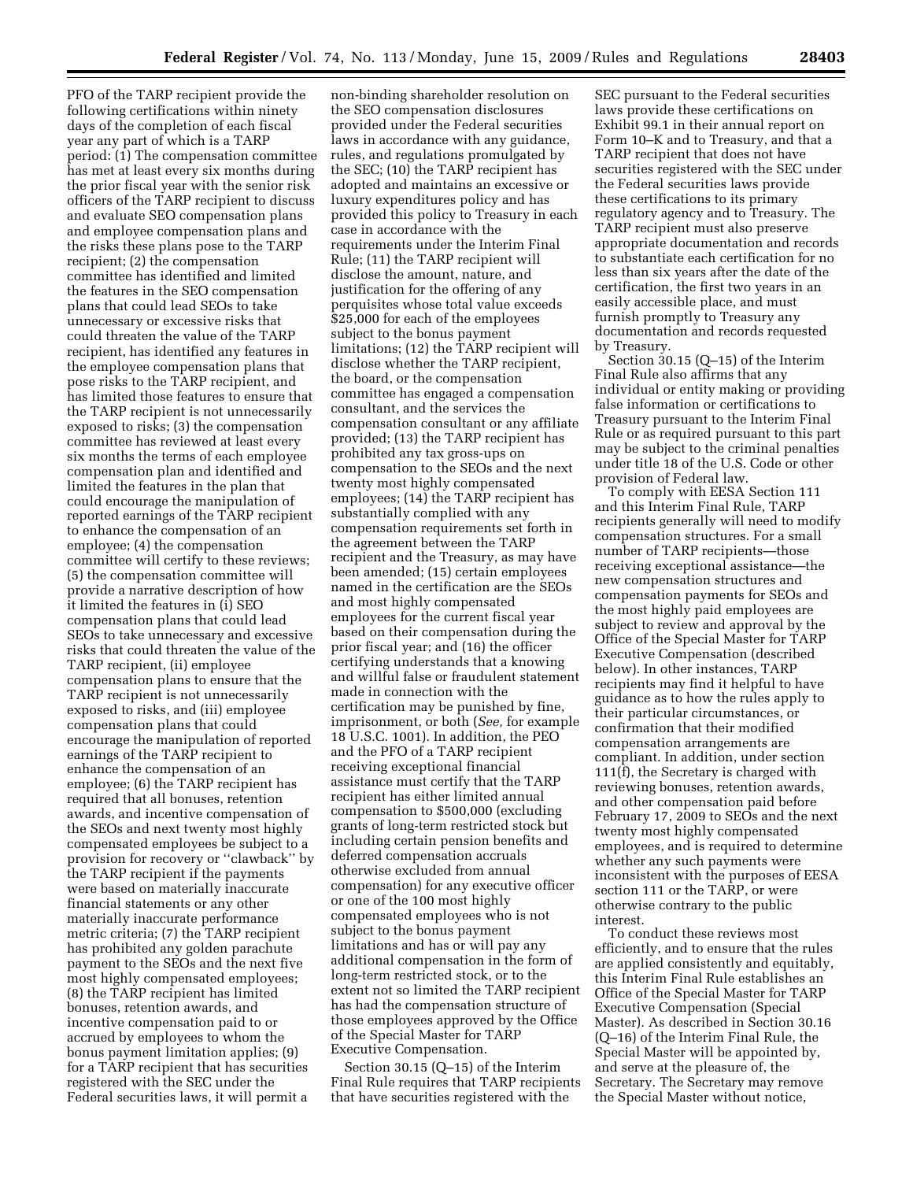PFO of the TARP recipient provide the following certifications within ninety days of the completion of each fiscal year any part of which is a TARP period: (1) The compensation committee has met at least every six months during the prior fiscal year with the senior risk officers of the TARP recipient to discuss and evaluate SEO compensation plans and employee compensation plans and the risks these plans pose to the TARP recipient; (2) the compensation committee has identified and limited the features in the SEO compensation plans that could lead SEOs to take unnecessary or excessive risks that could threaten the value of the TARP recipient, has identified any features in the employee compensation plans that pose risks to the TARP recipient, and has limited those features to ensure that the TARP recipient is not unnecessarily exposed to risks; (3) the compensation committee has reviewed at least every six months the terms of each employee compensation plan and identified and limited the features in the plan that could encourage the manipulation of reported earnings of the TARP recipient to enhance the compensation of an employee; (4) the compensation committee will certify to these reviews; (5) the compensation committee will provide a narrative description of how it limited the features in (i) SEO compensation plans that could lead SEOs to take unnecessary and excessive risks that could threaten the value of the TARP recipient, (ii) employee compensation plans to ensure that the TARP recipient is not unnecessarily exposed to risks, and (iii) employee compensation plans that could encourage the manipulation of reported earnings of the TARP recipient to enhance the compensation of an employee; (6) the TARP recipient has required that all bonuses, retention awards, and incentive compensation of the SEOs and next twenty most highly compensated employees be subject to a provision for recovery or ''clawback'' by the TARP recipient if the payments were based on materially inaccurate financial statements or any other materially inaccurate performance metric criteria; (7) the TARP recipient has prohibited any golden parachute payment to the SEOs and the next five most highly compensated employees; (8) the TARP recipient has limited bonuses, retention awards, and incentive compensation paid to or accrued by employees to whom the bonus payment limitation applies; (9) for a TARP recipient that has securities registered with the SEC under the Federal securities laws, it will permit a non-binding shareholder resolution on the SEO compensation disclosures provided under the Federal securities laws in accordance with any guidance, rules, and regulations promulgated by the SEC; (10) the TARP recipient has adopted and maintains an excessive or luxury expenditures policy and has provided this policy to Treasury in each case in accordance with the requirements under the Interim Final Rule; (11) the TARP recipient will disclose the amount, nature, and justification for the offering of any perquisites whose total value exceeds $25,000 for each of the employees subject to the bonus payment limitations; (12) the TARP recipient will disclose whether the TARP recipient, the board, or the compensation committee has engaged a compensation consultant, and the services the compensation consultant or any affiliate provided; (13) the TARP recipient has prohibited any tax gross-ups on compensation to the SEOs and the next twenty most highly compensated employees; (14) the TARP recipient has substantially complied with any compensation requirements set forth in the agreement between the TARP recipient and the Treasury, as may have been amended; (15) certain employees named in the certification are the SEOs and most highly compensated employees for the current fiscal year based on their compensation during the prior fiscal year; and (16) the officer certifying understands that a knowing and willful false or fraudulent statement made in connection with the certification may be punished by fine, imprisonment, or both (*See,* for example 18 U.S.C. 1001). In addition, the PEO and the PFO of a TARP recipient receiving exceptional financial assistance must certify that the TARP recipient has either limited annual compensation to $500,000 (excluding grants of long-term restricted stock but including certain pension benefits and deferred compensation accruals otherwise excluded from annual compensation) for any executive officer or one of the 100 most highly compensated employees who is not subject to the bonus payment limitations and has or will pay any additional compensation in the form of long-term restricted stock, or to the extent not so limited the TARP recipient has had the compensation structure of those employees approved by the Office of the Special Master for TARP Executive Compensation.

Section 30.15 (Q–15) of the Interim Final Rule requires that TARP recipients that have securities registered with the SEC pursuant to the Federal securities laws provide these certifications on Exhibit 99.1 in their annual report on Form 10–K and to Treasury, and that a TARP recipient that does not have securities registered with the SEC under the Federal securities laws provide these certifications to its primary regulatory agency and to Treasury. The TARP recipient must also preserve appropriate documentation and records to substantiate each certification for no less than six years after the date of the certification, the first two years in an easily accessible place, and must furnish promptly to Treasury any documentation and records requested by Treasury.

Section 30.15 (Q–15) of the Interim Final Rule also affirms that any individual or entity making or providing false information or certifications to Treasury pursuant to the Interim Final Rule or as required pursuant to this part may be subject to the criminal penalties under title 18 of the U.S. Code or other provision of Federal law.

To comply with EESA Section 111 and this Interim Final Rule, TARP recipients generally will need to modify compensation structures. For a small number of TARP recipients—those receiving exceptional assistance—the new compensation structures and compensation payments for SEOs and the most highly paid employees are subject to review and approval by the Office of the Special Master for TARP Executive Compensation (described below). In other instances, TARP recipients may find it helpful to have guidance as to how the rules apply to their particular circumstances, or confirmation that their modified compensation arrangements are compliant. In addition, under section 111(f), the Secretary is charged with reviewing bonuses, retention awards, and other compensation paid before February 17, 2009 to SEOs and the next twenty most highly compensated employees, and is required to determine whether any such payments were inconsistent with the purposes of EESA section 111 or the TARP, or were otherwise contrary to the public interest.

To conduct these reviews most efficiently, and to ensure that the rules are applied consistently and equitably, this Interim Final Rule establishes an Office of the Special Master for TARP Executive Compensation (Special Master). As described in Section 30.16 (Q–16) of the Interim Final Rule, the Special Master will be appointed by, and serve at the pleasure of, the Secretary. The Secretary may remove the Special Master without notice,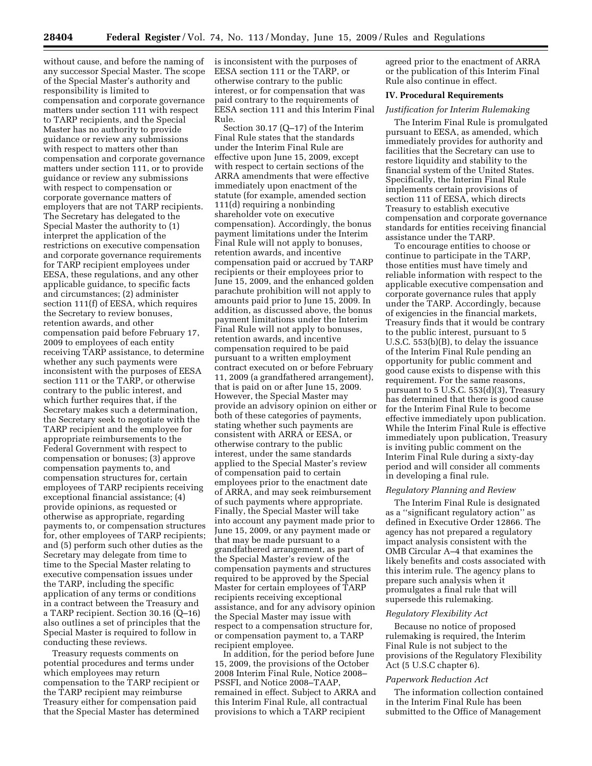without cause, and before the naming of any successor Special Master. The scope of the Special Master's authority and responsibility is limited to compensation and corporate governance matters under section 111 with respect to TARP recipients, and the Special Master has no authority to provide guidance or review any submissions with respect to matters other than compensation and corporate governance matters under section 111, or to provide guidance or review any submissions with respect to compensation or corporate governance matters of employers that are not TARP recipients. The Secretary has delegated to the Special Master the authority to (1) interpret the application of the restrictions on executive compensation and corporate governance requirements for TARP recipient employees under EESA, these regulations, and any other applicable guidance, to specific facts and circumstances; (2) administer section 111(f) of EESA, which requires the Secretary to review bonuses, retention awards, and other compensation paid before February 17, 2009 to employees of each entity receiving TARP assistance, to determine whether any such payments were inconsistent with the purposes of EESA section 111 or the TARP, or otherwise contrary to the public interest, and which further requires that, if the Secretary makes such a determination, the Secretary seek to negotiate with the TARP recipient and the employee for appropriate reimbursements to the Federal Government with respect to compensation or bonuses; (3) approve compensation payments to, and compensation structures for, certain employees of TARP recipients receiving exceptional financial assistance; (4) provide opinions, as requested or otherwise as appropriate, regarding payments to, or compensation structures for, other employees of TARP recipients; and (5) perform such other duties as the Secretary may delegate from time to time to the Special Master relating to executive compensation issues under the TARP, including the specific application of any terms or conditions in a contract between the Treasury and a TARP recipient. Section 30.16 (Q–16) also outlines a set of principles that the Special Master is required to follow in conducting these reviews.

Treasury requests comments on potential procedures and terms under which employees may return compensation to the TARP recipient or the TARP recipient may reimburse Treasury either for compensation paid that the Special Master has determined is inconsistent with the purposes of EESA section 111 or the TARP, or otherwise contrary to the public interest, or for compensation that was paid contrary to the requirements of EESA section 111 and this Interim Final Rule.

Section 30.17 (Q–17) of the Interim Final Rule states that the standards under the Interim Final Rule are effective upon June 15, 2009, except with respect to certain sections of the ARRA amendments that were effective immediately upon enactment of the statute (for example, amended section 111(d) requiring a nonbinding shareholder vote on executive compensation). Accordingly, the bonus payment limitations under the Interim Final Rule will not apply to bonuses, retention awards, and incentive compensation paid or accrued by TARP recipients or their employees prior to June 15, 2009, and the enhanced golden parachute prohibition will not apply to amounts paid prior to June 15, 2009. In addition, as discussed above, the bonus payment limitations under the Interim Final Rule will not apply to bonuses, retention awards, and incentive compensation required to be paid pursuant to a written employment contract executed on or before February 11, 2009 (a grandfathered arrangement), that is paid on or after June 15, 2009. However, the Special Master may provide an advisory opinion on either or both of these categories of payments, stating whether such payments are consistent with ARRA or EESA, or otherwise contrary to the public interest, under the same standards applied to the Special Master's review of compensation paid to certain employees prior to the enactment date of ARRA, and may seek reimbursement of such payments where appropriate. Finally, the Special Master will take into account any payment made prior to June 15, 2009, or any payment made or that may be made pursuant to a grandfathered arrangement, as part of the Special Master's review of the compensation payments and structures required to be approved by the Special Master for certain employees of TARP recipients receiving exceptional assistance, and for any advisory opinion the Special Master may issue with respect to a compensation structure for, or compensation payment to, a TARP recipient employee.

In addition, for the period before June 15, 2009, the provisions of the October 2008 Interim Final Rule, Notice 2008–PSSFI, and Notice 2008–TAAP, remained in effect. Subject to ARRA and this Interim Final Rule, all contractual provisions to which a TARP recipient agreed prior to the enactment of ARRA or the publication of this Interim Final Rule also continue in effect.

## IV. Procedural Requirements

*Justification for Interim Rulemaking*

The Interim Final Rule is promulgated pursuant to EESA, as amended, which immediately provides for authority and facilities that the Secretary can use to restore liquidity and stability to the financial system of the United States. Specifically, the Interim Final Rule implements certain provisions of section 111 of EESA, which directs Treasury to establish executive compensation and corporate governance standards for entities receiving financial assistance under the TARP.

To encourage entities to choose or continue to participate in the TARP, those entities must have timely and reliable information with respect to the applicable executive compensation and corporate governance rules that apply under the TARP. Accordingly, because of exigencies in the financial markets, Treasury finds that it would be contrary to the public interest, pursuant to 5 U.S.C. 553(b)(B), to delay the issuance of the Interim Final Rule pending an opportunity for public comment and good cause exists to dispense with this requirement. For the same reasons, pursuant to 5 U.S.C. 553(d)(3), Treasury has determined that there is good cause for the Interim Final Rule to become effective immediately upon publication. While the Interim Final Rule is effective immediately upon publication, Treasury is inviting public comment on the Interim Final Rule during a sixty-day period and will consider all comments in developing a final rule.

*Regulatory Planning and Review*

The Interim Final Rule is designated as a ''significant regulatory action'' as defined in Executive Order 12866. The agency has not prepared a regulatory impact analysis consistent with the OMB Circular A–4 that examines the likely benefits and costs associated with this interim rule. The agency plans to prepare such analysis when it promulgates a final rule that will supersede this rulemaking.

*Regulatory Flexibility Act*

Because no notice of proposed rulemaking is required, the Interim Final Rule is not subject to the provisions of the Regulatory Flexibility Act (5 U.S.C chapter 6).

*Paperwork Reduction Act*

The information collection contained in the Interim Final Rule has been submitted to the Office of Management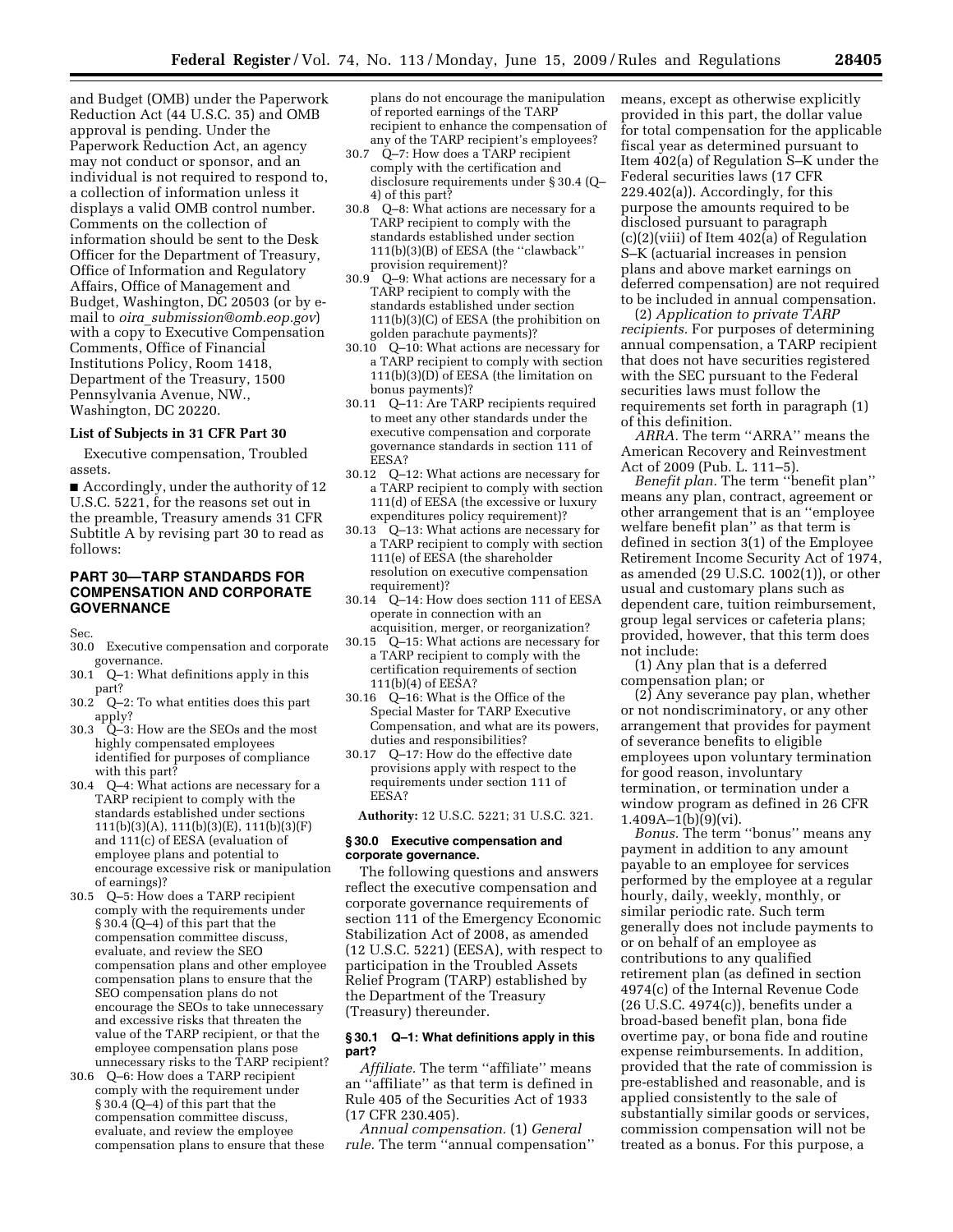and Budget (OMB) under the Paperwork Reduction Act (44 U.S.C. 35) and OMB approval is pending. Under the Paperwork Reduction Act, an agency may not conduct or sponsor, and an individual is not required to respond to, a collection of information unless it displays a valid OMB control number. Comments on the collection of information should be sent to the Desk Officer for the Department of Treasury, Office of Information and Regulatory Affairs, Office of Management and Budget, Washington, DC 20503 (or by e-mail to *oira_submission@omb.eop.gov*) with a copy to Executive Compensation Comments, Office of Financial Institutions Policy, Room 1418, Department of the Treasury, 1500 Pennsylvania Avenue, NW., Washington, DC 20220.

### List of Subjects in 31 CFR Part 30

Executive compensation, Troubled assets.

■ Accordingly, under the authority of 12 U.S.C. 5221, for the reasons set out in the preamble, Treasury amends 31 CFR Subtitle A by revising part 30 to read as follows:

## PART 30—TARP STANDARDS FOR COMPENSATION AND CORPORATE GOVERNANCE

Sec.
30.0 Executive compensation and corporate governance.
30.1 Q–1: What definitions apply in this part?
30.2 Q–2: To what entities does this part apply?
30.3 Q–3: How are the SEOs and the most highly compensated employees identified for purposes of compliance with this part?
30.4 Q–4: What actions are necessary for a TARP recipient to comply with the standards established under sections 111(b)(3)(A), 111(b)(3)(E), 111(b)(3)(F) and 111(c) of EESA (evaluation of employee plans and potential to encourage excessive risk or manipulation of earnings)?
30.5 Q–5: How does a TARP recipient comply with the requirements under § 30.4 (Q–4) of this part that the compensation committee discuss, evaluate, and review the SEO compensation plans and other employee compensation plans to ensure that the SEO compensation plans do not encourage the SEOs to take unnecessary and excessive risks that threaten the value of the TARP recipient, or that the employee compensation plans pose unnecessary risks to the TARP recipient?
30.6 Q–6: How does a TARP recipient comply with the requirement under § 30.4 (Q–4) of this part that the compensation committee discuss, evaluate, and review the employee compensation plans to ensure that these plans do not encourage the manipulation of reported earnings of the TARP recipient to enhance the compensation of any of the TARP recipient's employees?
30.7 Q–7: How does a TARP recipient comply with the certification and disclosure requirements under § 30.4 (Q–4) of this part?
30.8 Q–8: What actions are necessary for a TARP recipient to comply with the standards established under section 111(b)(3)(B) of EESA (the ''clawback'' provision requirement)?
30.9 Q–9: What actions are necessary for a TARP recipient to comply with the standards established under section 111(b)(3)(C) of EESA (the prohibition on golden parachute payments)?
30.10 Q–10: What actions are necessary for a TARP recipient to comply with section 111(b)(3)(D) of EESA (the limitation on bonus payments)?
30.11 Q–11: Are TARP recipients required to meet any other standards under the executive compensation and corporate governance standards in section 111 of EESA?
30.12 Q–12: What actions are necessary for a TARP recipient to comply with section 111(d) of EESA (the excessive or luxury expenditures policy requirement)?
30.13 Q–13: What actions are necessary for a TARP recipient to comply with section 111(e) of EESA (the shareholder resolution on executive compensation requirement)?
30.14 Q–14: How does section 111 of EESA operate in connection with an acquisition, merger, or reorganization?
30.15 Q–15: What actions are necessary for a TARP recipient to comply with the certification requirements of section 111(b)(4) of EESA?
30.16 Q–16: What is the Office of the Special Master for TARP Executive Compensation, and what are its powers, duties and responsibilities?
30.17 Q–17: How do the effective date provisions apply with respect to the requirements under section 111 of EESA?

**Authority:** 12 U.S.C. 5221; 31 U.S.C. 321.

### § 30.0 Executive compensation and corporate governance.

The following questions and answers reflect the executive compensation and corporate governance requirements of section 111 of the Emergency Economic Stabilization Act of 2008, as amended (12 U.S.C. 5221) (EESA), with respect to participation in the Troubled Assets Relief Program (TARP) established by the Department of the Treasury (Treasury) thereunder.

### § 30.1 Q–1: What definitions apply in this part?

*Affiliate.* The term ''affiliate'' means an ''affiliate'' as that term is defined in Rule 405 of the Securities Act of 1933 (17 CFR 230.405).

*Annual compensation.* (1) *General rule.* The term ''annual compensation'' means, except as otherwise explicitly provided in this part, the dollar value for total compensation for the applicable fiscal year as determined pursuant to Item 402(a) of Regulation S–K under the Federal securities laws (17 CFR 229.402(a)). Accordingly, for this purpose the amounts required to be disclosed pursuant to paragraph (c)(2)(viii) of Item 402(a) of Regulation S–K (actuarial increases in pension plans and above market earnings on deferred compensation) are not required to be included in annual compensation.

(2) *Application to private TARP recipients.* For purposes of determining annual compensation, a TARP recipient that does not have securities registered with the SEC pursuant to the Federal securities laws must follow the requirements set forth in paragraph (1) of this definition.

*ARRA.* The term ''ARRA'' means the American Recovery and Reinvestment Act of 2009 (Pub. L. 111–5).

*Benefit plan.* The term ''benefit plan'' means any plan, contract, agreement or other arrangement that is an ''employee welfare benefit plan'' as that term is defined in section 3(1) of the Employee Retirement Income Security Act of 1974, as amended (29 U.S.C. 1002(1)), or other usual and customary plans such as dependent care, tuition reimbursement, group legal services or cafeteria plans; provided, however, that this term does not include:

(1) Any plan that is a deferred compensation plan; or

(2) Any severance pay plan, whether or not nondiscriminatory, or any other arrangement that provides for payment of severance benefits to eligible employees upon voluntary termination for good reason, involuntary termination, or termination under a window program as defined in 26 CFR 1.409A–1(b)(9)(vi).

*Bonus.* The term ''bonus'' means any payment in addition to any amount payable to an employee for services performed by the employee at a regular hourly, daily, weekly, monthly, or similar periodic rate. Such term generally does not include payments to or on behalf of an employee as contributions to any qualified retirement plan (as defined in section 4974(c) of the Internal Revenue Code (26 U.S.C. 4974(c)), benefits under a broad-based benefit plan, bona fide overtime pay, or bona fide and routine expense reimbursements. In addition, provided that the rate of commission is pre-established and reasonable, and is applied consistently to the sale of substantially similar goods or services, commission compensation will not be treated as a bonus. For this purpose, a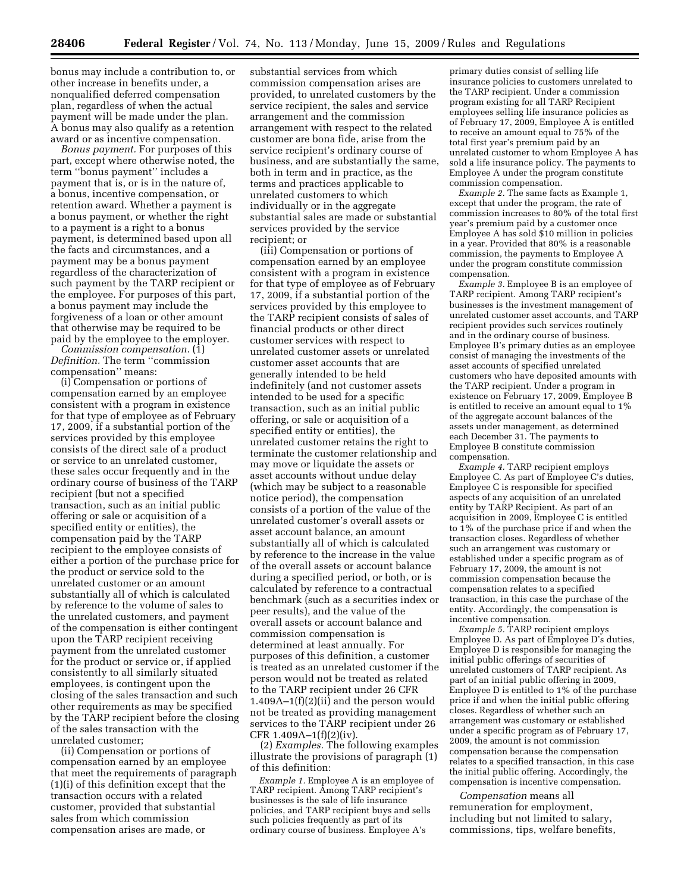bonus may include a contribution to, or other increase in benefits under, a nonqualified deferred compensation plan, regardless of when the actual payment will be made under the plan. A bonus may also qualify as a retention award or as incentive compensation.

*Bonus payment.* For purposes of this part, except where otherwise noted, the term ''bonus payment'' includes a payment that is, or is in the nature of, a bonus, incentive compensation, or retention award. Whether a payment is a bonus payment, or whether the right to a payment is a right to a bonus payment, is determined based upon all the facts and circumstances, and a payment may be a bonus payment regardless of the characterization of such payment by the TARP recipient or the employee. For purposes of this part, a bonus payment may include the forgiveness of a loan or other amount that otherwise may be required to be paid by the employee to the employer.

*Commission compensation.* (1) *Definition.* The term ''commission compensation'' means:

(i) Compensation or portions of compensation earned by an employee consistent with a program in existence for that type of employee as of February 17, 2009, if a substantial portion of the services provided by this employee consists of the direct sale of a product or service to an unrelated customer, these sales occur frequently and in the ordinary course of business of the TARP recipient (but not a specified transaction, such as an initial public offering or sale or acquisition of a specified entity or entities), the compensation paid by the TARP recipient to the employee consists of either a portion of the purchase price for the product or service sold to the unrelated customer or an amount substantially all of which is calculated by reference to the volume of sales to the unrelated customers, and payment of the compensation is either contingent upon the TARP recipient receiving payment from the unrelated customer for the product or service or, if applied consistently to all similarly situated employees, is contingent upon the closing of the sales transaction and such other requirements as may be specified by the TARP recipient before the closing of the sales transaction with the unrelated customer;

(ii) Compensation or portions of compensation earned by an employee that meet the requirements of paragraph (1)(i) of this definition except that the transaction occurs with a related customer, provided that substantial sales from which commission compensation arises are made, or substantial services from which commission compensation arises are provided, to unrelated customers by the service recipient, the sales and service arrangement and the commission arrangement with respect to the related customer are bona fide, arise from the service recipient's ordinary course of business, and are substantially the same, both in term and in practice, as the terms and practices applicable to unrelated customers to which individually or in the aggregate substantial sales are made or substantial services provided by the service recipient; or

(iii) Compensation or portions of compensation earned by an employee consistent with a program in existence for that type of employee as of February 17, 2009, if a substantial portion of the services provided by this employee to the TARP recipient consists of sales of financial products or other direct customer services with respect to unrelated customer assets or unrelated customer asset accounts that are generally intended to be held indefinitely (and not customer assets intended to be used for a specific transaction, such as an initial public offering, or sale or acquisition of a specified entity or entities), the unrelated customer retains the right to terminate the customer relationship and may move or liquidate the assets or asset accounts without undue delay (which may be subject to a reasonable notice period), the compensation consists of a portion of the value of the unrelated customer's overall assets or asset account balance, an amount substantially all of which is calculated by reference to the increase in the value of the overall assets or account balance during a specified period, or both, or is calculated by reference to a contractual benchmark (such as a securities index or peer results), and the value of the overall assets or account balance and commission compensation is determined at least annually. For purposes of this definition, a customer is treated as an unrelated customer if the person would not be treated as related to the TARP recipient under 26 CFR 1.409A–1(f)(2)(ii) and the person would not be treated as providing management services to the TARP recipient under 26 CFR 1.409A–1(f)(2)(iv).

(2) *Examples.* The following examples illustrate the provisions of paragraph (1) of this definition:

*Example 1.* Employee A is an employee of TARP recipient. Among TARP recipient's businesses is the sale of life insurance policies, and TARP recipient buys and sells such policies frequently as part of its ordinary course of business. Employee A's primary duties consist of selling life insurance policies to customers unrelated to the TARP recipient. Under a commission program existing for all TARP Recipient employees selling life insurance policies as of February 17, 2009, Employee A is entitled to receive an amount equal to 75% of the total first year's premium paid by an unrelated customer to whom Employee A has sold a life insurance policy. The payments to Employee A under the program constitute commission compensation.

*Example 2.* The same facts as Example 1, except that under the program, the rate of commission increases to 80% of the total first year's premium paid by a customer once Employee A has sold $10 million in policies in a year. Provided that 80% is a reasonable commission, the payments to Employee A under the program constitute commission compensation.

*Example 3.* Employee B is an employee of TARP recipient. Among TARP recipient's businesses is the investment management of unrelated customer asset accounts, and TARP recipient provides such services routinely and in the ordinary course of business. Employee B's primary duties as an employee consist of managing the investments of the asset accounts of specified unrelated customers who have deposited amounts with the TARP recipient. Under a program in existence on February 17, 2009, Employee B is entitled to receive an amount equal to 1% of the aggregate account balances of the assets under management, as determined each December 31. The payments to Employee B constitute commission compensation.

*Example 4.* TARP recipient employs Employee C. As part of Employee C's duties, Employee C is responsible for specified aspects of any acquisition of an unrelated entity by TARP Recipient. As part of an acquisition in 2009, Employee C is entitled to 1% of the purchase price if and when the transaction closes. Regardless of whether such an arrangement was customary or established under a specific program as of February 17, 2009, the amount is not commission compensation because the compensation relates to a specified transaction, in this case the purchase of the entity. Accordingly, the compensation is incentive compensation.

*Example 5.* TARP recipient employs Employee D. As part of Employee D's duties, Employee D is responsible for managing the initial public offerings of securities of unrelated customers of TARP recipient. As part of an initial public offering in 2009, Employee D is entitled to 1% of the purchase price if and when the initial public offering closes. Regardless of whether such an arrangement was customary or established under a specific program as of February 17, 2009, the amount is not commission compensation because the compensation relates to a specified transaction, in this case the initial public offering. Accordingly, the compensation is incentive compensation.

*Compensation* means all remuneration for employment, including but not limited to salary, commissions, tips, welfare benefits,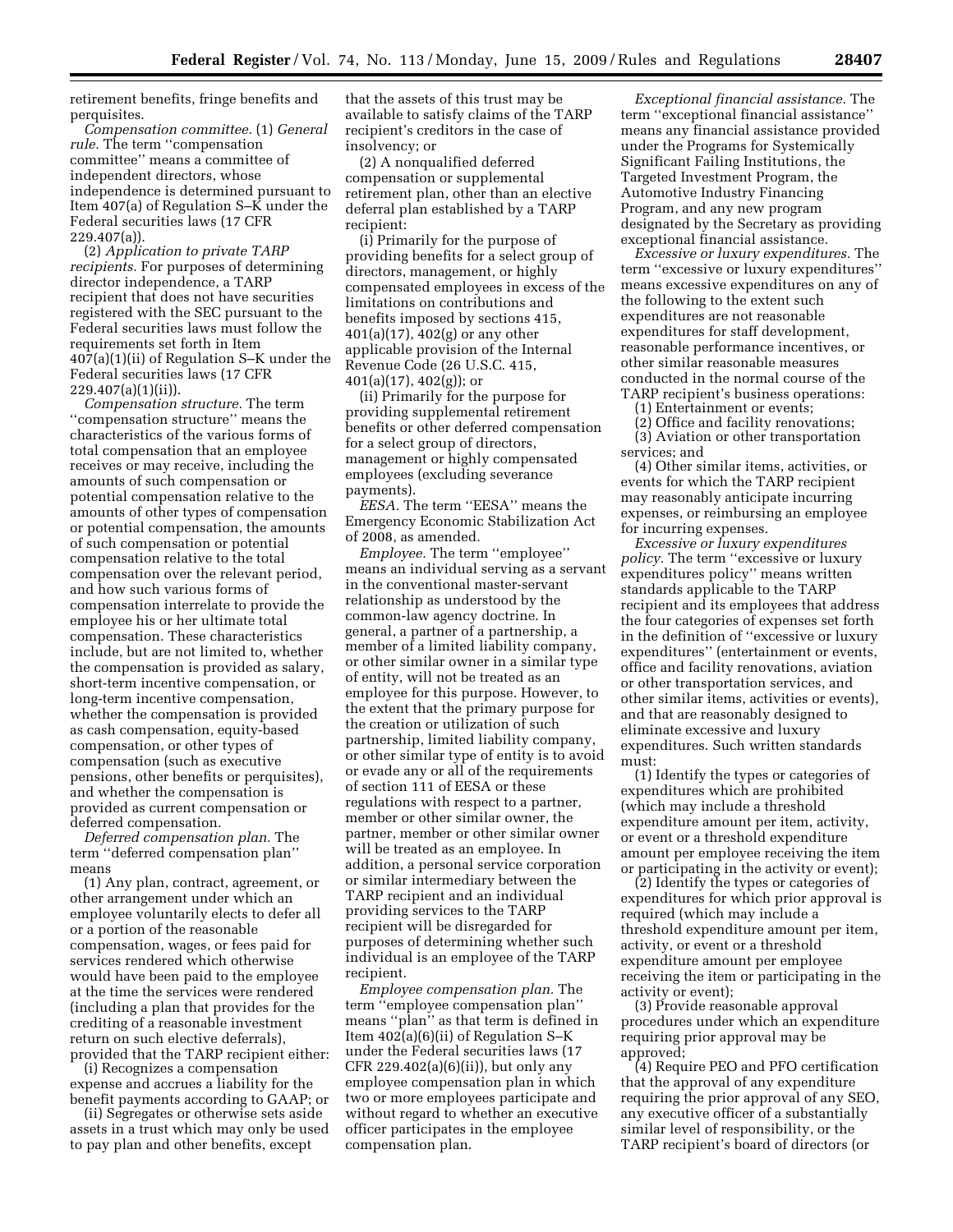retirement benefits, fringe benefits and perquisites.

*Compensation committee.* (1) *General rule.* The term ''compensation committee'' means a committee of independent directors, whose independence is determined pursuant to Item 407(a) of Regulation S–K under the Federal securities laws (17 CFR 229.407(a)).

(2) *Application to private TARP recipients.* For purposes of determining director independence, a TARP recipient that does not have securities registered with the SEC pursuant to the Federal securities laws must follow the requirements set forth in Item 407(a)(1)(ii) of Regulation S–K under the Federal securities laws (17 CFR 229.407(a)(1)(ii)).

*Compensation structure.* The term ''compensation structure'' means the characteristics of the various forms of total compensation that an employee receives or may receive, including the amounts of such compensation or potential compensation relative to the amounts of other types of compensation or potential compensation, the amounts of such compensation or potential compensation relative to the total compensation over the relevant period, and how such various forms of compensation interrelate to provide the employee his or her ultimate total compensation. These characteristics include, but are not limited to, whether the compensation is provided as salary, short-term incentive compensation, or long-term incentive compensation, whether the compensation is provided as cash compensation, equity-based compensation, or other types of compensation (such as executive pensions, other benefits or perquisites), and whether the compensation is provided as current compensation or deferred compensation.

*Deferred compensation plan.* The term ''deferred compensation plan'' means

(1) Any plan, contract, agreement, or other arrangement under which an employee voluntarily elects to defer all or a portion of the reasonable compensation, wages, or fees paid for services rendered which otherwise would have been paid to the employee at the time the services were rendered (including a plan that provides for the crediting of a reasonable investment return on such elective deferrals), provided that the TARP recipient either:

(i) Recognizes a compensation expense and accrues a liability for the benefit payments according to GAAP; or

(ii) Segregates or otherwise sets aside assets in a trust which may only be used to pay plan and other benefits, except that the assets of this trust may be available to satisfy claims of the TARP recipient's creditors in the case of insolvency; or

(2) A nonqualified deferred compensation or supplemental retirement plan, other than an elective deferral plan established by a TARP recipient:

(i) Primarily for the purpose of providing benefits for a select group of directors, management, or highly compensated employees in excess of the limitations on contributions and benefits imposed by sections 415, 401(a)(17), 402(g) or any other applicable provision of the Internal Revenue Code (26 U.S.C. 415, 401(a)(17), 402(g)); or

(ii) Primarily for the purpose for providing supplemental retirement benefits or other deferred compensation for a select group of directors, management or highly compensated employees (excluding severance payments).

*EESA.* The term ''EESA'' means the Emergency Economic Stabilization Act of 2008, as amended.

*Employee.* The term ''employee'' means an individual serving as a servant in the conventional master-servant relationship as understood by the common-law agency doctrine. In general, a partner of a partnership, a member of a limited liability company, or other similar owner in a similar type of entity, will not be treated as an employee for this purpose. However, to the extent that the primary purpose for the creation or utilization of such partnership, limited liability company, or other similar type of entity is to avoid or evade any or all of the requirements of section 111 of EESA or these regulations with respect to a partner, member or other similar owner, the partner, member or other similar owner will be treated as an employee. In addition, a personal service corporation or similar intermediary between the TARP recipient and an individual providing services to the TARP recipient will be disregarded for purposes of determining whether such individual is an employee of the TARP recipient.

*Employee compensation plan.* The term ''employee compensation plan'' means ''plan'' as that term is defined in Item 402(a)(6)(ii) of Regulation S–K under the Federal securities laws (17 CFR 229.402(a)(6)(ii)), but only any employee compensation plan in which two or more employees participate and without regard to whether an executive officer participates in the employee compensation plan.

*Exceptional financial assistance.* The term ''exceptional financial assistance'' means any financial assistance provided under the Programs for Systemically Significant Failing Institutions, the Targeted Investment Program, the Automotive Industry Financing Program, and any new program designated by the Secretary as providing exceptional financial assistance.

*Excessive or luxury expenditures.* The term ''excessive or luxury expenditures'' means excessive expenditures on any of the following to the extent such expenditures are not reasonable expenditures for staff development, reasonable performance incentives, or other similar reasonable measures conducted in the normal course of the TARP recipient's business operations:

(1) Entertainment or events;

(2) Office and facility renovations;

(3) Aviation or other transportation services; and

(4) Other similar items, activities, or events for which the TARP recipient may reasonably anticipate incurring expenses, or reimbursing an employee for incurring expenses.

*Excessive or luxury expenditures policy.* The term ''excessive or luxury expenditures policy'' means written standards applicable to the TARP recipient and its employees that address the four categories of expenses set forth in the definition of ''excessive or luxury expenditures'' (entertainment or events, office and facility renovations, aviation or other transportation services, and other similar items, activities or events), and that are reasonably designed to eliminate excessive and luxury expenditures. Such written standards must:

(1) Identify the types or categories of expenditures which are prohibited (which may include a threshold expenditure amount per item, activity, or event or a threshold expenditure amount per employee receiving the item or participating in the activity or event);

(2) Identify the types or categories of expenditures for which prior approval is required (which may include a threshold expenditure amount per item, activity, or event or a threshold expenditure amount per employee receiving the item or participating in the activity or event);

(3) Provide reasonable approval procedures under which an expenditure requiring prior approval may be approved;

(4) Require PEO and PFO certification that the approval of any expenditure requiring the prior approval of any SEO, any executive officer of a substantially similar level of responsibility, or the TARP recipient's board of directors (or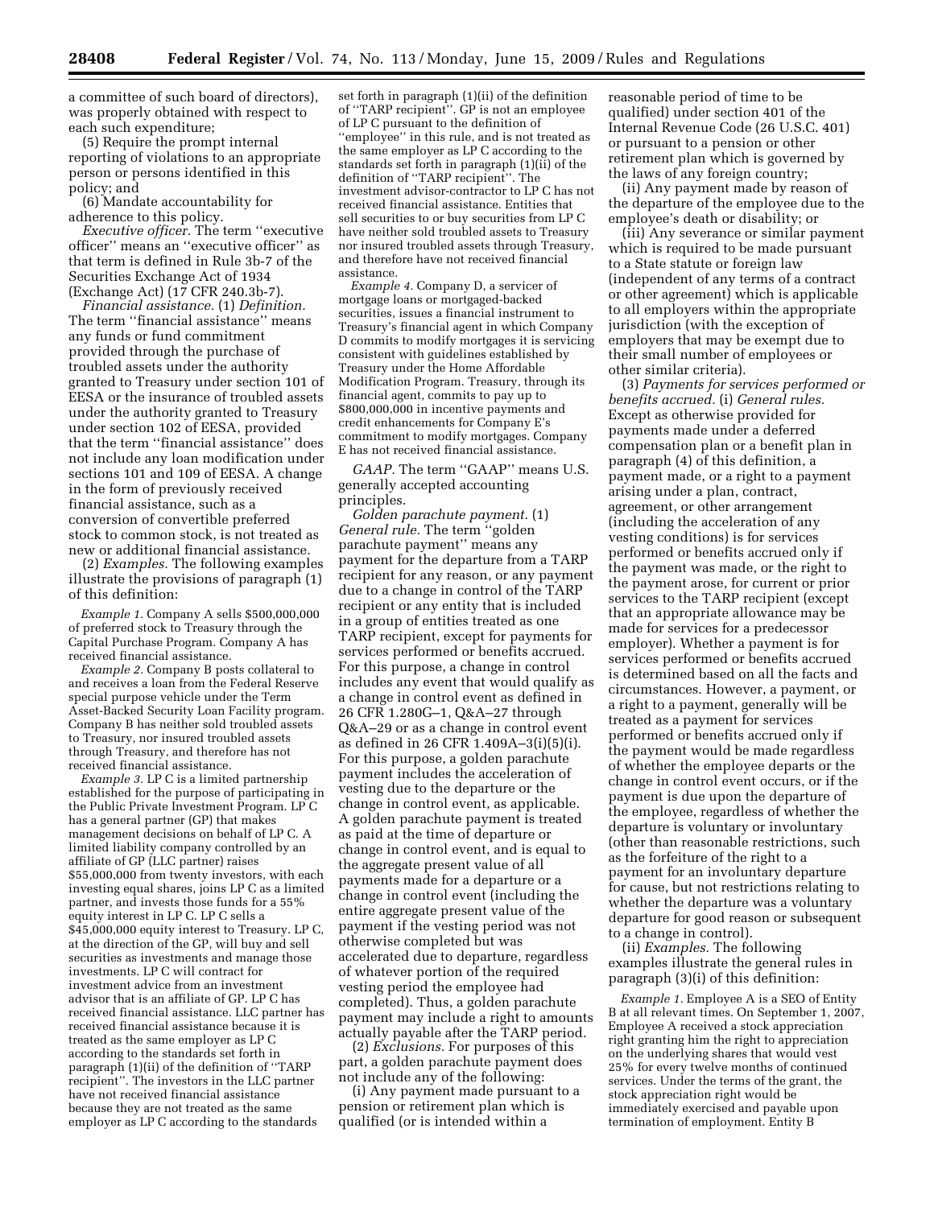a committee of such board of directors), was properly obtained with respect to each such expenditure;

(5) Require the prompt internal reporting of violations to an appropriate person or persons identified in this policy; and

(6) Mandate accountability for adherence to this policy.

*Executive officer.* The term ''executive officer'' means an ''executive officer'' as that term is defined in Rule 3b-7 of the Securities Exchange Act of 1934 (Exchange Act) (17 CFR 240.3b-7).

*Financial assistance.* (1) *Definition.* The term ''financial assistance'' means any funds or fund commitment provided through the purchase of troubled assets under the authority granted to Treasury under section 101 of EESA or the insurance of troubled assets under the authority granted to Treasury under section 102 of EESA, provided that the term ''financial assistance'' does not include any loan modification under sections 101 and 109 of EESA. A change in the form of previously received financial assistance, such as a conversion of convertible preferred stock to common stock, is not treated as new or additional financial assistance.

(2) *Examples.* The following examples illustrate the provisions of paragraph (1) of this definition:

*Example 1.* Company A sells $500,000,000 of preferred stock to Treasury through the Capital Purchase Program. Company A has received financial assistance.

*Example 2.* Company B posts collateral to and receives a loan from the Federal Reserve special purpose vehicle under the Term Asset-Backed Security Loan Facility program. Company B has neither sold troubled assets to Treasury, nor insured troubled assets through Treasury, and therefore has not received financial assistance.

*Example 3.* LP C is a limited partnership established for the purpose of participating in the Public Private Investment Program. LP C has a general partner (GP) that makes management decisions on behalf of LP C. A limited liability company controlled by an affiliate of GP (LLC partner) raises $55,000,000 from twenty investors, with each investing equal shares, joins LP C as a limited partner, and invests those funds for a 55% equity interest in LP C. LP C sells a $45,000,000 equity interest to Treasury. LP C, at the direction of the GP, will buy and sell securities as investments and manage those investments. LP C will contract for investment advice from an investment advisor that is an affiliate of GP. LP C has received financial assistance. LLC partner has received financial assistance because it is treated as the same employer as LP C according to the standards set forth in paragraph (1)(ii) of the definition of ''TARP recipient''. The investors in the LLC partner have not received financial assistance because they are not treated as the same employer as LP C according to the standards set forth in paragraph (1)(ii) of the definition of ''TARP recipient''. GP is not an employee of LP C pursuant to the definition of ''employee'' in this rule, and is not treated as the same employer as LP C according to the standards set forth in paragraph (1)(ii) of the definition of ''TARP recipient''. The investment advisor-contractor to LP C has not received financial assistance. Entities that sell securities to or buy securities from LP C have neither sold troubled assets to Treasury nor insured troubled assets through Treasury, and therefore have not received financial assistance.

*Example 4.* Company D, a servicer of mortgage loans or mortgaged-backed securities, issues a financial instrument to Treasury's financial agent in which Company D commits to modify mortgages it is servicing consistent with guidelines established by Treasury under the Home Affordable Modification Program. Treasury, through its financial agent, commits to pay up to $800,000,000 in incentive payments and credit enhancements for Company E's commitment to modify mortgages. Company E has not received financial assistance.

*GAAP.* The term ''GAAP'' means U.S. generally accepted accounting principles.

*Golden parachute payment.* (1) *General rule.* The term ''golden parachute payment'' means any payment for the departure from a TARP recipient for any reason, or any payment due to a change in control of the TARP recipient or any entity that is included in a group of entities treated as one TARP recipient, except for payments for services performed or benefits accrued. For this purpose, a change in control includes any event that would qualify as a change in control event as defined in 26 CFR 1.280G–1, Q&A–27 through Q&A–29 or as a change in control event as defined in 26 CFR 1.409A–3(i)(5)(i). For this purpose, a golden parachute payment includes the acceleration of vesting due to the departure or the change in control event, as applicable. A golden parachute payment is treated as paid at the time of departure or change in control event, and is equal to the aggregate present value of all payments made for a departure or a change in control event (including the entire aggregate present value of the payment if the vesting period was not otherwise completed but was accelerated due to departure, regardless of whatever portion of the required vesting period the employee had completed). Thus, a golden parachute payment may include a right to amounts actually payable after the TARP period.

(2) *Exclusions.* For purposes of this part, a golden parachute payment does not include any of the following:

(i) Any payment made pursuant to a pension or retirement plan which is qualified (or is intended within a reasonable period of time to be qualified) under section 401 of the Internal Revenue Code (26 U.S.C. 401) or pursuant to a pension or other retirement plan which is governed by the laws of any foreign country;

(ii) Any payment made by reason of the departure of the employee due to the employee's death or disability; or

(iii) Any severance or similar payment which is required to be made pursuant to a State statute or foreign law (independent of any terms of a contract or other agreement) which is applicable to all employers within the appropriate jurisdiction (with the exception of employers that may be exempt due to their small number of employees or other similar criteria).

(3) *Payments for services performed or benefits accrued.* (i) *General rules.* Except as otherwise provided for payments made under a deferred compensation plan or a benefit plan in paragraph (4) of this definition, a payment made, or a right to a payment arising under a plan, contract, agreement, or other arrangement (including the acceleration of any vesting conditions) is for services performed or benefits accrued only if the payment was made, or the right to the payment arose, for current or prior services to the TARP recipient (except that an appropriate allowance may be made for services for a predecessor employer). Whether a payment is for services performed or benefits accrued is determined based on all the facts and circumstances. However, a payment, or a right to a payment, generally will be treated as a payment for services performed or benefits accrued only if the payment would be made regardless of whether the employee departs or the change in control event occurs, or if the payment is due upon the departure of the employee, regardless of whether the departure is voluntary or involuntary (other than reasonable restrictions, such as the forfeiture of the right to a payment for an involuntary departure for cause, but not restrictions relating to whether the departure was a voluntary departure for good reason or subsequent to a change in control).

(ii) *Examples.* The following examples illustrate the general rules in paragraph (3)(i) of this definition:

*Example 1.* Employee A is a SEO of Entity B at all relevant times. On September 1, 2007, Employee A received a stock appreciation right granting him the right to appreciation on the underlying shares that would vest 25% for every twelve months of continued services. Under the terms of the grant, the stock appreciation right would be immediately exercised and payable upon termination of employment. Entity B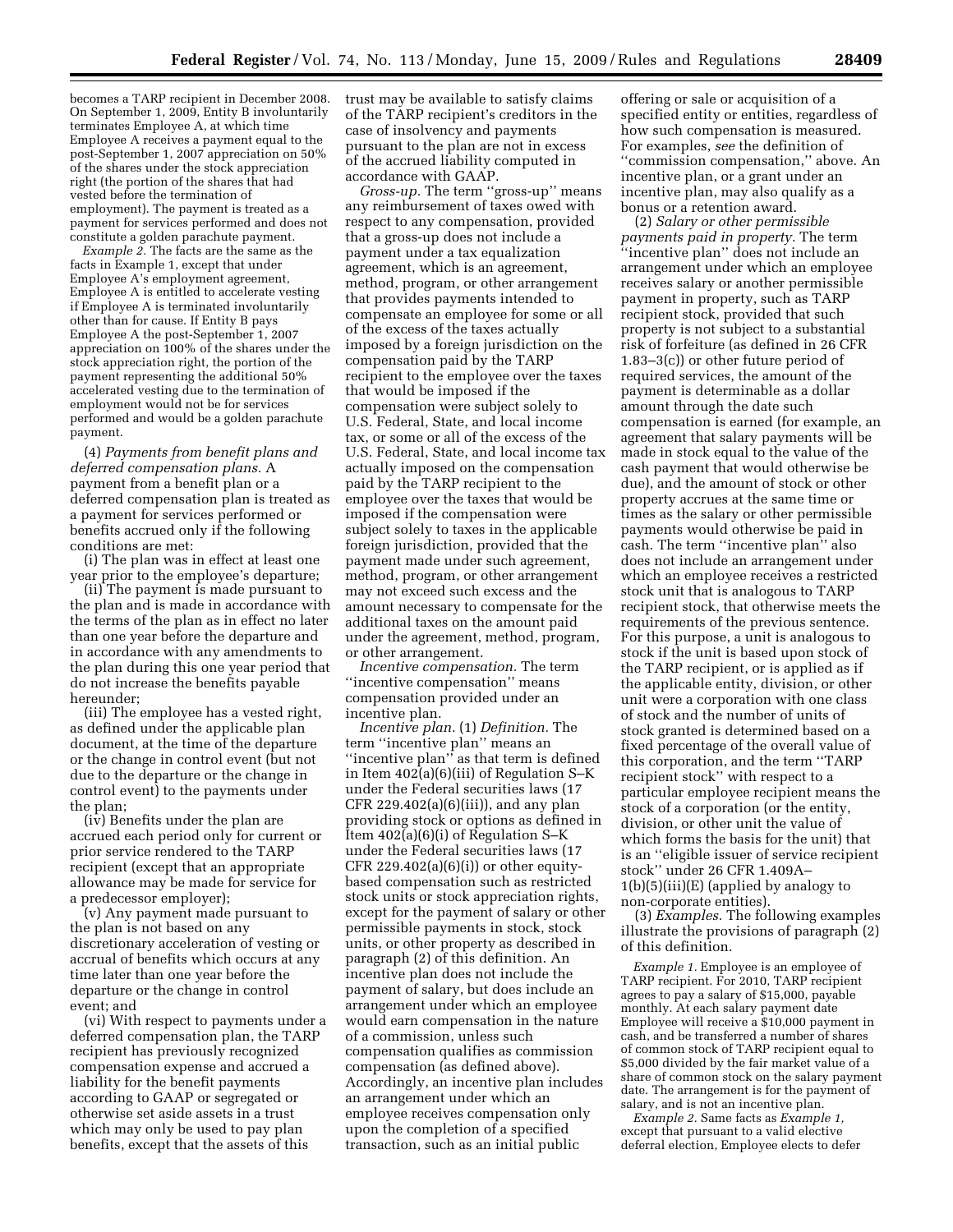becomes a TARP recipient in December 2008. On September 1, 2009, Entity B involuntarily terminates Employee A, at which time Employee A receives a payment equal to the post-September 1, 2007 appreciation on 50% of the shares under the stock appreciation right (the portion of the shares that had vested before the termination of employment). The payment is treated as a payment for services performed and does not constitute a golden parachute payment.

*Example 2.* The facts are the same as the facts in Example 1, except that under Employee A's employment agreement, Employee A is entitled to accelerate vesting if Employee A is terminated involuntarily other than for cause. If Entity B pays Employee A the post-September 1, 2007 appreciation on 100% of the shares under the stock appreciation right, the portion of the payment representing the additional 50% accelerated vesting due to the termination of employment would not be for services performed and would be a golden parachute payment.

(4) *Payments from benefit plans and deferred compensation plans.* A payment from a benefit plan or a deferred compensation plan is treated as a payment for services performed or benefits accrued only if the following conditions are met:

(i) The plan was in effect at least one year prior to the employee's departure;

(ii) The payment is made pursuant to the plan and is made in accordance with the terms of the plan as in effect no later than one year before the departure and in accordance with any amendments to the plan during this one year period that do not increase the benefits payable hereunder;

(iii) The employee has a vested right, as defined under the applicable plan document, at the time of the departure or the change in control event (but not due to the departure or the change in control event) to the payments under the plan;

(iv) Benefits under the plan are accrued each period only for current or prior service rendered to the TARP recipient (except that an appropriate allowance may be made for service for a predecessor employer);

(v) Any payment made pursuant to the plan is not based on any discretionary acceleration of vesting or accrual of benefits which occurs at any time later than one year before the departure or the change in control event; and

(vi) With respect to payments under a deferred compensation plan, the TARP recipient has previously recognized compensation expense and accrued a liability for the benefit payments according to GAAP or segregated or otherwise set aside assets in a trust which may only be used to pay plan benefits, except that the assets of this trust may be available to satisfy claims of the TARP recipient's creditors in the case of insolvency and payments pursuant to the plan are not in excess of the accrued liability computed in accordance with GAAP.

*Gross-up.* The term ''gross-up'' means any reimbursement of taxes owed with respect to any compensation, provided that a gross-up does not include a payment under a tax equalization agreement, which is an agreement, method, program, or other arrangement that provides payments intended to compensate an employee for some or all of the excess of the taxes actually imposed by a foreign jurisdiction on the compensation paid by the TARP recipient to the employee over the taxes that would be imposed if the compensation were subject solely to U.S. Federal, State, and local income tax, or some or all of the excess of the U.S. Federal, State, and local income tax actually imposed on the compensation paid by the TARP recipient to the employee over the taxes that would be imposed if the compensation were subject solely to taxes in the applicable foreign jurisdiction, provided that the payment made under such agreement, method, program, or other arrangement may not exceed such excess and the amount necessary to compensate for the additional taxes on the amount paid under the agreement, method, program, or other arrangement.

*Incentive compensation.* The term ''incentive compensation'' means compensation provided under an incentive plan.

*Incentive plan.* (1) *Definition.* The term ''incentive plan'' means an ''incentive plan'' as that term is defined in Item 402(a)(6)(iii) of Regulation S–K under the Federal securities laws (17 CFR 229.402(a)(6)(iii)), and any plan providing stock or options as defined in Item 402(a)(6)(i) of Regulation S–K under the Federal securities laws (17 CFR 229.402(a)(6)(i)) or other equity-based compensation such as restricted stock units or stock appreciation rights, except for the payment of salary or other permissible payments in stock, stock units, or other property as described in paragraph (2) of this definition. An incentive plan does not include the payment of salary, but does include an arrangement under which an employee would earn compensation in the nature of a commission, unless such compensation qualifies as commission compensation (as defined above). Accordingly, an incentive plan includes an arrangement under which an employee receives compensation only upon the completion of a specified transaction, such as an initial public offering or sale or acquisition of a specified entity or entities, regardless of how such compensation is measured. For examples, *see* the definition of ''commission compensation,'' above. An incentive plan, or a grant under an incentive plan, may also qualify as a bonus or a retention award.

(2) *Salary or other permissible payments paid in property.* The term ''incentive plan'' does not include an arrangement under which an employee receives salary or another permissible payment in property, such as TARP recipient stock, provided that such property is not subject to a substantial risk of forfeiture (as defined in 26 CFR 1.83–3(c)) or other future period of required services, the amount of the payment is determinable as a dollar amount through the date such compensation is earned (for example, an agreement that salary payments will be made in stock equal to the value of the cash payment that would otherwise be due), and the amount of stock or other property accrues at the same time or times as the salary or other permissible payments would otherwise be paid in cash. The term ''incentive plan'' also does not include an arrangement under which an employee receives a restricted stock unit that is analogous to TARP recipient stock, that otherwise meets the requirements of the previous sentence. For this purpose, a unit is analogous to stock if the unit is based upon stock of the TARP recipient, or is applied as if the applicable entity, division, or other unit were a corporation with one class of stock and the number of units of stock granted is determined based on a fixed percentage of the overall value of this corporation, and the term ''TARP recipient stock'' with respect to a particular employee recipient means the stock of a corporation (or the entity, division, or other unit the value of which forms the basis for the unit) that is an ''eligible issuer of service recipient stock'' under 26 CFR 1.409A–1(b)(5)(iii)(E) (applied by analogy to non-corporate entities).

(3) *Examples.* The following examples illustrate the provisions of paragraph (2) of this definition.

*Example 1.* Employee is an employee of TARP recipient. For 2010, TARP recipient agrees to pay a salary of $15,000, payable monthly. At each salary payment date Employee will receive a $10,000 payment in cash, and be transferred a number of shares of common stock of TARP recipient equal to $5,000 divided by the fair market value of a share of common stock on the salary payment date. The arrangement is for the payment of salary, and is not an incentive plan.

*Example 2.* Same facts as *Example 1,* except that pursuant to a valid elective deferral election, Employee elects to defer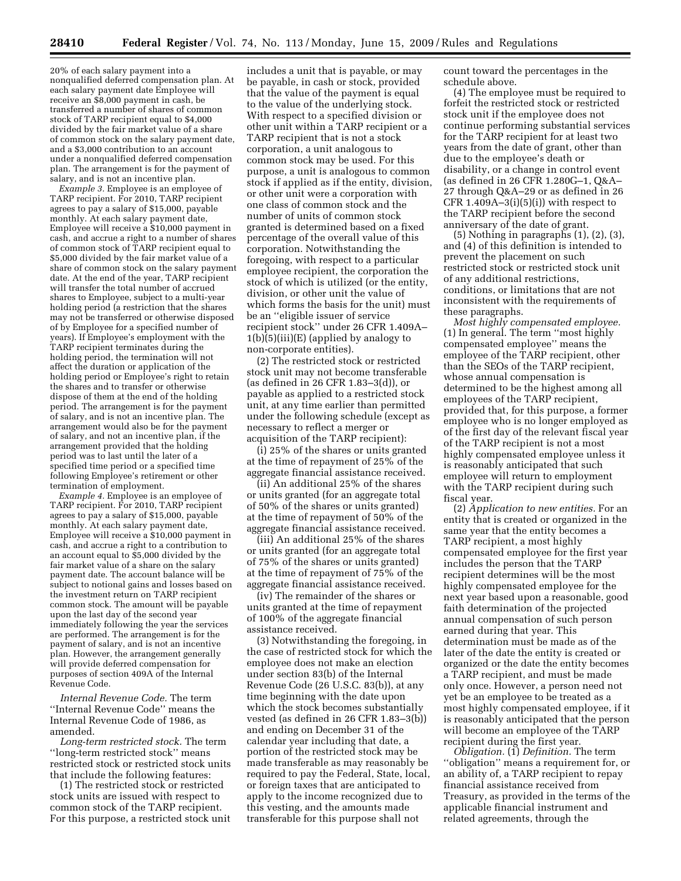20% of each salary payment into a nonqualified deferred compensation plan. At each salary payment date Employee will receive an $8,000 payment in cash, be transferred a number of shares of common stock of TARP recipient equal to $4,000 divided by the fair market value of a share of common stock on the salary payment date, and a $3,000 contribution to an account under a nonqualified deferred compensation plan. The arrangement is for the payment of salary, and is not an incentive plan.

*Example 3.* Employee is an employee of TARP recipient. For 2010, TARP recipient agrees to pay a salary of $15,000, payable monthly. At each salary payment date, Employee will receive a $10,000 payment in cash, and accrue a right to a number of shares of common stock of TARP recipient equal to $5,000 divided by the fair market value of a share of common stock on the salary payment date. At the end of the year, TARP recipient will transfer the total number of accrued shares to Employee, subject to a multi-year holding period (a restriction that the shares may not be transferred or otherwise disposed of by Employee for a specified number of years). If Employee's employment with the TARP recipient terminates during the holding period, the termination will not affect the duration or application of the holding period or Employee's right to retain the shares and to transfer or otherwise dispose of them at the end of the holding period. The arrangement is for the payment of salary, and is not an incentive plan. The arrangement would also be for the payment of salary, and not an incentive plan, if the arrangement provided that the holding period was to last until the later of a specified time period or a specified time following Employee's retirement or other termination of employment.

*Example 4.* Employee is an employee of TARP recipient. For 2010, TARP recipient agrees to pay a salary of $15,000, payable monthly. At each salary payment date, Employee will receive a $10,000 payment in cash, and accrue a right to a contribution to an account equal to $5,000 divided by the fair market value of a share on the salary payment date. The account balance will be subject to notional gains and losses based on the investment return on TARP recipient common stock. The amount will be payable upon the last day of the second year immediately following the year the services are performed. The arrangement is for the payment of salary, and is not an incentive plan. However, the arrangement generally will provide deferred compensation for purposes of section 409A of the Internal Revenue Code.

*Internal Revenue Code.* The term ''Internal Revenue Code'' means the Internal Revenue Code of 1986, as amended.

*Long-term restricted stock.* The term ''long-term restricted stock'' means restricted stock or restricted stock units that include the following features:

(1) The restricted stock or restricted stock units are issued with respect to common stock of the TARP recipient. For this purpose, a restricted stock unit includes a unit that is payable, or may be payable, in cash or stock, provided that the value of the payment is equal to the value of the underlying stock. With respect to a specified division or other unit within a TARP recipient or a TARP recipient that is not a stock corporation, a unit analogous to common stock may be used. For this purpose, a unit is analogous to common stock if applied as if the entity, division, or other unit were a corporation with one class of common stock and the number of units of common stock granted is determined based on a fixed percentage of the overall value of this corporation. Notwithstanding the foregoing, with respect to a particular employee recipient, the corporation the stock of which is utilized (or the entity, division, or other unit the value of which forms the basis for the unit) must be an ''eligible issuer of service recipient stock'' under 26 CFR 1.409A–1(b)(5)(iii)(E) (applied by analogy to non-corporate entities).

(2) The restricted stock or restricted stock unit may not become transferable (as defined in 26 CFR 1.83–3(d)), or payable as applied to a restricted stock unit, at any time earlier than permitted under the following schedule (except as necessary to reflect a merger or acquisition of the TARP recipient):

(i) 25% of the shares or units granted at the time of repayment of 25% of the aggregate financial assistance received.

(ii) An additional 25% of the shares or units granted (for an aggregate total of 50% of the shares or units granted) at the time of repayment of 50% of the aggregate financial assistance received.

(iii) An additional 25% of the shares or units granted (for an aggregate total of 75% of the shares or units granted) at the time of repayment of 75% of the aggregate financial assistance received.

(iv) The remainder of the shares or units granted at the time of repayment of 100% of the aggregate financial assistance received.

(3) Notwithstanding the foregoing, in the case of restricted stock for which the employee does not make an election under section 83(b) of the Internal Revenue Code (26 U.S.C. 83(b)), at any time beginning with the date upon which the stock becomes substantially vested (as defined in 26 CFR 1.83–3(b)) and ending on December 31 of the calendar year including that date, a portion of the restricted stock may be made transferable as may reasonably be required to pay the Federal, State, local, or foreign taxes that are anticipated to apply to the income recognized due to this vesting, and the amounts made transferable for this purpose shall not count toward the percentages in the schedule above.

(4) The employee must be required to forfeit the restricted stock or restricted stock unit if the employee does not continue performing substantial services for the TARP recipient for at least two years from the date of grant, other than due to the employee's death or disability, or a change in control event (as defined in 26 CFR 1.280G–1, Q&A–27 through Q&A–29 or as defined in 26 CFR 1.409A–3(i)(5)(i)) with respect to the TARP recipient before the second anniversary of the date of grant.

(5) Nothing in paragraphs (1), (2), (3), and (4) of this definition is intended to prevent the placement on such restricted stock or restricted stock unit of any additional restrictions, conditions, or limitations that are not inconsistent with the requirements of these paragraphs.

*Most highly compensated employee.* (1) In general. The term ''most highly compensated employee'' means the employee of the TARP recipient, other than the SEOs of the TARP recipient, whose annual compensation is determined to be the highest among all employees of the TARP recipient, provided that, for this purpose, a former employee who is no longer employed as of the first day of the relevant fiscal year of the TARP recipient is not a most highly compensated employee unless it is reasonably anticipated that such employee will return to employment with the TARP recipient during such fiscal year.

(2) *Application to new entities.* For an entity that is created or organized in the same year that the entity becomes a TARP recipient, a most highly compensated employee for the first year includes the person that the TARP recipient determines will be the most highly compensated employee for the next year based upon a reasonable, good faith determination of the projected annual compensation of such person earned during that year. This determination must be made as of the later of the date the entity is created or organized or the date the entity becomes a TARP recipient, and must be made only once. However, a person need not yet be an employee to be treated as a most highly compensated employee, if it is reasonably anticipated that the person will become an employee of the TARP recipient during the first year.

*Obligation.* (1) *Definition.* The term ''obligation'' means a requirement for, or an ability of, a TARP recipient to repay financial assistance received from Treasury, as provided in the terms of the applicable financial instrument and related agreements, through the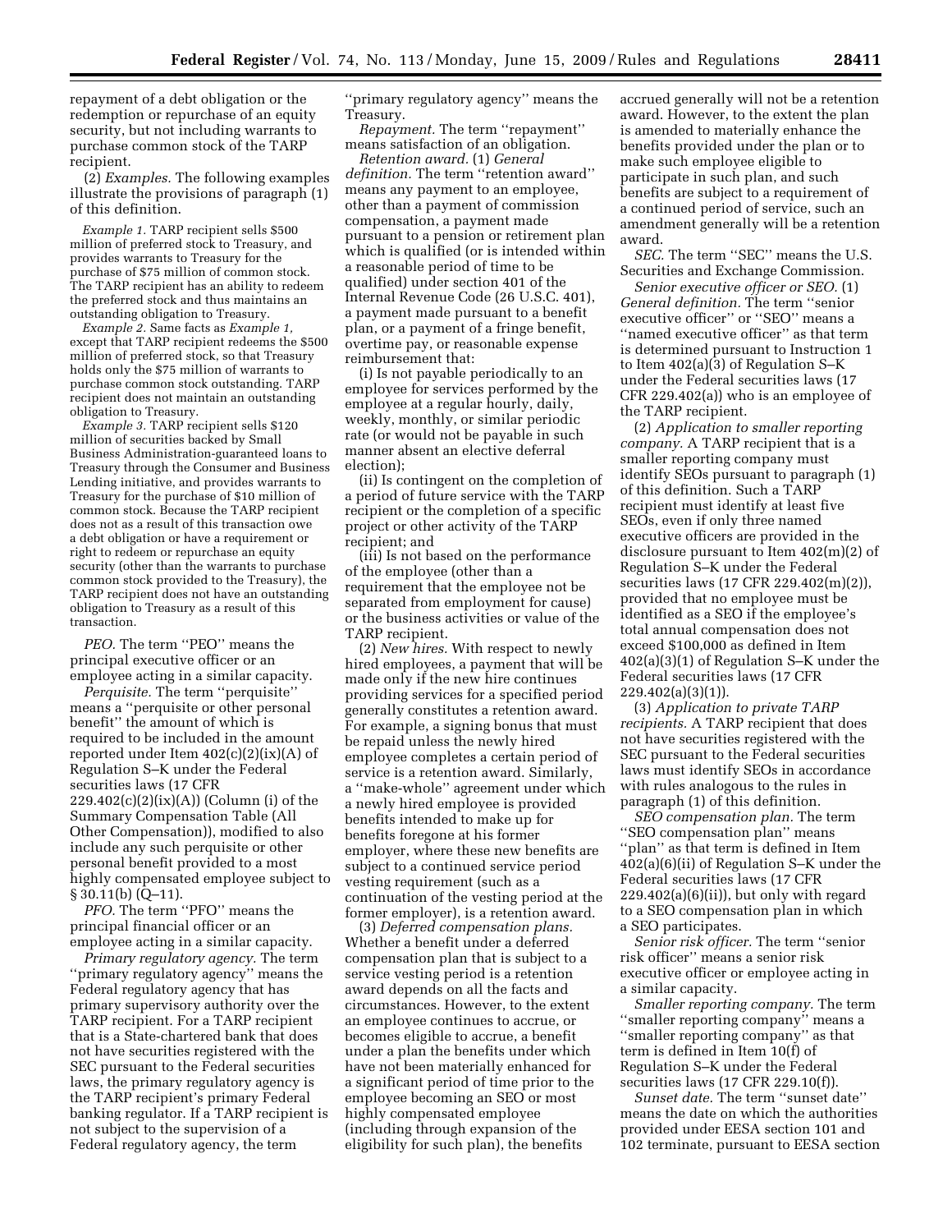repayment of a debt obligation or the redemption or repurchase of an equity security, but not including warrants to purchase common stock of the TARP recipient.

(2) *Examples.* The following examples illustrate the provisions of paragraph (1) of this definition.

*Example 1.* TARP recipient sells $500 million of preferred stock to Treasury, and provides warrants to Treasury for the purchase of $75 million of common stock. The TARP recipient has an ability to redeem the preferred stock and thus maintains an outstanding obligation to Treasury.

*Example 2.* Same facts as *Example 1,* except that TARP recipient redeems the $500 million of preferred stock, so that Treasury holds only the $75 million of warrants to purchase common stock outstanding. TARP recipient does not maintain an outstanding obligation to Treasury.

*Example 3.* TARP recipient sells $120 million of securities backed by Small Business Administration-guaranteed loans to Treasury through the Consumer and Business Lending initiative, and provides warrants to Treasury for the purchase of $10 million of common stock. Because the TARP recipient does not as a result of this transaction owe a debt obligation or have a requirement or right to redeem or repurchase an equity security (other than the warrants to purchase common stock provided to the Treasury), the TARP recipient does not have an outstanding obligation to Treasury as a result of this transaction.

*PEO.* The term ''PEO'' means the principal executive officer or an employee acting in a similar capacity.

*Perquisite.* The term ''perquisite'' means a ''perquisite or other personal benefit'' the amount of which is required to be included in the amount reported under Item 402(c)(2)(ix)(A) of Regulation S–K under the Federal securities laws (17 CFR 229.402(c)(2)(ix)(A)) (Column (i) of the Summary Compensation Table (All Other Compensation)), modified to also include any such perquisite or other personal benefit provided to a most highly compensated employee subject to § 30.11(b) (Q–11).

*PFO.* The term ''PFO'' means the principal financial officer or an employee acting in a similar capacity.

*Primary regulatory agency.* The term ''primary regulatory agency'' means the Federal regulatory agency that has primary supervisory authority over the TARP recipient. For a TARP recipient that is a State-chartered bank that does not have securities registered with the SEC pursuant to the Federal securities laws, the primary regulatory agency is the TARP recipient's primary Federal banking regulator. If a TARP recipient is not subject to the supervision of a Federal regulatory agency, the term ''primary regulatory agency'' means the Treasury.

*Repayment.* The term ''repayment'' means satisfaction of an obligation.

*Retention award.* (1) *General definition.* The term ''retention award'' means any payment to an employee, other than a payment of commission compensation, a payment made pursuant to a pension or retirement plan which is qualified (or is intended within a reasonable period of time to be qualified) under section 401 of the Internal Revenue Code (26 U.S.C. 401), a payment made pursuant to a benefit plan, or a payment of a fringe benefit, overtime pay, or reasonable expense reimbursement that:

(i) Is not payable periodically to an employee for services performed by the employee at a regular hourly, daily, weekly, monthly, or similar periodic rate (or would not be payable in such manner absent an elective deferral election);

(ii) Is contingent on the completion of a period of future service with the TARP recipient or the completion of a specific project or other activity of the TARP recipient; and

(iii) Is not based on the performance of the employee (other than a requirement that the employee not be separated from employment for cause) or the business activities or value of the TARP recipient.

(2) *New hires.* With respect to newly hired employees, a payment that will be made only if the new hire continues providing services for a specified period generally constitutes a retention award. For example, a signing bonus that must be repaid unless the newly hired employee completes a certain period of service is a retention award. Similarly, a ''make-whole'' agreement under which a newly hired employee is provided benefits intended to make up for benefits foregone at his former employer, where these new benefits are subject to a continued service period vesting requirement (such as a continuation of the vesting period at the former employer), is a retention award.

(3) *Deferred compensation plans.* Whether a benefit under a deferred compensation plan that is subject to a service vesting period is a retention award depends on all the facts and circumstances. However, to the extent an employee continues to accrue, or becomes eligible to accrue, a benefit under a plan the benefits under which have not been materially enhanced for a significant period of time prior to the employee becoming an SEO or most highly compensated employee (including through expansion of the eligibility for such plan), the benefits accrued generally will not be a retention award. However, to the extent the plan is amended to materially enhance the benefits provided under the plan or to make such employee eligible to participate in such plan, and such benefits are subject to a requirement of a continued period of service, such an amendment generally will be a retention award.

*SEC.* The term ''SEC'' means the U.S. Securities and Exchange Commission.

*Senior executive officer or SEO.* (1) *General definition.* The term ''senior executive officer'' or ''SEO'' means a ''named executive officer'' as that term is determined pursuant to Instruction 1 to Item 402(a)(3) of Regulation S–K under the Federal securities laws (17 CFR 229.402(a)) who is an employee of the TARP recipient.

(2) *Application to smaller reporting company.* A TARP recipient that is a smaller reporting company must identify SEOs pursuant to paragraph (1) of this definition. Such a TARP recipient must identify at least five SEOs, even if only three named executive officers are provided in the disclosure pursuant to Item 402(m)(2) of Regulation S–K under the Federal securities laws (17 CFR 229.402(m)(2)), provided that no employee must be identified as a SEO if the employee's total annual compensation does not exceed $100,000 as defined in Item 402(a)(3)(1) of Regulation S–K under the Federal securities laws (17 CFR 229.402(a)(3)(1)).

(3) *Application to private TARP recipients.* A TARP recipient that does not have securities registered with the SEC pursuant to the Federal securities laws must identify SEOs in accordance with rules analogous to the rules in paragraph (1) of this definition.

*SEO compensation plan.* The term ''SEO compensation plan'' means ''plan'' as that term is defined in Item 402(a)(6)(ii) of Regulation S–K under the Federal securities laws (17 CFR 229.402(a)(6)(ii)), but only with regard to a SEO compensation plan in which a SEO participates.

*Senior risk officer.* The term ''senior risk officer'' means a senior risk executive officer or employee acting in a similar capacity.

*Smaller reporting company.* The term ''smaller reporting company'' means a ''smaller reporting company'' as that term is defined in Item 10(f) of Regulation S–K under the Federal securities laws (17 CFR 229.10(f)).

*Sunset date.* The term ''sunset date'' means the date on which the authorities provided under EESA section 101 and 102 terminate, pursuant to EESA section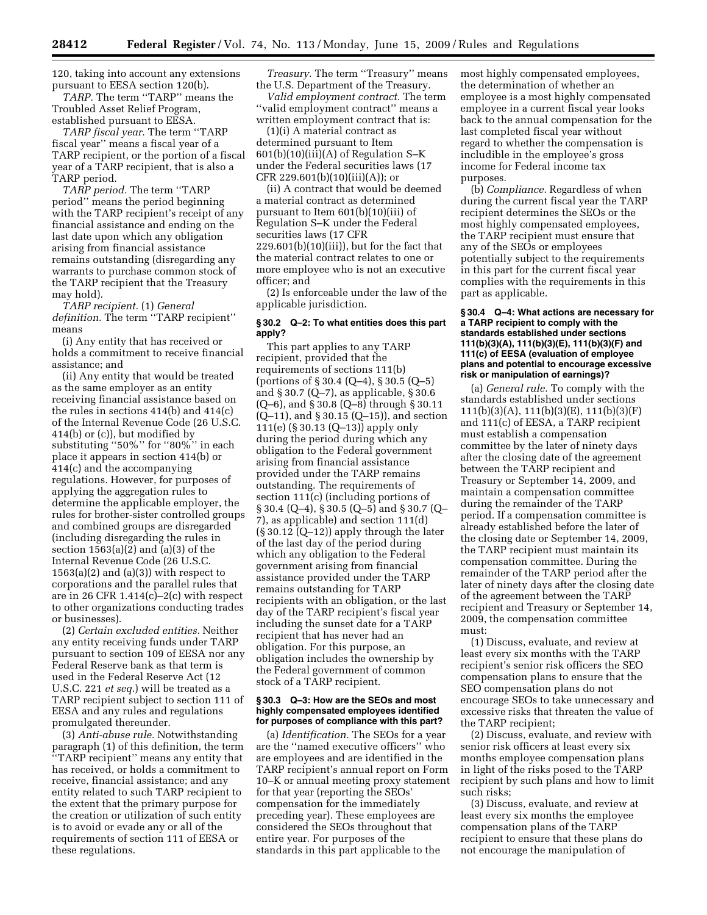120, taking into account any extensions pursuant to EESA section 120(b).

*TARP.* The term ''TARP'' means the Troubled Asset Relief Program, established pursuant to EESA.

*TARP fiscal year.* The term ''TARP fiscal year'' means a fiscal year of a TARP recipient, or the portion of a fiscal year of a TARP recipient, that is also a TARP period.

*TARP period.* The term ''TARP period'' means the period beginning with the TARP recipient's receipt of any financial assistance and ending on the last date upon which any obligation arising from financial assistance remains outstanding (disregarding any warrants to purchase common stock of the TARP recipient that the Treasury may hold).

*TARP recipient.* (1) *General definition.* The term ''TARP recipient'' means

(i) Any entity that has received or holds a commitment to receive financial assistance; and

(ii) Any entity that would be treated as the same employer as an entity receiving financial assistance based on the rules in sections 414(b) and 414(c) of the Internal Revenue Code (26 U.S.C. 414(b) or (c)), but modified by substituting ''50%'' for ''80%'' in each place it appears in section 414(b) or 414(c) and the accompanying regulations. However, for purposes of applying the aggregation rules to determine the applicable employer, the rules for brother-sister controlled groups and combined groups are disregarded (including disregarding the rules in section 1563(a)(2) and (a)(3) of the Internal Revenue Code (26 U.S.C. 1563(a)(2) and (a)(3)) with respect to corporations and the parallel rules that are in 26 CFR 1.414(c)–2(c) with respect to other organizations conducting trades or businesses).

(2) *Certain excluded entities.* Neither any entity receiving funds under TARP pursuant to section 109 of EESA nor any Federal Reserve bank as that term is used in the Federal Reserve Act (12 U.S.C. 221 *et seq.*) will be treated as a TARP recipient subject to section 111 of EESA and any rules and regulations promulgated thereunder.

(3) *Anti-abuse rule.* Notwithstanding paragraph (1) of this definition, the term ''TARP recipient'' means any entity that has received, or holds a commitment to receive, financial assistance; and any entity related to such TARP recipient to the extent that the primary purpose for the creation or utilization of such entity is to avoid or evade any or all of the requirements of section 111 of EESA or these regulations.

*Treasury.* The term ''Treasury'' means the U.S. Department of the Treasury.

*Valid employment contract.* The term ''valid employment contract'' means a written employment contract that is:

(1)(i) A material contract as determined pursuant to Item 601(b)(10)(iii)(A) of Regulation S–K under the Federal securities laws (17 CFR 229.601(b)(10)(iii)(A)); or

(ii) A contract that would be deemed a material contract as determined pursuant to Item 601(b)(10)(iii) of Regulation S–K under the Federal securities laws (17 CFR 229.601(b)(10)(iii)), but for the fact that the material contract relates to one or more employee who is not an executive officer; and

(2) Is enforceable under the law of the applicable jurisdiction.

**§ 30.2 Q–2: To what entities does this part apply?**

This part applies to any TARP recipient, provided that the requirements of sections 111(b) (portions of § 30.4 (Q–4), § 30.5 (Q–5) and § 30.7 (Q–7), as applicable, § 30.6 (Q–6), and § 30.8 (Q–8) through § 30.11 (Q–11), and § 30.15 (Q–15)), and section 111(e) (§ 30.13 (Q–13)) apply only during the period during which any obligation to the Federal government arising from financial assistance provided under the TARP remains outstanding. The requirements of section 111(c) (including portions of § 30.4 (Q–4), § 30.5 (Q–5) and § 30.7 (Q–7), as applicable) and section 111(d) (§ 30.12 (Q–12)) apply through the later of the last day of the period during which any obligation to the Federal government arising from financial assistance provided under the TARP remains outstanding for TARP recipients with an obligation, or the last day of the TARP recipient's fiscal year including the sunset date for a TARP recipient that has never had an obligation. For this purpose, an obligation includes the ownership by the Federal government of common stock of a TARP recipient.

**§ 30.3 Q–3: How are the SEOs and most highly compensated employees identified for purposes of compliance with this part?**

(a) *Identification.* The SEOs for a year are the ''named executive officers'' who are employees and are identified in the TARP recipient's annual report on Form 10–K or annual meeting proxy statement for that year (reporting the SEOs' compensation for the immediately preceding year). These employees are considered the SEOs throughout that entire year. For purposes of the standards in this part applicable to the most highly compensated employees, the determination of whether an employee is a most highly compensated employee in a current fiscal year looks back to the annual compensation for the last completed fiscal year without regard to whether the compensation is includible in the employee's gross income for Federal income tax purposes.

(b) *Compliance.* Regardless of when during the current fiscal year the TARP recipient determines the SEOs or the most highly compensated employees, the TARP recipient must ensure that any of the SEOs or employees potentially subject to the requirements in this part for the current fiscal year complies with the requirements in this part as applicable.

**§ 30.4 Q–4: What actions are necessary for a TARP recipient to comply with the standards established under sections 111(b)(3)(A), 111(b)(3)(E), 111(b)(3)(F) and 111(c) of EESA (evaluation of employee plans and potential to encourage excessive risk or manipulation of earnings)?**

(a) *General rule.* To comply with the standards established under sections 111(b)(3)(A), 111(b)(3)(E), 111(b)(3)(F) and 111(c) of EESA, a TARP recipient must establish a compensation committee by the later of ninety days after the closing date of the agreement between the TARP recipient and Treasury or September 14, 2009, and maintain a compensation committee during the remainder of the TARP period. If a compensation committee is already established before the later of the closing date or September 14, 2009, the TARP recipient must maintain its compensation committee. During the remainder of the TARP period after the later of ninety days after the closing date of the agreement between the TARP recipient and Treasury or September 14, 2009, the compensation committee must:

(1) Discuss, evaluate, and review at least every six months with the TARP recipient's senior risk officers the SEO compensation plans to ensure that the SEO compensation plans do not encourage SEOs to take unnecessary and excessive risks that threaten the value of the TARP recipient;

(2) Discuss, evaluate, and review with senior risk officers at least every six months employee compensation plans in light of the risks posed to the TARP recipient by such plans and how to limit such risks;

(3) Discuss, evaluate, and review at least every six months the employee compensation plans of the TARP recipient to ensure that these plans do not encourage the manipulation of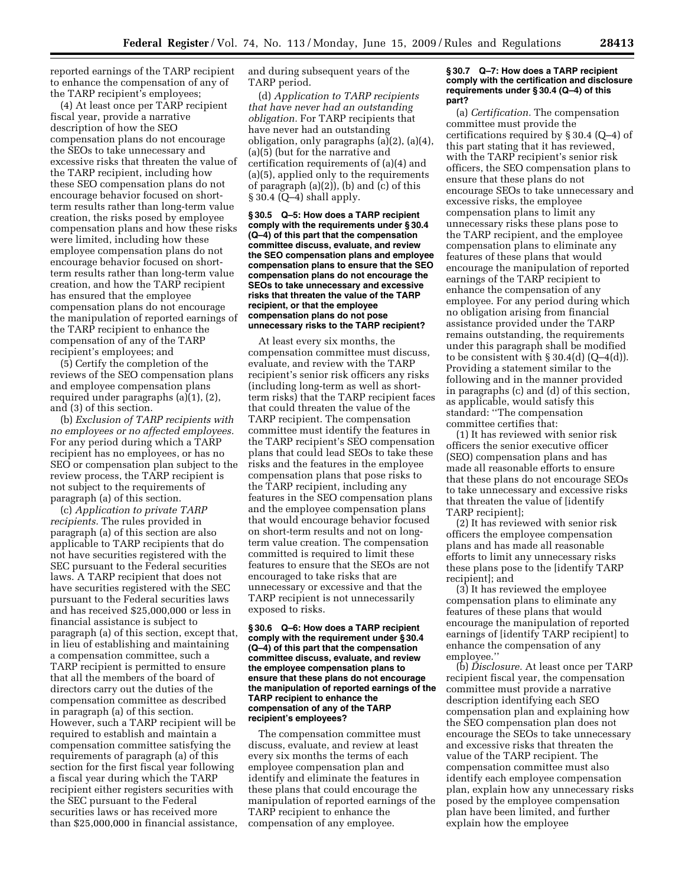reported earnings of the TARP recipient to enhance the compensation of any of the TARP recipient's employees;

(4) At least once per TARP recipient fiscal year, provide a narrative description of how the SEO compensation plans do not encourage the SEOs to take unnecessary and excessive risks that threaten the value of the TARP recipient, including how these SEO compensation plans do not encourage behavior focused on short-term results rather than long-term value creation, the risks posed by employee compensation plans and how these risks were limited, including how these employee compensation plans do not encourage behavior focused on short-term results rather than long-term value creation, and how the TARP recipient has ensured that the employee compensation plans do not encourage the manipulation of reported earnings of the TARP recipient to enhance the compensation of any of the TARP recipient's employees; and

(5) Certify the completion of the reviews of the SEO compensation plans and employee compensation plans required under paragraphs (a)(1), (2), and (3) of this section.

(b) *Exclusion of TARP recipients with no employees or no affected employees.* For any period during which a TARP recipient has no employees, or has no SEO or compensation plan subject to the review process, the TARP recipient is not subject to the requirements of paragraph (a) of this section.

(c) *Application to private TARP recipients.* The rules provided in paragraph (a) of this section are also applicable to TARP recipients that do not have securities registered with the SEC pursuant to the Federal securities laws. A TARP recipient that does not have securities registered with the SEC pursuant to the Federal securities laws and has received $25,000,000 or less in financial assistance is subject to paragraph (a) of this section, except that, in lieu of establishing and maintaining a compensation committee, such a TARP recipient is permitted to ensure that all the members of the board of directors carry out the duties of the compensation committee as described in paragraph (a) of this section. However, such a TARP recipient will be required to establish and maintain a compensation committee satisfying the requirements of paragraph (a) of this section for the first fiscal year following a fiscal year during which the TARP recipient either registers securities with the SEC pursuant to the Federal securities laws or has received more than $25,000,000 in financial assistance, and during subsequent years of the TARP period.

(d) *Application to TARP recipients that have never had an outstanding obligation.* For TARP recipients that have never had an outstanding obligation, only paragraphs (a)(2), (a)(4), (a)(5) (but for the narrative and certification requirements of (a)(4) and (a)(5), applied only to the requirements of paragraph (a)(2)), (b) and (c) of this § 30.4 (Q–4) shall apply.

**§ 30.5 Q–5: How does a TARP recipient comply with the requirements under § 30.4 (Q–4) of this part that the compensation committee discuss, evaluate, and review the SEO compensation plans and employee compensation plans to ensure that the SEO compensation plans do not encourage the SEOs to take unnecessary and excessive risks that threaten the value of the TARP recipient, or that the employee compensation plans do not pose unnecessary risks to the TARP recipient?**

At least every six months, the compensation committee must discuss, evaluate, and review with the TARP recipient's senior risk officers any risks (including long-term as well as short-term risks) that the TARP recipient faces that could threaten the value of the TARP recipient. The compensation committee must identify the features in the TARP recipient's SEO compensation plans that could lead SEOs to take these risks and the features in the employee compensation plans that pose risks to the TARP recipient, including any features in the SEO compensation plans and the employee compensation plans that would encourage behavior focused on short-term results and not on long-term value creation. The compensation committed is required to limit these features to ensure that the SEOs are not encouraged to take risks that are unnecessary or excessive and that the TARP recipient is not unnecessarily exposed to risks.

**§ 30.6 Q–6: How does a TARP recipient comply with the requirement under § 30.4 (Q–4) of this part that the compensation committee discuss, evaluate, and review the employee compensation plans to ensure that these plans do not encourage the manipulation of reported earnings of the TARP recipient to enhance the compensation of any of the TARP recipient's employees?**

The compensation committee must discuss, evaluate, and review at least every six months the terms of each employee compensation plan and identify and eliminate the features in these plans that could encourage the manipulation of reported earnings of the TARP recipient to enhance the compensation of any employee.

**§ 30.7 Q–7: How does a TARP recipient comply with the certification and disclosure requirements under § 30.4 (Q–4) of this part?**

(a) *Certification.* The compensation committee must provide the certifications required by § 30.4 (Q–4) of this part stating that it has reviewed, with the TARP recipient's senior risk officers, the SEO compensation plans to ensure that these plans do not encourage SEOs to take unnecessary and excessive risks, the employee compensation plans to limit any unnecessary risks these plans pose to the TARP recipient, and the employee compensation plans to eliminate any features of these plans that would encourage the manipulation of reported earnings of the TARP recipient to enhance the compensation of any employee. For any period during which no obligation arising from financial assistance provided under the TARP remains outstanding, the requirements under this paragraph shall be modified to be consistent with § 30.4(d) (Q–4(d)). Providing a statement similar to the following and in the manner provided in paragraphs (c) and (d) of this section, as applicable, would satisfy this standard: "The compensation committee certifies that:

(1) It has reviewed with senior risk officers the senior executive officer (SEO) compensation plans and has made all reasonable efforts to ensure that these plans do not encourage SEOs to take unnecessary and excessive risks that threaten the value of [identify TARP recipient];

(2) It has reviewed with senior risk officers the employee compensation plans and has made all reasonable efforts to limit any unnecessary risks these plans pose to the [identify TARP recipient]; and

(3) It has reviewed the employee compensation plans to eliminate any features of these plans that would encourage the manipulation of reported earnings of [identify TARP recipient] to enhance the compensation of any employee."

(b) *Disclosure.* At least once per TARP recipient fiscal year, the compensation committee must provide a narrative description identifying each SEO compensation plan and explaining how the SEO compensation plan does not encourage the SEOs to take unnecessary and excessive risks that threaten the value of the TARP recipient. The compensation committee must also identify each employee compensation plan, explain how any unnecessary risks posed by the employee compensation plan have been limited, and further explain how the employee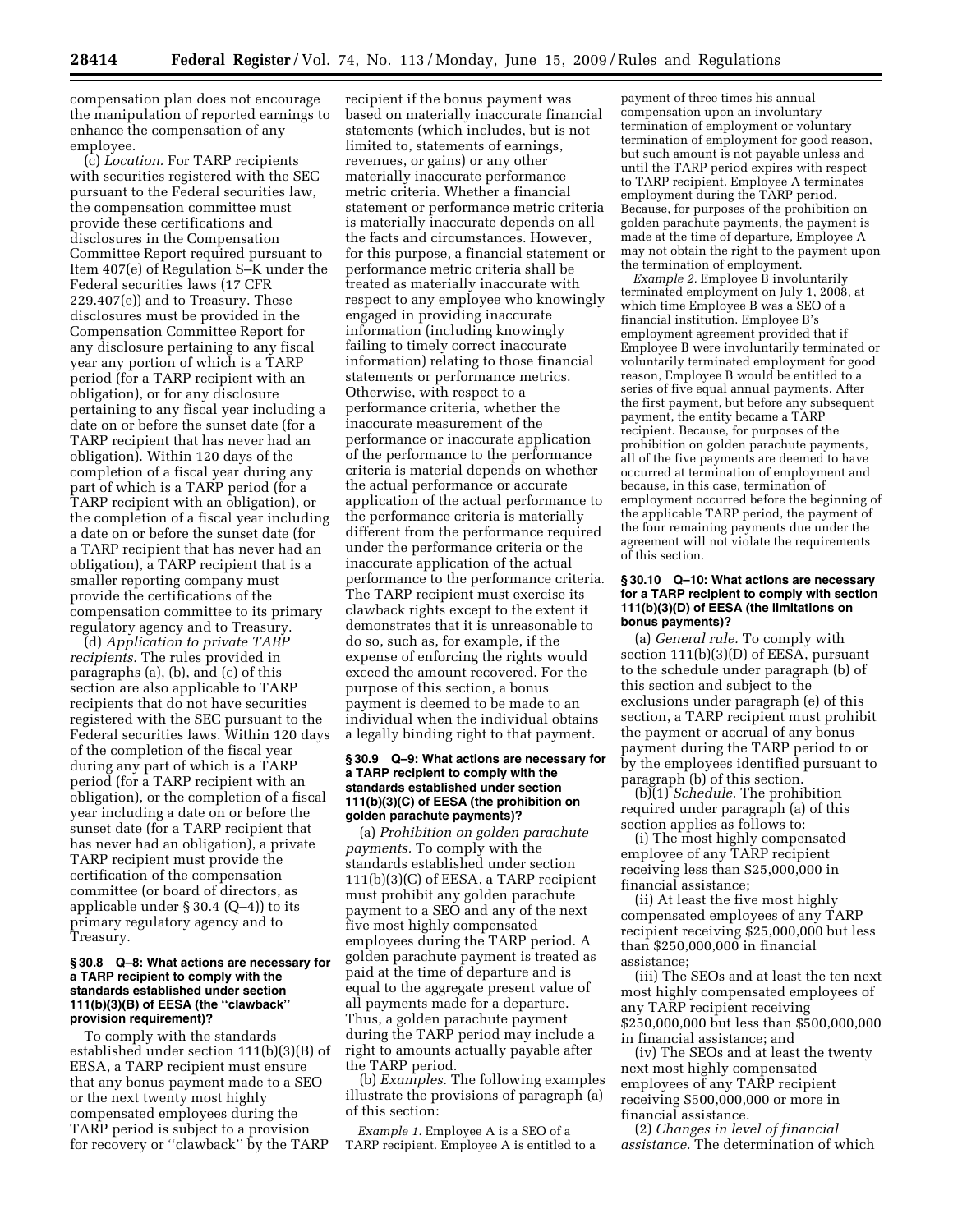compensation plan does not encourage the manipulation of reported earnings to enhance the compensation of any employee.

(c) *Location.* For TARP recipients with securities registered with the SEC pursuant to the Federal securities law, the compensation committee must provide these certifications and disclosures in the Compensation Committee Report required pursuant to Item 407(e) of Regulation S–K under the Federal securities laws (17 CFR 229.407(e)) and to Treasury. These disclosures must be provided in the Compensation Committee Report for any disclosure pertaining to any fiscal year any portion of which is a TARP period (for a TARP recipient with an obligation), or for any disclosure pertaining to any fiscal year including a date on or before the sunset date (for a TARP recipient that has never had an obligation). Within 120 days of the completion of a fiscal year during any part of which is a TARP period (for a TARP recipient with an obligation), or the completion of a fiscal year including a date on or before the sunset date (for a TARP recipient that has never had an obligation), a TARP recipient that is a smaller reporting company must provide the certifications of the compensation committee to its primary regulatory agency and to Treasury.

(d) *Application to private TARP recipients.* The rules provided in paragraphs (a), (b), and (c) of this section are also applicable to TARP recipients that do not have securities registered with the SEC pursuant to the Federal securities laws. Within 120 days of the completion of the fiscal year during any part of which is a TARP period (for a TARP recipient with an obligation), or the completion of a fiscal year including a date on or before the sunset date (for a TARP recipient that has never had an obligation), a private TARP recipient must provide the certification of the compensation committee (or board of directors, as applicable under § 30.4 (Q–4)) to its primary regulatory agency and to Treasury.

### § 30.8 Q–8: What actions are necessary for a TARP recipient to comply with the standards established under section 111(b)(3)(B) of EESA (the "clawback" provision requirement)?

To comply with the standards established under section 111(b)(3)(B) of EESA, a TARP recipient must ensure that any bonus payment made to a SEO or the next twenty most highly compensated employees during the TARP period is subject to a provision for recovery or "clawback" by the TARP recipient if the bonus payment was based on materially inaccurate financial statements (which includes, but is not limited to, statements of earnings, revenues, or gains) or any other materially inaccurate performance metric criteria. Whether a financial statement or performance metric criteria is materially inaccurate depends on all the facts and circumstances. However, for this purpose, a financial statement or performance metric criteria shall be treated as materially inaccurate with respect to any employee who knowingly engaged in providing inaccurate information (including knowingly failing to timely correct inaccurate information) relating to those financial statements or performance metrics. Otherwise, with respect to a performance criteria, whether the inaccurate measurement of the performance or inaccurate application of the performance to the performance criteria is material depends on whether the actual performance or accurate application of the actual performance to the performance criteria is materially different from the performance required under the performance criteria or the inaccurate application of the actual performance to the performance criteria. The TARP recipient must exercise its clawback rights except to the extent it demonstrates that it is unreasonable to do so, such as, for example, if the expense of enforcing the rights would exceed the amount recovered. For the purpose of this section, a bonus payment is deemed to be made to an individual when the individual obtains a legally binding right to that payment.

### § 30.9 Q–9: What actions are necessary for a TARP recipient to comply with the standards established under section 111(b)(3)(C) of EESA (the prohibition on golden parachute payments)?

(a) *Prohibition on golden parachute payments.* To comply with the standards established under section 111(b)(3)(C) of EESA, a TARP recipient must prohibit any golden parachute payment to a SEO and any of the next five most highly compensated employees during the TARP period. A golden parachute payment is treated as paid at the time of departure and is equal to the aggregate present value of all payments made for a departure. Thus, a golden parachute payment during the TARP period may include a right to amounts actually payable after the TARP period.

(b) *Examples.* The following examples illustrate the provisions of paragraph (a) of this section:

*Example 1.* Employee A is a SEO of a TARP recipient. Employee A is entitled to a payment of three times his annual compensation upon an involuntary termination of employment or voluntary termination of employment for good reason, but such amount is not payable unless and until the TARP period expires with respect to TARP recipient. Employee A terminates employment during the TARP period. Because, for purposes of the prohibition on golden parachute payments, the payment is made at the time of departure, Employee A may not obtain the right to the payment upon the termination of employment.

*Example 2.* Employee B involuntarily terminated employment on July 1, 2008, at which time Employee B was a SEO of a financial institution. Employee B's employment agreement provided that if Employee B were involuntarily terminated or voluntarily terminated employment for good reason, Employee B would be entitled to a series of five equal annual payments. After the first payment, but before any subsequent payment, the entity became a TARP recipient. Because, for purposes of the prohibition on golden parachute payments, all of the five payments are deemed to have occurred at termination of employment and because, in this case, termination of employment occurred before the beginning of the applicable TARP period, the payment of the four remaining payments due under the agreement will not violate the requirements of this section.

### § 30.10 Q–10: What actions are necessary for a TARP recipient to comply with section 111(b)(3)(D) of EESA (the limitations on bonus payments)?

(a) *General rule.* To comply with section 111(b)(3)(D) of EESA, pursuant to the schedule under paragraph (b) of this section and subject to the exclusions under paragraph (e) of this section, a TARP recipient must prohibit the payment or accrual of any bonus payment during the TARP period to or by the employees identified pursuant to paragraph (b) of this section.

(b)(1) *Schedule.* The prohibition required under paragraph (a) of this section applies as follows to:

(i) The most highly compensated employee of any TARP recipient receiving less than $25,000,000 in financial assistance;

(ii) At least the five most highly compensated employees of any TARP recipient receiving $25,000,000 but less than $250,000,000 in financial assistance;

(iii) The SEOs and at least the ten next most highly compensated employees of any TARP recipient receiving $250,000,000 but less than $500,000,000 in financial assistance; and

(iv) The SEOs and at least the twenty next most highly compensated employees of any TARP recipient receiving $500,000,000 or more in financial assistance.

(2) *Changes in level of financial assistance.* The determination of which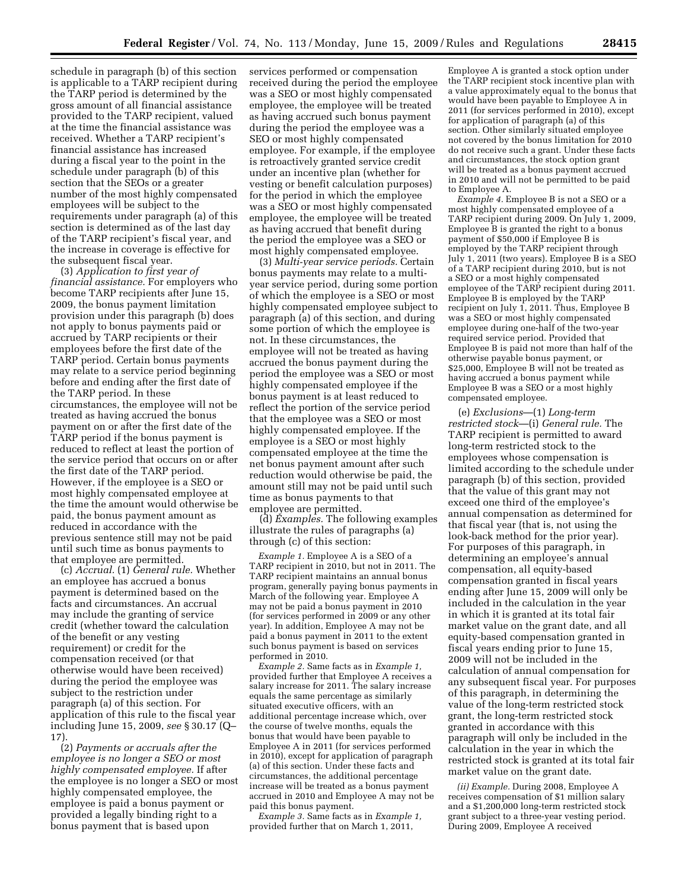schedule in paragraph (b) of this section is applicable to a TARP recipient during the TARP period is determined by the gross amount of all financial assistance provided to the TARP recipient, valued at the time the financial assistance was received. Whether a TARP recipient's financial assistance has increased during a fiscal year to the point in the schedule under paragraph (b) of this section that the SEOs or a greater number of the most highly compensated employees will be subject to the requirements under paragraph (a) of this section is determined as of the last day of the TARP recipient's fiscal year, and the increase in coverage is effective for the subsequent fiscal year.

(3) *Application to first year of financial assistance.* For employers who become TARP recipients after June 15, 2009, the bonus payment limitation provision under this paragraph (b) does not apply to bonus payments paid or accrued by TARP recipients or their employees before the first date of the TARP period. Certain bonus payments may relate to a service period beginning before and ending after the first date of the TARP period. In these circumstances, the employee will not be treated as having accrued the bonus payment on or after the first date of the TARP period if the bonus payment is reduced to reflect at least the portion of the service period that occurs on or after the first date of the TARP period. However, if the employee is a SEO or most highly compensated employee at the time the amount would otherwise be paid, the bonus payment amount as reduced in accordance with the previous sentence still may not be paid until such time as bonus payments to that employee are permitted.

(c) *Accrual.* (1) *General rule.* Whether an employee has accrued a bonus payment is determined based on the facts and circumstances. An accrual may include the granting of service credit (whether toward the calculation of the benefit or any vesting requirement) or credit for the compensation received (or that otherwise would have been received) during the period the employee was subject to the restriction under paragraph (a) of this section. For application of this rule to the fiscal year including June 15, 2009, *see* § 30.17 (Q–17).

(2) *Payments or accruals after the employee is no longer a SEO or most highly compensated employee.* If after the employee is no longer a SEO or most highly compensated employee, the employee is paid a bonus payment or provided a legally binding right to a bonus payment that is based upon services performed or compensation received during the period the employee was a SEO or most highly compensated employee, the employee will be treated as having accrued such bonus payment during the period the employee was a SEO or most highly compensated employee. For example, if the employee is retroactively granted service credit under an incentive plan (whether for vesting or benefit calculation purposes) for the period in which the employee was a SEO or most highly compensated employee, the employee will be treated as having accrued that benefit during the period the employee was a SEO or most highly compensated employee.

(3) *Multi-year service periods.* Certain bonus payments may relate to a multi-year service period, during some portion of which the employee is a SEO or most highly compensated employee subject to paragraph (a) of this section, and during some portion of which the employee is not. In these circumstances, the employee will not be treated as having accrued the bonus payment during the period the employee was a SEO or most highly compensated employee if the bonus payment is at least reduced to reflect the portion of the service period that the employee was a SEO or most highly compensated employee. If the employee is a SEO or most highly compensated employee at the time the net bonus payment amount after such reduction would otherwise be paid, the amount still may not be paid until such time as bonus payments to that employee are permitted.

(d) *Examples.* The following examples illustrate the rules of paragraphs (a) through (c) of this section:

*Example 1.* Employee A is a SEO of a TARP recipient in 2010, but not in 2011. The TARP recipient maintains an annual bonus program, generally paying bonus payments in March of the following year. Employee A may not be paid a bonus payment in 2010 (for services performed in 2009 or any other year). In addition, Employee A may not be paid a bonus payment in 2011 to the extent such bonus payment is based on services performed in 2010.

*Example 2.* Same facts as in *Example 1,* provided further that Employee A receives a salary increase for 2011. The salary increase equals the same percentage as similarly situated executive officers, with an additional percentage increase which, over the course of twelve months, equals the bonus that would have been payable to Employee A in 2011 (for services performed in 2010), except for application of paragraph (a) of this section. Under these facts and circumstances, the additional percentage increase will be treated as a bonus payment accrued in 2010 and Employee A may not be paid this bonus payment.

*Example 3.* Same facts as in *Example 1,* provided further that on March 1, 2011, Employee A is granted a stock option under the TARP recipient stock incentive plan with a value approximately equal to the bonus that would have been payable to Employee A in 2011 (for services performed in 2010), except for application of paragraph (a) of this section. Other similarly situated employee not covered by the bonus limitation for 2010 do not receive such a grant. Under these facts and circumstances, the stock option grant will be treated as a bonus payment accrued in 2010 and will not be permitted to be paid to Employee A.

*Example 4.* Employee B is not a SEO or a most highly compensated employee of a TARP recipient during 2009. On July 1, 2009, Employee B is granted the right to a bonus payment of $50,000 if Employee B is employed by the TARP recipient through July 1, 2011 (two years). Employee B is a SEO of a TARP recipient during 2010, but is not a SEO or a most highly compensated employee of the TARP recipient during 2011. Employee B is employed by the TARP recipient on July 1, 2011. Thus, Employee B was a SEO or most highly compensated employee during one-half of the two-year required service period. Provided that Employee B is paid not more than half of the otherwise payable bonus payment, or $25,000, Employee B will not be treated as having accrued a bonus payment while Employee B was a SEO or a most highly compensated employee.

(e) *Exclusions*—(1) *Long-term restricted stock*—(i) *General rule.* The TARP recipient is permitted to award long-term restricted stock to the employees whose compensation is limited according to the schedule under paragraph (b) of this section, provided that the value of this grant may not exceed one third of the employee's annual compensation as determined for that fiscal year (that is, not using the look-back method for the prior year). For purposes of this paragraph, in determining an employee's annual compensation, all equity-based compensation granted in fiscal years ending after June 15, 2009 will only be included in the calculation in the year in which it is granted at its total fair market value on the grant date, and all equity-based compensation granted in fiscal years ending prior to June 15, 2009 will not be included in the calculation of annual compensation for any subsequent fiscal year. For purposes of this paragraph, in determining the value of the long-term restricted stock grant, the long-term restricted stock granted in accordance with this paragraph will only be included in the calculation in the year in which the restricted stock is granted at its total fair market value on the grant date.

*(ii) Example.* During 2008, Employee A receives compensation of $1 million salary and a $1,200,000 long-term restricted stock grant subject to a three-year vesting period. During 2009, Employee A received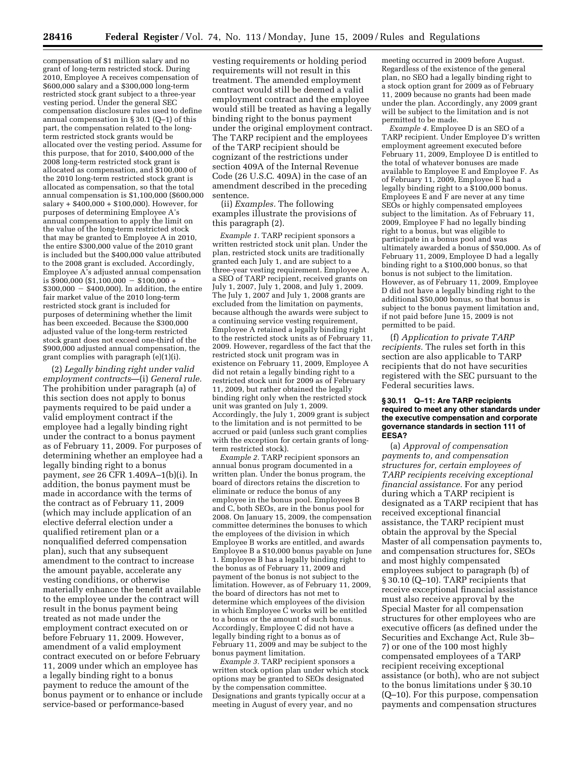compensation of $1 million salary and no grant of long-term restricted stock. During 2010, Employee A receives compensation of $600,000 salary and a $300,000 long-term restricted stock grant subject to a three-year vesting period. Under the general SEC compensation disclosure rules used to define annual compensation in § 30.1 (Q–1) of this part, the compensation related to the long-term restricted stock grants would be allocated over the vesting period. Assume for this purpose, that for 2010, $400,000 of the 2008 long-term restricted stock grant is allocated as compensation, and $100,000 of the 2010 long-term restricted stock grant is allocated as compensation, so that the total annual compensation is $1,100,000 ($600,000 salary + $400,000 + $100,000). However, for purposes of determining Employee A's annual compensation to apply the limit on the value of the long-term restricted stock that may be granted to Employee A in 2010, the entire $300,000 value of the 2010 grant is included but the $400,000 value attributed to the 2008 grant is excluded. Accordingly, Employee A's adjusted annual compensation is $900,000 ($1,100,000 − $100,000 + $300,000 − $400,000). In addition, the entire fair market value of the 2010 long-term restricted stock grant is included for purposes of determining whether the limit has been exceeded. Because the $300,000 adjusted value of the long-term restricted stock grant does not exceed one-third of the $900,000 adjusted annual compensation, the grant complies with paragraph (e)(1)(i).

(2) *Legally binding right under valid employment contracts*—(i) *General rule.* The prohibition under paragraph (a) of this section does not apply to bonus payments required to be paid under a valid employment contract if the employee had a legally binding right under the contract to a bonus payment as of February 11, 2009. For purposes of determining whether an employee had a legally binding right to a bonus payment, *see* 26 CFR 1.409A–1(b)(i). In addition, the bonus payment must be made in accordance with the terms of the contract as of February 11, 2009 (which may include application of an elective deferral election under a qualified retirement plan or a nonqualified deferred compensation plan), such that any subsequent amendment to the contract to increase the amount payable, accelerate any vesting conditions, or otherwise materially enhance the benefit available to the employee under the contract will result in the bonus payment being treated as not made under the employment contract executed on or before February 11, 2009. However, amendment of a valid employment contract executed on or before February 11, 2009 under which an employee has a legally binding right to a bonus payment to reduce the amount of the bonus payment or to enhance or include service-based or performance-based vesting requirements or holding period requirements will not result in this treatment. The amended employment contract would still be deemed a valid employment contract and the employee would still be treated as having a legally binding right to the bonus payment under the original employment contract. The TARP recipient and the employees of the TARP recipient should be cognizant of the restrictions under section 409A of the Internal Revenue Code (26 U.S.C. 409A) in the case of an amendment described in the preceding sentence.

(ii) *Examples.* The following examples illustrate the provisions of this paragraph (2).

*Example 1.* TARP recipient sponsors a written restricted stock unit plan. Under the plan, restricted stock units are traditionally granted each July 1, and are subject to a three-year vesting requirement. Employee A, a SEO of TARP recipient, received grants on July 1, 2007, July 1, 2008, and July 1, 2009. The July 1, 2007 and July 1, 2008 grants are excluded from the limitation on payments, because although the awards were subject to a continuing service vesting requirement, Employee A retained a legally binding right to the restricted stock units as of February 11, 2009. However, regardless of the fact that the restricted stock unit program was in existence on February 11, 2009, Employee A did not retain a legally binding right to a restricted stock unit for 2009 as of February 11, 2009, but rather obtained the legally binding right only when the restricted stock unit was granted on July 1, 2009. Accordingly, the July 1, 2009 grant is subject to the limitation and is not permitted to be accrued or paid (unless such grant complies with the exception for certain grants of long-term restricted stock).

*Example 2.* TARP recipient sponsors an annual bonus program documented in a written plan. Under the bonus program, the board of directors retains the discretion to eliminate or reduce the bonus of any employee in the bonus pool. Employees B and C, both SEOs, are in the bonus pool for 2008. On January 15, 2009, the compensation committee determines the bonuses to which the employees of the division in which Employee B works are entitled, and awards Employee B a $10,000 bonus payable on June 1. Employee B has a legally binding right to the bonus as of February 11, 2009 and payment of the bonus is not subject to the limitation. However, as of February 11, 2009, the board of directors has not met to determine which employees of the division in which Employee C works will be entitled to a bonus or the amount of such bonus. Accordingly, Employee C did not have a legally binding right to a bonus as of February 11, 2009 and may be subject to the bonus payment limitation.

*Example 3.* TARP recipient sponsors a written stock option plan under which stock options may be granted to SEOs designated by the compensation committee. Designations and grants typically occur at a meeting in August of every year, and no meeting occurred in 2009 before August. Regardless of the existence of the general plan, no SEO had a legally binding right to a stock option grant for 2009 as of February 11, 2009 because no grants had been made under the plan. Accordingly, any 2009 grant will be subject to the limitation and is not permitted to be made.

*Example 4.* Employee D is an SEO of a TARP recipient. Under Employee D's written employment agreement executed before February 11, 2009, Employee D is entitled to the total of whatever bonuses are made available to Employee E and Employee F. As of February 11, 2009, Employee E had a legally binding right to a $100,000 bonus. Employees E and F are never at any time SEOs or highly compensated employees subject to the limitation. As of February 11, 2009, Employee F had no legally binding right to a bonus, but was eligible to participate in a bonus pool and was ultimately awarded a bonus of $50,000. As of February 11, 2009, Employee D had a legally binding right to a $100,000 bonus, so that bonus is not subject to the limitation. However, as of February 11, 2009, Employee D did not have a legally binding right to the additional $50,000 bonus, so that bonus is subject to the bonus payment limitation and, if not paid before June 15, 2009 is not permitted to be paid.

(f) *Application to private TARP recipients.* The rules set forth in this section are also applicable to TARP recipients that do not have securities registered with the SEC pursuant to the Federal securities laws.

**§ 30.11 Q–11: Are TARP recipients required to meet any other standards under the executive compensation and corporate governance standards in section 111 of EESA?**

(a) *Approval of compensation payments to, and compensation structures for, certain employees of TARP recipients receiving exceptional financial assistance.* For any period during which a TARP recipient is designated as a TARP recipient that has received exceptional financial assistance, the TARP recipient must obtain the approval by the Special Master of all compensation payments to, and compensation structures for, SEOs and most highly compensated employees subject to paragraph (b) of § 30.10 (Q–10). TARP recipients that receive exceptional financial assistance must also receive approval by the Special Master for all compensation structures for other employees who are executive officers (as defined under the Securities and Exchange Act, Rule 3b–7) or one of the 100 most highly compensated employees of a TARP recipient receiving exceptional assistance (or both), who are not subject to the bonus limitations under § 30.10 (Q–10). For this purpose, compensation payments and compensation structures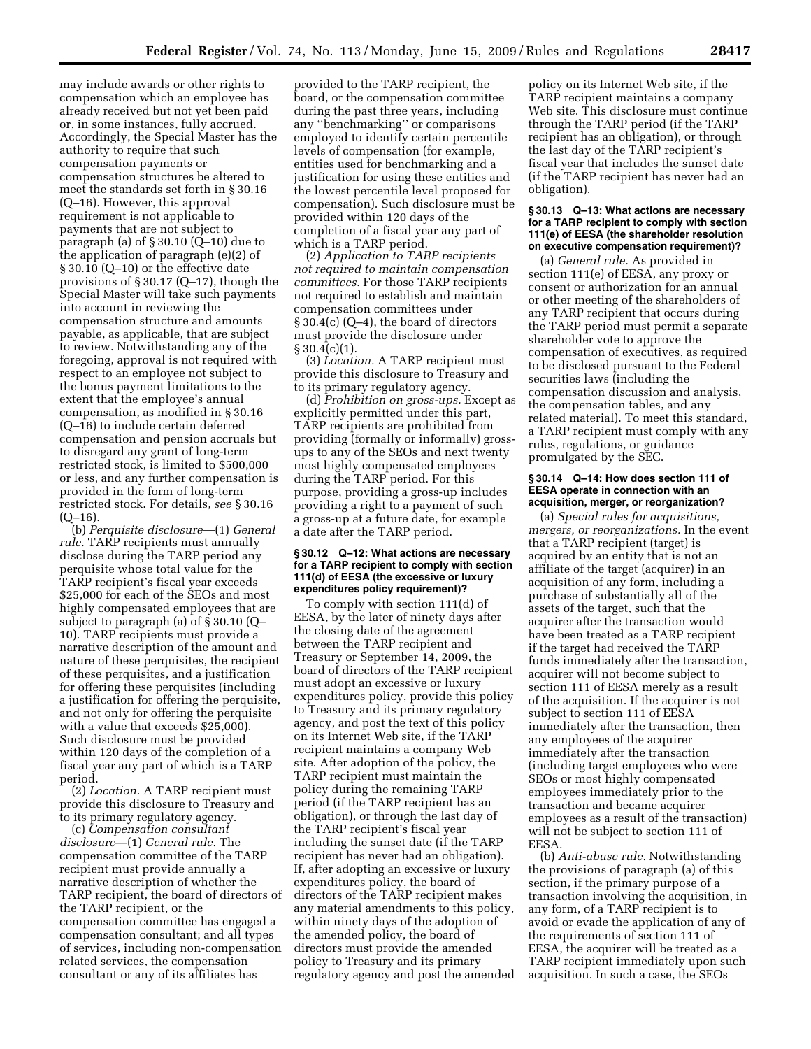may include awards or other rights to compensation which an employee has already received but not yet been paid or, in some instances, fully accrued. Accordingly, the Special Master has the authority to require that such compensation payments or compensation structures be altered to meet the standards set forth in § 30.16 (Q–16). However, this approval requirement is not applicable to payments that are not subject to paragraph (a) of § 30.10 (Q–10) due to the application of paragraph (e)(2) of § 30.10 (Q–10) or the effective date provisions of § 30.17 (Q–17), though the Special Master will take such payments into account in reviewing the compensation structure and amounts payable, as applicable, that are subject to review. Notwithstanding any of the foregoing, approval is not required with respect to an employee not subject to the bonus payment limitations to the extent that the employee's annual compensation, as modified in § 30.16 (Q–16) to include certain deferred compensation and pension accruals but to disregard any grant of long-term restricted stock, is limited to $500,000 or less, and any further compensation is provided in the form of long-term restricted stock. For details, *see* § 30.16 (Q–16).

(b) *Perquisite disclosure*—(1) *General rule.* TARP recipients must annually disclose during the TARP period any perquisite whose total value for the TARP recipient's fiscal year exceeds $25,000 for each of the SEOs and most highly compensated employees that are subject to paragraph (a) of § 30.10 (Q–10). TARP recipients must provide a narrative description of the amount and nature of these perquisites, the recipient of these perquisites, and a justification for offering these perquisites (including a justification for offering the perquisite, and not only for offering the perquisite with a value that exceeds $25,000). Such disclosure must be provided within 120 days of the completion of a fiscal year any part of which is a TARP period.

(2) *Location.* A TARP recipient must provide this disclosure to Treasury and to its primary regulatory agency.

(c) *Compensation consultant disclosure*—(1) *General rule.* The compensation committee of the TARP recipient must provide annually a narrative description of whether the TARP recipient, the board of directors of the TARP recipient, or the compensation committee has engaged a compensation consultant; and all types of services, including non-compensation related services, the compensation consultant or any of its affiliates has provided to the TARP recipient, the board, or the compensation committee during the past three years, including any "benchmarking" or comparisons employed to identify certain percentile levels of compensation (for example, entities used for benchmarking and a justification for using these entities and the lowest percentile level proposed for compensation). Such disclosure must be provided within 120 days of the completion of a fiscal year any part of which is a TARP period.

(2) *Application to TARP recipients not required to maintain compensation committees.* For those TARP recipients not required to establish and maintain compensation committees under § 30.4(c) (Q–4), the board of directors must provide the disclosure under § 30.4(c)(1).

(3) *Location.* A TARP recipient must provide this disclosure to Treasury and to its primary regulatory agency.

(d) *Prohibition on gross-ups.* Except as explicitly permitted under this part, TARP recipients are prohibited from providing (formally or informally) gross-ups to any of the SEOs and next twenty most highly compensated employees during the TARP period. For this purpose, providing a gross-up includes providing a right to a payment of such a gross-up at a future date, for example a date after the TARP period.

#### § 30.12 Q–12: What actions are necessary for a TARP recipient to comply with section 111(d) of EESA (the excessive or luxury expenditures policy requirement)?

To comply with section 111(d) of EESA, by the later of ninety days after the closing date of the agreement between the TARP recipient and Treasury or September 14, 2009, the board of directors of the TARP recipient must adopt an excessive or luxury expenditures policy, provide this policy to Treasury and its primary regulatory agency, and post the text of this policy on its Internet Web site, if the TARP recipient maintains a company Web site. After adoption of the policy, the TARP recipient must maintain the policy during the remaining TARP period (if the TARP recipient has an obligation), or through the last day of the TARP recipient's fiscal year including the sunset date (if the TARP recipient has never had an obligation). If, after adopting an excessive or luxury expenditures policy, the board of directors of the TARP recipient makes any material amendments to this policy, within ninety days of the adoption of the amended policy, the board of directors must provide the amended policy to Treasury and its primary regulatory agency and post the amended policy on its Internet Web site, if the TARP recipient maintains a company Web site. This disclosure must continue through the TARP period (if the TARP recipient has an obligation), or through the last day of the TARP recipient's fiscal year that includes the sunset date (if the TARP recipient has never had an obligation).

#### § 30.13 Q–13: What actions are necessary for a TARP recipient to comply with section 111(e) of EESA (the shareholder resolution on executive compensation requirement)?

(a) *General rule.* As provided in section 111(e) of EESA, any proxy or consent or authorization for an annual or other meeting of the shareholders of any TARP recipient that occurs during the TARP period must permit a separate shareholder vote to approve the compensation of executives, as required to be disclosed pursuant to the Federal securities laws (including the compensation discussion and analysis, the compensation tables, and any related material). To meet this standard, a TARP recipient must comply with any rules, regulations, or guidance promulgated by the SEC.

#### § 30.14 Q–14: How does section 111 of EESA operate in connection with an acquisition, merger, or reorganization?

(a) *Special rules for acquisitions, mergers, or reorganizations.* In the event that a TARP recipient (target) is acquired by an entity that is not an affiliate of the target (acquirer) in an acquisition of any form, including a purchase of substantially all of the assets of the target, such that the acquirer after the transaction would have been treated as a TARP recipient if the target had received the TARP funds immediately after the transaction, acquirer will not become subject to section 111 of EESA merely as a result of the acquisition. If the acquirer is not subject to section 111 of EESA immediately after the transaction, then any employees of the acquirer immediately after the transaction (including target employees who were SEOs or most highly compensated employees immediately prior to the transaction and became acquirer employees as a result of the transaction) will not be subject to section 111 of EESA.

(b) *Anti-abuse rule.* Notwithstanding the provisions of paragraph (a) of this section, if the primary purpose of a transaction involving the acquisition, in any form, of a TARP recipient is to avoid or evade the application of any of the requirements of section 111 of EESA, the acquirer will be treated as a TARP recipient immediately upon such acquisition. In such a case, the SEOs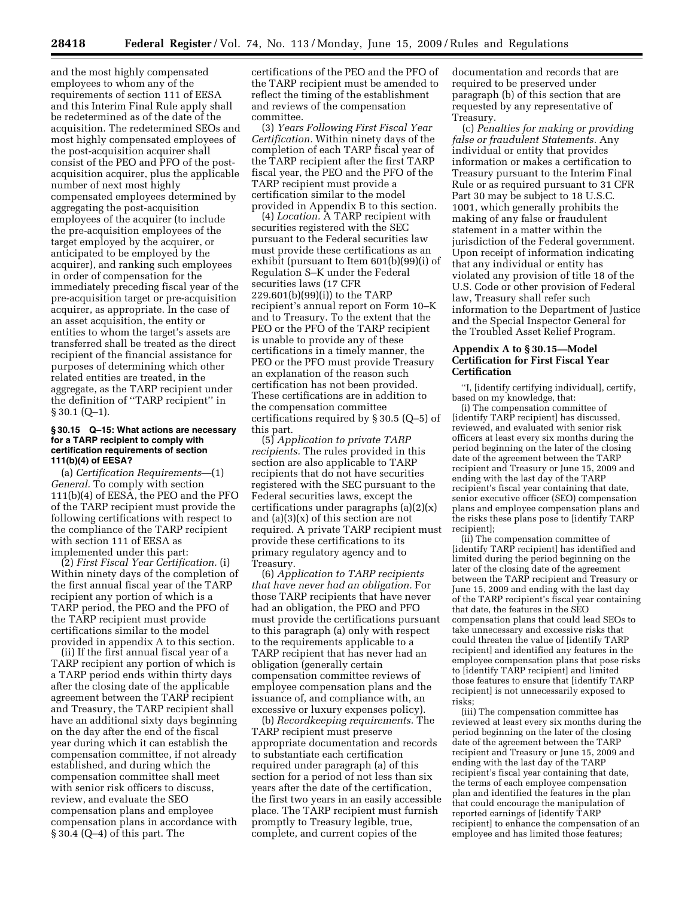and the most highly compensated employees to whom any of the requirements of section 111 of EESA and this Interim Final Rule apply shall be redetermined as of the date of the acquisition. The redetermined SEOs and most highly compensated employees of the post-acquisition acquirer shall consist of the PEO and PFO of the post-acquisition acquirer, plus the applicable number of next most highly compensated employees determined by aggregating the post-acquisition employees of the acquirer (to include the pre-acquisition employees of the target employed by the acquirer, or anticipated to be employed by the acquirer), and ranking such employees in order of compensation for the immediately preceding fiscal year of the pre-acquisition target or pre-acquisition acquirer, as appropriate. In the case of an asset acquisition, the entity or entities to whom the target's assets are transferred shall be treated as the direct recipient of the financial assistance for purposes of determining which other related entities are treated, in the aggregate, as the TARP recipient under the definition of "TARP recipient" in § 30.1 (Q–1).

### § 30.15 Q–15: What actions are necessary for a TARP recipient to comply with certification requirements of section 111(b)(4) of EESA?

(a) *Certification Requirements*—(1) *General.* To comply with section 111(b)(4) of EESA, the PEO and the PFO of the TARP recipient must provide the following certifications with respect to the compliance of the TARP recipient with section 111 of EESA as implemented under this part:

(2) *First Fiscal Year Certification.* (i) Within ninety days of the completion of the first annual fiscal year of the TARP recipient any portion of which is a TARP period, the PEO and the PFO of the TARP recipient must provide certifications similar to the model provided in appendix A to this section.

(ii) If the first annual fiscal year of a TARP recipient any portion of which is a TARP period ends within thirty days after the closing date of the applicable agreement between the TARP recipient and Treasury, the TARP recipient shall have an additional sixty days beginning on the day after the end of the fiscal year during which it can establish the compensation committee, if not already established, and during which the compensation committee shall meet with senior risk officers to discuss, review, and evaluate the SEO compensation plans and employee compensation plans in accordance with § 30.4 (Q–4) of this part. The certifications of the PEO and the PFO of the TARP recipient must be amended to reflect the timing of the establishment and reviews of the compensation committee.

(3) *Years Following First Fiscal Year Certification.* Within ninety days of the completion of each TARP fiscal year of the TARP recipient after the first TARP fiscal year, the PEO and the PFO of the TARP recipient must provide a certification similar to the model provided in Appendix B to this section.

(4) *Location.* A TARP recipient with securities registered with the SEC pursuant to the Federal securities law must provide these certifications as an exhibit (pursuant to Item 601(b)(99)(i) of Regulation S–K under the Federal securities laws (17 CFR 229.601(b)(99)(i)) to the TARP recipient's annual report on Form 10–K and to Treasury. To the extent that the PEO or the PFO of the TARP recipient is unable to provide any of these certifications in a timely manner, the PEO or the PFO must provide Treasury an explanation of the reason such certification has not been provided. These certifications are in addition to the compensation committee certifications required by § 30.5 (Q–5) of this part.

(5) *Application to private TARP recipients.* The rules provided in this section are also applicable to TARP recipients that do not have securities registered with the SEC pursuant to the Federal securities laws, except the certifications under paragraphs (a)(2)(x) and (a)(3)(x) of this section are not required. A private TARP recipient must provide these certifications to its primary regulatory agency and to Treasury.

(6) *Application to TARP recipients that have never had an obligation.* For those TARP recipients that have never had an obligation, the PEO and PFO must provide the certifications pursuant to this paragraph (a) only with respect to the requirements applicable to a TARP recipient that has never had an obligation (generally certain compensation committee reviews of employee compensation plans and the issuance of, and compliance with, an excessive or luxury expenses policy).

(b) *Recordkeeping requirements.* The TARP recipient must preserve appropriate documentation and records to substantiate each certification required under paragraph (a) of this section for a period of not less than six years after the date of the certification, the first two years in an easily accessible place. The TARP recipient must furnish promptly to Treasury legible, true, complete, and current copies of the documentation and records that are required to be preserved under paragraph (b) of this section that are requested by any representative of Treasury.

(c) *Penalties for making or providing false or fraudulent Statements.* Any individual or entity that provides information or makes a certification to Treasury pursuant to the Interim Final Rule or as required pursuant to 31 CFR Part 30 may be subject to 18 U.S.C. 1001, which generally prohibits the making of any false or fraudulent statement in a matter within the jurisdiction of the Federal government. Upon receipt of information indicating that any individual or entity has violated any provision of title 18 of the U.S. Code or other provision of Federal law, Treasury shall refer such information to the Department of Justice and the Special Inspector General for the Troubled Asset Relief Program.

### Appendix A to § 30.15—Model Certification for First Fiscal Year Certification

"I, [identify certifying individual], certify, based on my knowledge, that:

(i) The compensation committee of [identify TARP recipient] has discussed, reviewed, and evaluated with senior risk officers at least every six months during the period beginning on the later of the closing date of the agreement between the TARP recipient and Treasury or June 15, 2009 and ending with the last day of the TARP recipient's fiscal year containing that date, senior executive officer (SEO) compensation plans and employee compensation plans and the risks these plans pose to [identify TARP recipient];

(ii) The compensation committee of [identify TARP recipient] has identified and limited during the period beginning on the later of the closing date of the agreement between the TARP recipient and Treasury or June 15, 2009 and ending with the last day of the TARP recipient's fiscal year containing that date, the features in the SEO compensation plans that could lead SEOs to take unnecessary and excessive risks that could threaten the value of [identify TARP recipient] and identified any features in the employee compensation plans that pose risks to [identify TARP recipient] and limited those features to ensure that [identify TARP recipient] is not unnecessarily exposed to risks;

(iii) The compensation committee has reviewed at least every six months during the period beginning on the later of the closing date of the agreement between the TARP recipient and Treasury or June 15, 2009 and ending with the last day of the TARP recipient's fiscal year containing that date, the terms of each employee compensation plan and identified the features in the plan that could encourage the manipulation of reported earnings of [identify TARP recipient] to enhance the compensation of an employee and has limited those features;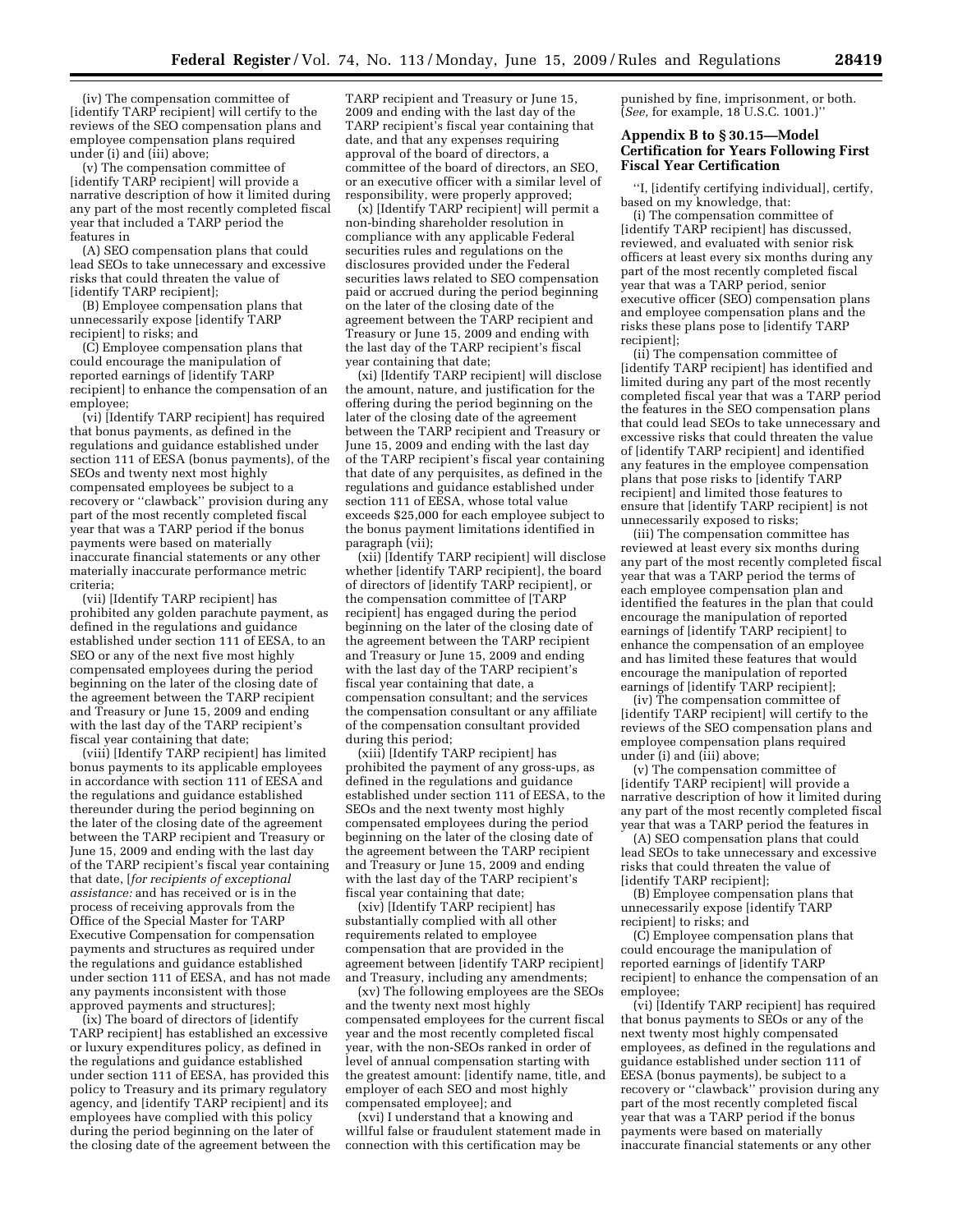(iv) The compensation committee of [identify TARP recipient] will certify to the reviews of the SEO compensation plans and employee compensation plans required under (i) and (iii) above;

(v) The compensation committee of [identify TARP recipient] will provide a narrative description of how it limited during any part of the most recently completed fiscal year that included a TARP period the features in

(A) SEO compensation plans that could lead SEOs to take unnecessary and excessive risks that could threaten the value of [identify TARP recipient];

(B) Employee compensation plans that unnecessarily expose [identify TARP recipient] to risks; and

(C) Employee compensation plans that could encourage the manipulation of reported earnings of [identify TARP recipient] to enhance the compensation of an employee;

(vi) [Identify TARP recipient] has required that bonus payments, as defined in the regulations and guidance established under section 111 of EESA (bonus payments), of the SEOs and twenty next most highly compensated employees be subject to a recovery or ''clawback'' provision during any part of the most recently completed fiscal year that was a TARP period if the bonus payments were based on materially inaccurate financial statements or any other materially inaccurate performance metric criteria;

(vii) [Identify TARP recipient] has prohibited any golden parachute payment, as defined in the regulations and guidance established under section 111 of EESA, to an SEO or any of the next five most highly compensated employees during the period beginning on the later of the closing date of the agreement between the TARP recipient and Treasury or June 15, 2009 and ending with the last day of the TARP recipient's fiscal year containing that date;

(viii) [Identify TARP recipient] has limited bonus payments to its applicable employees in accordance with section 111 of EESA and the regulations and guidance established thereunder during the period beginning on the later of the closing date of the agreement between the TARP recipient and Treasury or June 15, 2009 and ending with the last day of the TARP recipient's fiscal year containing that date, [*for recipients of exceptional assistance:* and has received or is in the process of receiving approvals from the Office of the Special Master for TARP Executive Compensation for compensation payments and structures as required under the regulations and guidance established under section 111 of EESA, and has not made any payments inconsistent with those approved payments and structures];

(ix) The board of directors of [identify TARP recipient] has established an excessive or luxury expenditures policy, as defined in the regulations and guidance established under section 111 of EESA, has provided this policy to Treasury and its primary regulatory agency, and [identify TARP recipient] and its employees have complied with this policy during the period beginning on the later of the closing date of the agreement between the TARP recipient and Treasury or June 15, 2009 and ending with the last day of the TARP recipient's fiscal year containing that date, and that any expenses requiring approval of the board of directors, a committee of the board of directors, an SEO, or an executive officer with a similar level of responsibility, were properly approved;

(x) [Identify TARP recipient] will permit a non-binding shareholder resolution in compliance with any applicable Federal securities rules and regulations on the disclosures provided under the Federal securities laws related to SEO compensation paid or accrued during the period beginning on the later of the closing date of the agreement between the TARP recipient and Treasury or June 15, 2009 and ending with the last day of the TARP recipient's fiscal year containing that date;

(xi) [Identify TARP recipient] will disclose the amount, nature, and justification for the offering during the period beginning on the later of the closing date of the agreement between the TARP recipient and Treasury or June 15, 2009 and ending with the last day of the TARP recipient's fiscal year containing that date of any perquisites, as defined in the regulations and guidance established under section 111 of EESA, whose total value exceeds $25,000 for each employee subject to the bonus payment limitations identified in paragraph (vii);

(xii) [Identify TARP recipient] will disclose whether [identify TARP recipient], the board of directors of [identify TARP recipient], or the compensation committee of [TARP recipient] has engaged during the period beginning on the later of the closing date of the agreement between the TARP recipient and Treasury or June 15, 2009 and ending with the last day of the TARP recipient's fiscal year containing that date, a compensation consultant; and the services the compensation consultant or any affiliate of the compensation consultant provided during this period;

(xiii) [Identify TARP recipient] has prohibited the payment of any gross-ups, as defined in the regulations and guidance established under section 111 of EESA, to the SEOs and the next twenty most highly compensated employees during the period beginning on the later of the closing date of the agreement between the TARP recipient and Treasury or June 15, 2009 and ending with the last day of the TARP recipient's fiscal year containing that date;

(xiv) [Identify TARP recipient] has substantially complied with all other requirements related to employee compensation that are provided in the agreement between [identify TARP recipient] and Treasury, including any amendments;

(xv) The following employees are the SEOs and the twenty next most highly compensated employees for the current fiscal year and the most recently completed fiscal year, with the non-SEOs ranked in order of level of annual compensation starting with the greatest amount: [identify name, title, and employer of each SEO and most highly compensated employee]; and

(xvi) I understand that a knowing and willful false or fraudulent statement made in connection with this certification may be punished by fine, imprisonment, or both. (*See,* for example, 18 U.S.C. 1001.)''

## Appendix B to § 30.15—Model Certification for Years Following First Fiscal Year Certification

''I, [identify certifying individual], certify, based on my knowledge, that:

(i) The compensation committee of [identify TARP recipient] has discussed, reviewed, and evaluated with senior risk officers at least every six months during any part of the most recently completed fiscal year that was a TARP period, senior executive officer (SEO) compensation plans and employee compensation plans and the risks these plans pose to [identify TARP recipient];

(ii) The compensation committee of [identify TARP recipient] has identified and limited during any part of the most recently completed fiscal year that was a TARP period the features in the SEO compensation plans that could lead SEOs to take unnecessary and excessive risks that could threaten the value of [identify TARP recipient] and identified any features in the employee compensation plans that pose risks to [identify TARP recipient] and limited those features to ensure that [identify TARP recipient] is not unnecessarily exposed to risks;

(iii) The compensation committee has reviewed at least every six months during any part of the most recently completed fiscal year that was a TARP period the terms of each employee compensation plan and identified the features in the plan that could encourage the manipulation of reported earnings of [identify TARP recipient] to enhance the compensation of an employee and has limited these features that would encourage the manipulation of reported earnings of [identify TARP recipient];

(iv) The compensation committee of [identify TARP recipient] will certify to the reviews of the SEO compensation plans and employee compensation plans required under (i) and (iii) above;

(v) The compensation committee of [identify TARP recipient] will provide a narrative description of how it limited during any part of the most recently completed fiscal year that was a TARP period the features in

(A) SEO compensation plans that could lead SEOs to take unnecessary and excessive risks that could threaten the value of [identify TARP recipient];

(B) Employee compensation plans that unnecessarily expose [identify TARP recipient] to risks; and

(C) Employee compensation plans that could encourage the manipulation of reported earnings of [identify TARP recipient] to enhance the compensation of an employee;

(vi) [Identify TARP recipient] has required that bonus payments to SEOs or any of the next twenty most highly compensated employees, as defined in the regulations and guidance established under section 111 of EESA (bonus payments), be subject to a recovery or ''clawback'' provision during any part of the most recently completed fiscal year that was a TARP period if the bonus payments were based on materially inaccurate financial statements or any other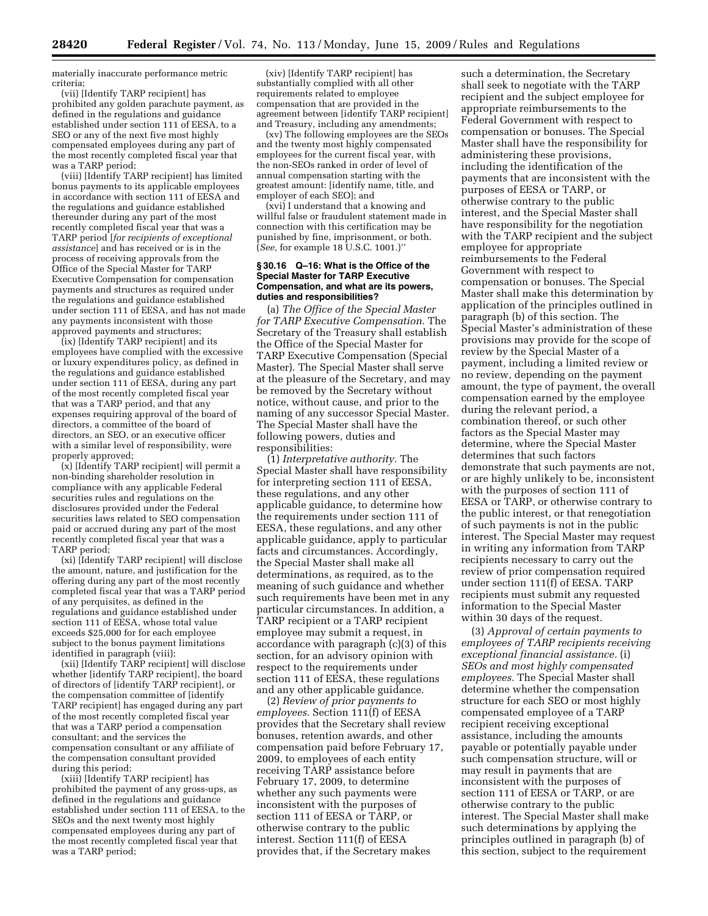materially inaccurate performance metric criteria;

(vii) [Identify TARP recipient] has prohibited any golden parachute payment, as defined in the regulations and guidance established under section 111 of EESA, to a SEO or any of the next five most highly compensated employees during any part of the most recently completed fiscal year that was a TARP period;

(viii) [Identify TARP recipient] has limited bonus payments to its applicable employees in accordance with section 111 of EESA and the regulations and guidance established thereunder during any part of the most recently completed fiscal year that was a TARP period [*for recipients of exceptional assistance*] and has received or is in the process of receiving approvals from the Office of the Special Master for TARP Executive Compensation for compensation payments and structures as required under the regulations and guidance established under section 111 of EESA, and has not made any payments inconsistent with those approved payments and structures;

(ix) [Identify TARP recipient] and its employees have complied with the excessive or luxury expenditures policy, as defined in the regulations and guidance established under section 111 of EESA, during any part of the most recently completed fiscal year that was a TARP period, and that any expenses requiring approval of the board of directors, a committee of the board of directors, an SEO, or an executive officer with a similar level of responsibility, were properly approved;

(x) [Identify TARP recipient] will permit a non-binding shareholder resolution in compliance with any applicable Federal securities rules and regulations on the disclosures provided under the Federal securities laws related to SEO compensation paid or accrued during any part of the most recently completed fiscal year that was a TARP period;

(xi) [Identify TARP recipient] will disclose the amount, nature, and justification for the offering during any part of the most recently completed fiscal year that was a TARP period of any perquisites, as defined in the regulations and guidance established under section 111 of EESA, whose total value exceeds $25,000 for for each employee subject to the bonus payment limitations identified in paragraph (viii);

(xii) [Identify TARP recipient] will disclose whether [identify TARP recipient], the board of directors of [identify TARP recipient], or the compensation committee of [identify TARP recipient] has engaged during any part of the most recently completed fiscal year that was a TARP period a compensation consultant; and the services the compensation consultant or any affiliate of the compensation consultant provided during this period;

(xiii) [Identify TARP recipient] has prohibited the payment of any gross-ups, as defined in the regulations and guidance established under section 111 of EESA, to the SEOs and the next twenty most highly compensated employees during any part of the most recently completed fiscal year that was a TARP period;

(xiv) [Identify TARP recipient] has substantially complied with all other requirements related to employee compensation that are provided in the agreement between [identify TARP recipient] and Treasury, including any amendments;

(xv) The following employees are the SEOs and the twenty most highly compensated employees for the current fiscal year, with the non-SEOs ranked in order of level of annual compensation starting with the greatest amount: [identify name, title, and employer of each SEO]; and

(xvi) I understand that a knowing and willful false or fraudulent statement made in connection with this certification may be punished by fine, imprisonment, or both. (*See,* for example 18 U.S.C. 1001.)''

#### § 30.16 Q–16: What is the Office of the Special Master for TARP Executive Compensation, and what are its powers, duties and responsibilities?

(a) *The Office of the Special Master for TARP Executive Compensation.* The Secretary of the Treasury shall establish the Office of the Special Master for TARP Executive Compensation (Special Master). The Special Master shall serve at the pleasure of the Secretary, and may be removed by the Secretary without notice, without cause, and prior to the naming of any successor Special Master. The Special Master shall have the following powers, duties and responsibilities:

(1) *Interpretative authority.* The Special Master shall have responsibility for interpreting section 111 of EESA, these regulations, and any other applicable guidance, to determine how the requirements under section 111 of EESA, these regulations, and any other applicable guidance, apply to particular facts and circumstances. Accordingly, the Special Master shall make all determinations, as required, as to the meaning of such guidance and whether such requirements have been met in any particular circumstances. In addition, a TARP recipient or a TARP recipient employee may submit a request, in accordance with paragraph (c)(3) of this section, for an advisory opinion with respect to the requirements under section 111 of EESA, these regulations and any other applicable guidance.

(2) *Review of prior payments to employees.* Section 111(f) of EESA provides that the Secretary shall review bonuses, retention awards, and other compensation paid before February 17, 2009, to employees of each entity receiving TARP assistance before February 17, 2009, to determine whether any such payments were inconsistent with the purposes of section 111 of EESA or TARP, or otherwise contrary to the public interest. Section 111(f) of EESA provides that, if the Secretary makes such a determination, the Secretary shall seek to negotiate with the TARP recipient and the subject employee for appropriate reimbursements to the Federal Government with respect to compensation or bonuses. The Special Master shall have the responsibility for administering these provisions, including the identification of the payments that are inconsistent with the purposes of EESA or TARP, or otherwise contrary to the public interest, and the Special Master shall have responsibility for the negotiation with the TARP recipient and the subject employee for appropriate reimbursements to the Federal Government with respect to compensation or bonuses. The Special Master shall make this determination by application of the principles outlined in paragraph (b) of this section. The Special Master's administration of these provisions may provide for the scope of review by the Special Master of a payment, including a limited review or no review, depending on the payment amount, the type of payment, the overall compensation earned by the employee during the relevant period, a combination thereof, or such other factors as the Special Master may determine, where the Special Master determines that such factors demonstrate that such payments are not, or are highly unlikely to be, inconsistent with the purposes of section 111 of EESA or TARP, or otherwise contrary to the public interest, or that renegotiation of such payments is not in the public interest. The Special Master may request in writing any information from TARP recipients necessary to carry out the review of prior compensation required under section 111(f) of EESA. TARP recipients must submit any requested information to the Special Master within 30 days of the request.

(3) *Approval of certain payments to employees of TARP recipients receiving exceptional financial assistance.* (i) *SEOs and most highly compensated employees.* The Special Master shall determine whether the compensation structure for each SEO or most highly compensated employee of a TARP recipient receiving exceptional assistance, including the amounts payable or potentially payable under such compensation structure, will or may result in payments that are inconsistent with the purposes of section 111 of EESA or TARP, or are otherwise contrary to the public interest. The Special Master shall make such determinations by applying the principles outlined in paragraph (b) of this section, subject to the requirement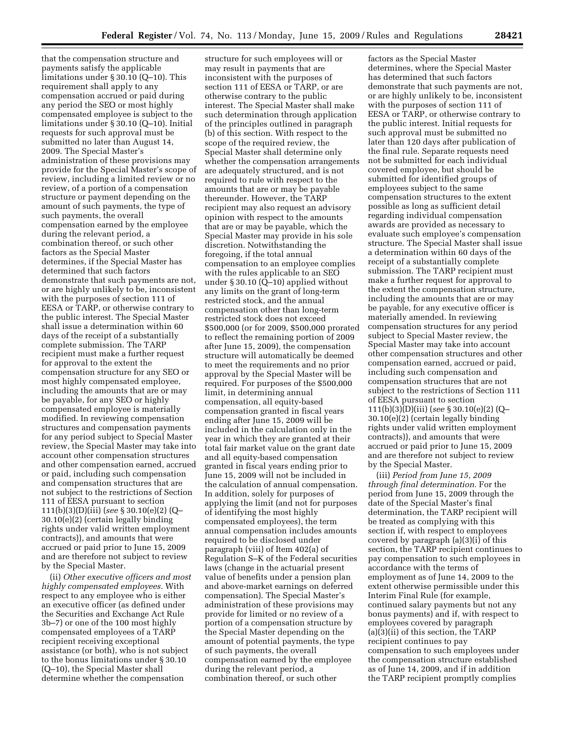that the compensation structure and payments satisfy the applicable limitations under § 30.10 (Q–10). This requirement shall apply to any compensation accrued or paid during any period the SEO or most highly compensated employee is subject to the limitations under § 30.10 (Q–10). Initial requests for such approval must be submitted no later than August 14, 2009. The Special Master's administration of these provisions may provide for the Special Master's scope of review, including a limited review or no review, of a portion of a compensation structure or payment depending on the amount of such payments, the type of such payments, the overall compensation earned by the employee during the relevant period, a combination thereof, or such other factors as the Special Master determines, if the Special Master has determined that such factors demonstrate that such payments are not, or are highly unlikely to be, inconsistent with the purposes of section 111 of EESA or TARP, or otherwise contrary to the public interest. The Special Master shall issue a determination within 60 days of the receipt of a substantially complete submission. The TARP recipient must make a further request for approval to the extent the compensation structure for any SEO or most highly compensated employee, including the amounts that are or may be payable, for any SEO or highly compensated employee is materially modified. In reviewing compensation structures and compensation payments for any period subject to Special Master review, the Special Master may take into account other compensation structures and other compensation earned, accrued or paid, including such compensation and compensation structures that are not subject to the restrictions of Section 111 of EESA pursuant to section 111(b)(3)(D)(iii) (*see* § 30.10(e)(2) (Q–30.10(e)(2) (certain legally binding rights under valid written employment contracts)), and amounts that were accrued or paid prior to June 15, 2009 and are therefore not subject to review by the Special Master.

(ii) *Other executive officers and most highly compensated employees.* With respect to any employee who is either an executive officer (as defined under the Securities and Exchange Act Rule 3b–7) or one of the 100 most highly compensated employees of a TARP recipient receiving exceptional assistance (or both), who is not subject to the bonus limitations under § 30.10 (Q–10), the Special Master shall determine whether the compensation structure for such employees will or may result in payments that are inconsistent with the purposes of section 111 of EESA or TARP, or are otherwise contrary to the public interest. The Special Master shall make such determination through application of the principles outlined in paragraph (b) of this section. With respect to the scope of the required review, the Special Master shall determine only whether the compensation arrangements are adequately structured, and is not required to rule with respect to the amounts that are or may be payable thereunder. However, the TARP recipient may also request an advisory opinion with respect to the amounts that are or may be payable, which the Special Master may provide in his sole discretion. Notwithstanding the foregoing, if the total annual compensation to an employee complies with the rules applicable to an SEO under § 30.10 (Q–10) applied without any limits on the grant of long-term restricted stock, and the annual compensation other than long-term restricted stock does not exceed $500,000 (or for 2009, $500,000 prorated to reflect the remaining portion of 2009 after June 15, 2009), the compensation structure will automatically be deemed to meet the requirements and no prior approval by the Special Master will be required. For purposes of the $500,000 limit, in determining annual compensation, all equity-based compensation granted in fiscal years ending after June 15, 2009 will be included in the calculation only in the year in which they are granted at their total fair market value on the grant date and all equity-based compensation granted in fiscal years ending prior to June 15, 2009 will not be included in the calculation of annual compensation. In addition, solely for purposes of applying the limit (and not for purposes of identifying the most highly compensated employees), the term annual compensation includes amounts required to be disclosed under paragraph (viii) of Item 402(a) of Regulation S–K of the Federal securities laws (change in the actuarial present value of benefits under a pension plan and above-market earnings on deferred compensation). The Special Master's administration of these provisions may provide for limited or no review of a portion of a compensation structure by the Special Master depending on the amount of potential payments, the type of such payments, the overall compensation earned by the employee during the relevant period, a combination thereof, or such other factors as the Special Master determines, where the Special Master has determined that such factors demonstrate that such payments are not, or are highly unlikely to be, inconsistent with the purposes of section 111 of EESA or TARP, or otherwise contrary to the public interest. Initial requests for such approval must be submitted no later than 120 days after publication of the final rule. Separate requests need not be submitted for each individual covered employee, but should be submitted for identified groups of employees subject to the same compensation structures to the extent possible as long as sufficient detail regarding individual compensation awards are provided as necessary to evaluate such employee's compensation structure. The Special Master shall issue a determination within 60 days of the receipt of a substantially complete submission. The TARP recipient must make a further request for approval to the extent the compensation structure, including the amounts that are or may be payable, for any executive officer is materially amended. In reviewing compensation structures for any period subject to Special Master review, the Special Master may take into account other compensation structures and other compensation earned, accrued or paid, including such compensation and compensation structures that are not subject to the restrictions of Section 111 of EESA pursuant to section 111(b)(3)(D)(iii) (*see* § 30.10(e)(2) (Q–30.10(e)(2) (certain legally binding rights under valid written employment contracts)), and amounts that were accrued or paid prior to June 15, 2009 and are therefore not subject to review by the Special Master.

(iii) *Period from June 15, 2009 through final determination.* For the period from June 15, 2009 through the date of the Special Master's final determination, the TARP recipient will be treated as complying with this section if, with respect to employees covered by paragraph (a)(3)(i) of this section, the TARP recipient continues to pay compensation to such employees in accordance with the terms of employment as of June 14, 2009 to the extent otherwise permissible under this Interim Final Rule (for example, continued salary payments but not any bonus payments) and if, with respect to employees covered by paragraph (a)(3)(ii) of this section, the TARP recipient continues to pay compensation to such employees under the compensation structure established as of June 14, 2009, and if in addition the TARP recipient promptly complies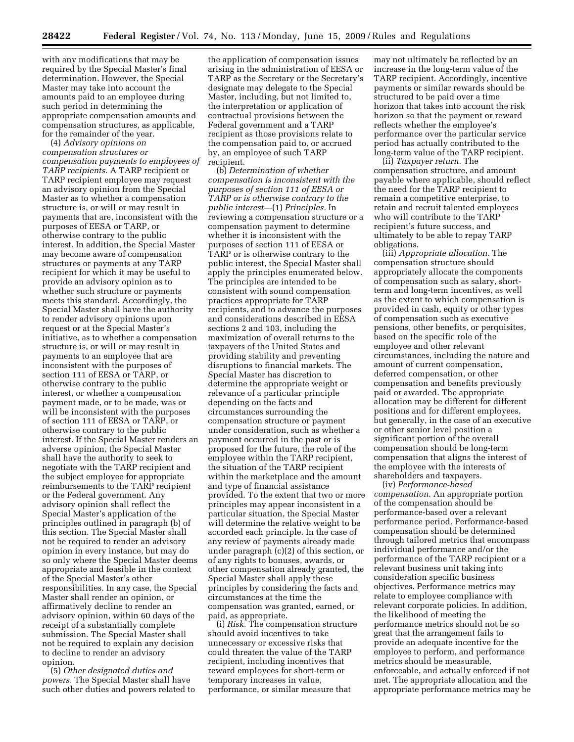with any modifications that may be required by the Special Master's final determination. However, the Special Master may take into account the amounts paid to an employee during such period in determining the appropriate compensation amounts and compensation structures, as applicable, for the remainder of the year.

(4) *Advisory opinions on compensation structures or compensation payments to employees of TARP recipients.* A TARP recipient or TARP recipient employee may request an advisory opinion from the Special Master as to whether a compensation structure is, or will or may result in payments that are, inconsistent with the purposes of EESA or TARP, or otherwise contrary to the public interest. In addition, the Special Master may become aware of compensation structures or payments at any TARP recipient for which it may be useful to provide an advisory opinion as to whether such structure or payments meets this standard. Accordingly, the Special Master shall have the authority to render advisory opinions upon request or at the Special Master's initiative, as to whether a compensation structure is, or will or may result in payments to an employee that are inconsistent with the purposes of section 111 of EESA or TARP, or otherwise contrary to the public interest, or whether a compensation payment made, or to be made, was or will be inconsistent with the purposes of section 111 of EESA or TARP, or otherwise contrary to the public interest. If the Special Master renders an adverse opinion, the Special Master shall have the authority to seek to negotiate with the TARP recipient and the subject employee for appropriate reimbursements to the TARP recipient or the Federal government. Any advisory opinion shall reflect the Special Master's application of the principles outlined in paragraph (b) of this section. The Special Master shall not be required to render an advisory opinion in every instance, but may do so only where the Special Master deems appropriate and feasible in the context of the Special Master's other responsibilities. In any case, the Special Master shall render an opinion, or affirmatively decline to render an advisory opinion, within 60 days of the receipt of a substantially complete submission. The Special Master shall not be required to explain any decision to decline to render an advisory opinion.

(5) *Other designated duties and powers.* The Special Master shall have such other duties and powers related to the application of compensation issues arising in the administration of EESA or TARP as the Secretary or the Secretary's designate may delegate to the Special Master, including, but not limited to, the interpretation or application of contractual provisions between the Federal government and a TARP recipient as those provisions relate to the compensation paid to, or accrued by, an employee of such TARP recipient.

(b) *Determination of whether compensation is inconsistent with the purposes of section 111 of EESA or TARP or is otherwise contrary to the public interest*—(1) *Principles.* In reviewing a compensation structure or a compensation payment to determine whether it is inconsistent with the purposes of section 111 of EESA or TARP or is otherwise contrary to the public interest, the Special Master shall apply the principles enumerated below. The principles are intended to be consistent with sound compensation practices appropriate for TARP recipients, and to advance the purposes and considerations described in EESA sections 2 and 103, including the maximization of overall returns to the taxpayers of the United States and providing stability and preventing disruptions to financial markets. The Special Master has discretion to determine the appropriate weight or relevance of a particular principle depending on the facts and circumstances surrounding the compensation structure or payment under consideration, such as whether a payment occurred in the past or is proposed for the future, the role of the employee within the TARP recipient, the situation of the TARP recipient within the marketplace and the amount and type of financial assistance provided. To the extent that two or more principles may appear inconsistent in a particular situation, the Special Master will determine the relative weight to be accorded each principle. In the case of any review of payments already made under paragraph (c)(2) of this section, or of any rights to bonuses, awards, or other compensation already granted, the Special Master shall apply these principles by considering the facts and circumstances at the time the compensation was granted, earned, or paid, as appropriate.

(i) *Risk.* The compensation structure should avoid incentives to take unnecessary or excessive risks that could threaten the value of the TARP recipient, including incentives that reward employees for short-term or temporary increases in value, performance, or similar measure that may not ultimately be reflected by an increase in the long-term value of the TARP recipient. Accordingly, incentive payments or similar rewards should be structured to be paid over a time horizon that takes into account the risk horizon so that the payment or reward reflects whether the employee's performance over the particular service period has actually contributed to the long-term value of the TARP recipient.

(ii) *Taxpayer return.* The compensation structure, and amount payable where applicable, should reflect the need for the TARP recipient to remain a competitive enterprise, to retain and recruit talented employees who will contribute to the TARP recipient's future success, and ultimately to be able to repay TARP obligations.

(iii) *Appropriate allocation.* The compensation structure should appropriately allocate the components of compensation such as salary, short-term and long-term incentives, as well as the extent to which compensation is provided in cash, equity or other types of compensation such as executive pensions, other benefits, or perquisites, based on the specific role of the employee and other relevant circumstances, including the nature and amount of current compensation, deferred compensation, or other compensation and benefits previously paid or awarded. The appropriate allocation may be different for different positions and for different employees, but generally, in the case of an executive or other senior level position a significant portion of the overall compensation should be long-term compensation that aligns the interest of the employee with the interests of shareholders and taxpayers.

(iv) *Performance-based compensation.* An appropriate portion of the compensation should be performance-based over a relevant performance period. Performance-based compensation should be determined through tailored metrics that encompass individual performance and/or the performance of the TARP recipient or a relevant business unit taking into consideration specific business objectives. Performance metrics may relate to employee compliance with relevant corporate policies. In addition, the likelihood of meeting the performance metrics should not be so great that the arrangement fails to provide an adequate incentive for the employee to perform, and performance metrics should be measurable, enforceable, and actually enforced if not met. The appropriate allocation and the appropriate performance metrics may be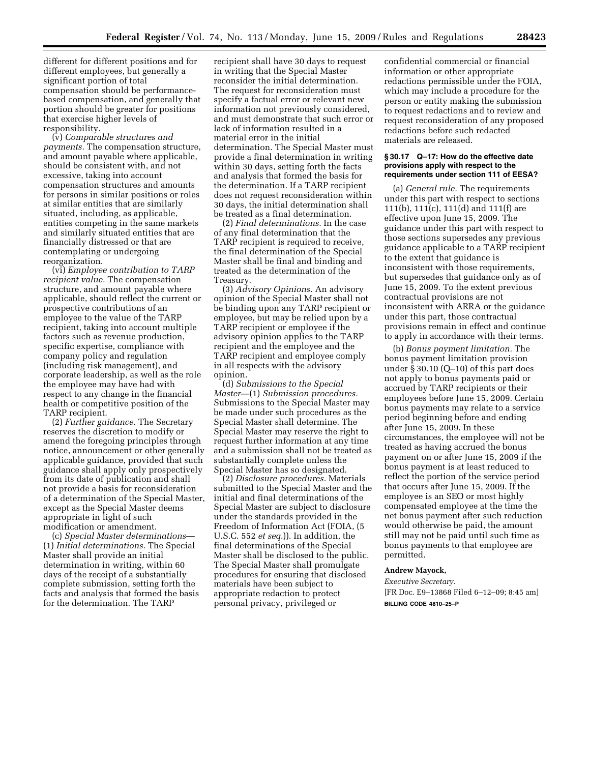different for different positions and for different employees, but generally a significant portion of total compensation should be performance-based compensation, and generally that portion should be greater for positions that exercise higher levels of responsibility.

(v) *Comparable structures and payments.* The compensation structure, and amount payable where applicable, should be consistent with, and not excessive, taking into account compensation structures and amounts for persons in similar positions or roles at similar entities that are similarly situated, including, as applicable, entities competing in the same markets and similarly situated entities that are financially distressed or that are contemplating or undergoing reorganization.

(vi) *Employee contribution to TARP recipient value.* The compensation structure, and amount payable where applicable, should reflect the current or prospective contributions of an employee to the value of the TARP recipient, taking into account multiple factors such as revenue production, specific expertise, compliance with company policy and regulation (including risk management), and corporate leadership, as well as the role the employee may have had with respect to any change in the financial health or competitive position of the TARP recipient.

(2) *Further guidance.* The Secretary reserves the discretion to modify or amend the foregoing principles through notice, announcement or other generally applicable guidance, provided that such guidance shall apply only prospectively from its date of publication and shall not provide a basis for reconsideration of a determination of the Special Master, except as the Special Master deems appropriate in light of such modification or amendment.

(c) *Special Master determinations*—(1) *Initial determinations.* The Special Master shall provide an initial determination in writing, within 60 days of the receipt of a substantially complete submission, setting forth the facts and analysis that formed the basis for the determination. The TARP recipient shall have 30 days to request in writing that the Special Master reconsider the initial determination. The request for reconsideration must specify a factual error or relevant new information not previously considered, and must demonstrate that such error or lack of information resulted in a material error in the initial determination. The Special Master must provide a final determination in writing within 30 days, setting forth the facts and analysis that formed the basis for the determination. If a TARP recipient does not request reconsideration within 30 days, the initial determination shall be treated as a final determination.

(2) *Final determinations.* In the case of any final determination that the TARP recipient is required to receive, the final determination of the Special Master shall be final and binding and treated as the determination of the Treasury.

(3) *Advisory Opinions.* An advisory opinion of the Special Master shall not be binding upon any TARP recipient or employee, but may be relied upon by a TARP recipient or employee if the advisory opinion applies to the TARP recipient and the employee and the TARP recipient and employee comply in all respects with the advisory opinion.

(d) *Submissions to the Special Master*—(1) *Submission procedures.* Submissions to the Special Master may be made under such procedures as the Special Master shall determine. The Special Master may reserve the right to request further information at any time and a submission shall not be treated as substantially complete unless the Special Master has so designated.

(2) *Disclosure procedures.* Materials submitted to the Special Master and the initial and final determinations of the Special Master are subject to disclosure under the standards provided in the Freedom of Information Act (FOIA, (5 U.S.C. 552 *et seq.*)). In addition, the final determinations of the Special Master shall be disclosed to the public. The Special Master shall promulgate procedures for ensuring that disclosed materials have been subject to appropriate redaction to protect personal privacy, privileged or confidential commercial or financial information or other appropriate redactions permissible under the FOIA, which may include a procedure for the person or entity making the submission to request redactions and to review and request reconsideration of any proposed redactions before such redacted materials are released.

### § 30.17 Q–17: How do the effective date provisions apply with respect to the requirements under section 111 of EESA?

(a) *General rule.* The requirements under this part with respect to sections 111(b), 111(c), 111(d) and 111(f) are effective upon June 15, 2009. The guidance under this part with respect to those sections supersedes any previous guidance applicable to a TARP recipient to the extent that guidance is inconsistent with those requirements, but supersedes that guidance only as of June 15, 2009. To the extent previous contractual provisions are not inconsistent with ARRA or the guidance under this part, those contractual provisions remain in effect and continue to apply in accordance with their terms.

(b) *Bonus payment limitation.* The bonus payment limitation provision under § 30.10 (Q–10) of this part does not apply to bonus payments paid or accrued by TARP recipients or their employees before June 15, 2009. Certain bonus payments may relate to a service period beginning before and ending after June 15, 2009. In these circumstances, the employee will not be treated as having accrued the bonus payment on or after June 15, 2009 if the bonus payment is at least reduced to reflect the portion of the service period that occurs after June 15, 2009. If the employee is an SEO or most highly compensated employee at the time the net bonus payment after such reduction would otherwise be paid, the amount still may not be paid until such time as bonus payments to that employee are permitted.

**Andrew Mayock,**

*Executive Secretary.*

[FR Doc. E9–13868 Filed 6–12–09; 8:45 am]

**BILLING CODE 4810–25–P**